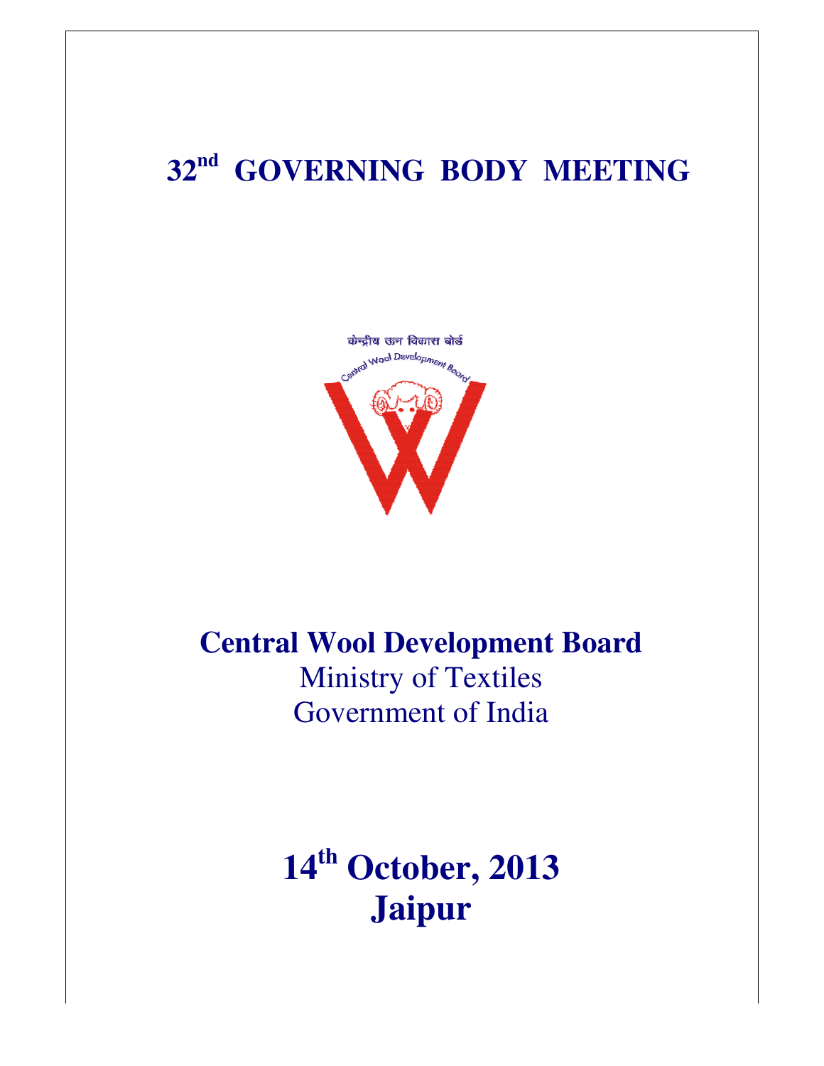# 32nd GOVERNING BODY MEETING

केन्द्रीय ऊन विकास बोर्ड

Central Wool Development Board

## Central Wool Development Board

Ministry of Textiles

Government of India

## 14th October, 2013

## Jaipur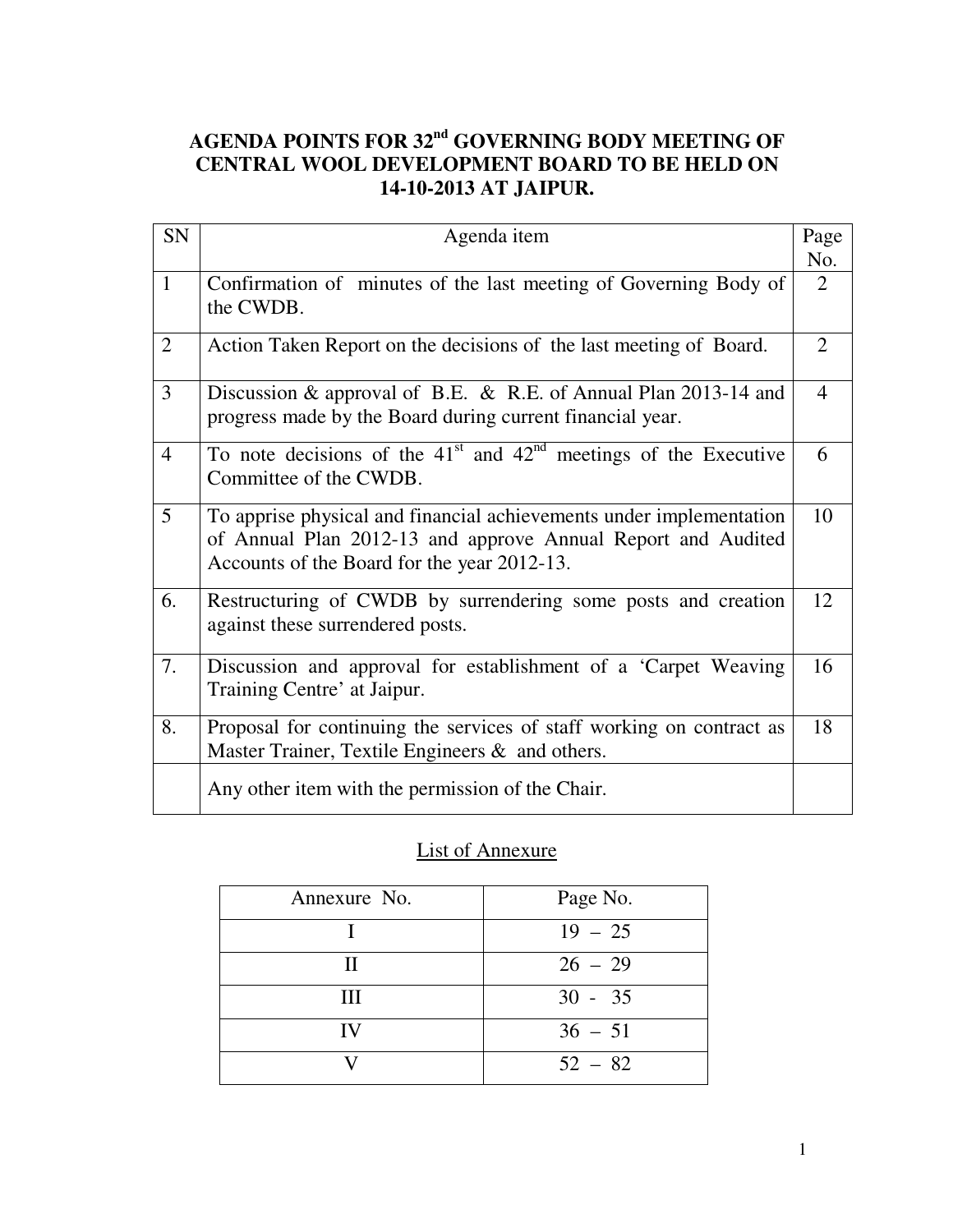# AGENDA POINTS FOR 32nd GOVERNING BODY MEETING OF CENTRAL WOOL DEVELOPMENT BOARD TO BE HELD ON 14-10-2013 AT JAIPUR.

| SN | Agenda item | Page No. |
|---|---|---|
| 1 | Confirmation of minutes of the last meeting of Governing Body of the CWDB. | 2 |
| 2 | Action Taken Report on the decisions of the last meeting of Board. | 2 |
| 3 | Discussion & approval of B.E. & R.E. of Annual Plan 2013-14 and progress made by the Board during current financial year. | 4 |
| 4 | To note decisions of the 41st and 42nd meetings of the Executive Committee of the CWDB. | 6 |
| 5 | To apprise physical and financial achievements under implementation of Annual Plan 2012-13 and approve Annual Report and Audited Accounts of the Board for the year 2012-13. | 10 |
| 6. | Restructuring of CWDB by surrendering some posts and creation against these surrendered posts. | 12 |
| 7. | Discussion and approval for establishment of a 'Carpet Weaving Training Centre' at Jaipur. | 16 |
| 8. | Proposal for continuing the services of staff working on contract as Master Trainer, Textile Engineers & and others. | 18 |
| | Any other item with the permission of the Chair. | |

<u>List of Annexure</u>

| Annexure No. | Page No. |
|---|---|
| I | 19 – 25 |
| II | 26 – 29 |
| III | 30 - 35 |
| IV | 36 – 51 |
| V | 52 – 82 |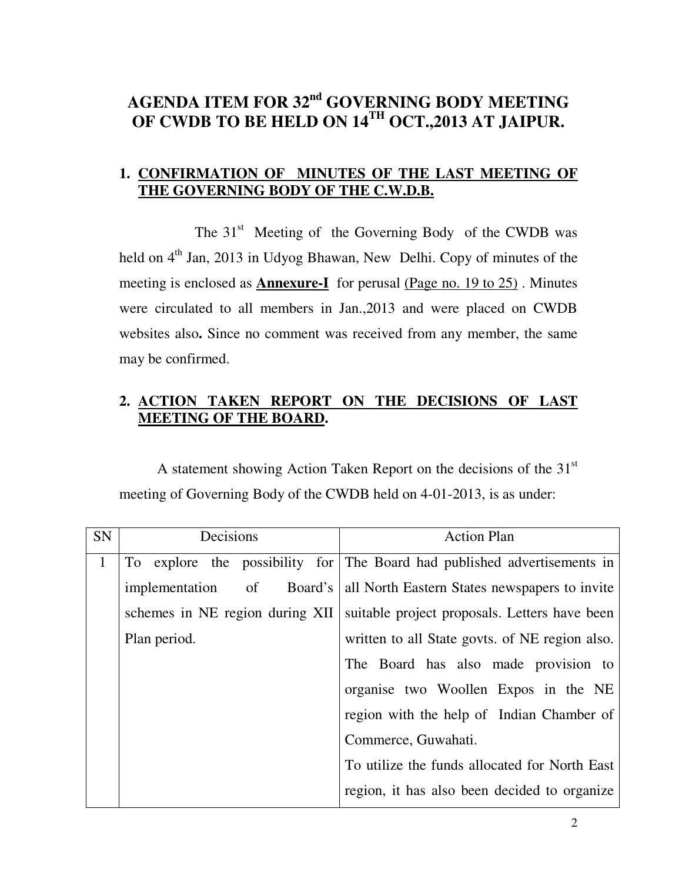# AGENDA ITEM FOR 32nd GOVERNING BODY MEETING OF CWDB TO BE HELD ON 14TH OCT.,2013 AT JAIPUR.

## 1. CONFIRMATION OF MINUTES OF THE LAST MEETING OF THE GOVERNING BODY OF THE C.W.D.B.

The 31st Meeting of the Governing Body of the CWDB was held on 4th Jan, 2013 in Udyog Bhawan, New Delhi. Copy of minutes of the meeting is enclosed as **Annexure-I** for perusal (Page no. 19 to 25) . Minutes were circulated to all members in Jan.,2013 and were placed on CWDB websites also**.** Since no comment was received from any member, the same may be confirmed.

## 2. ACTION TAKEN REPORT ON THE DECISIONS OF LAST MEETING OF THE BOARD.

A statement showing Action Taken Report on the decisions of the 31st meeting of Governing Body of the CWDB held on 4-01-2013, is as under:

| SN | Decisions | Action Plan |
|---|---|---|
| 1 | To explore the possibility for implementation of Board's schemes in NE region during XII Plan period. | The Board had published advertisements in all North Eastern States newspapers to invite suitable project proposals. Letters have been written to all State govts. of NE region also. The Board has also made provision to organise two Woollen Expos in the NE region with the help of Indian Chamber of Commerce, Guwahati. To utilize the funds allocated for North East region, it has also been decided to organize |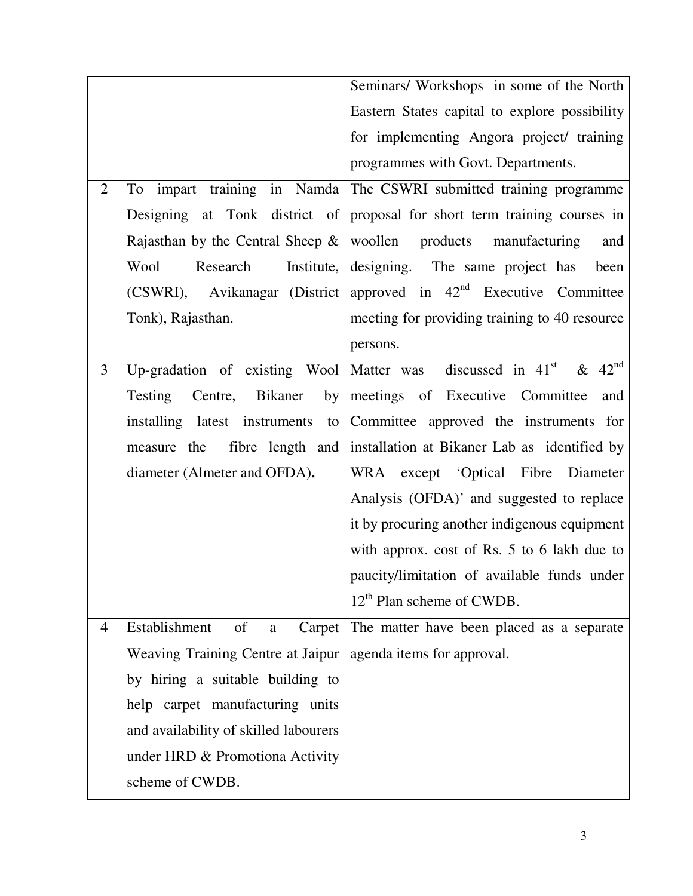| | | |
|---|---|---|
| | | Seminars/ Workshops in some of the North Eastern States capital to explore possibility for implementing Angora project/ training programmes with Govt. Departments. |
| 2 | To impart training in Namda Designing at Tonk district of Rajasthan by the Central Sheep & Wool Research Institute, (CSWRI), Avikanagar (District Tonk), Rajasthan. | The CSWRI submitted training programme proposal for short term training courses in woollen products manufacturing and designing. The same project has been approved in 42nd Executive Committee meeting for providing training to 40 resource persons. |
| 3 | Up-gradation of existing Wool Testing Centre, Bikaner by installing latest instruments to measure the fibre length and diameter (Almeter and OFDA). | Matter was discussed in 41st & 42nd meetings of Executive Committee and Committee approved the instruments for installation at Bikaner Lab as identified by WRA except 'Optical Fibre Diameter Analysis (OFDA)' and suggested to replace it by procuring another indigenous equipment with approx. cost of Rs. 5 to 6 lakh due to paucity/limitation of available funds under 12th Plan scheme of CWDB. |
| 4 | Establishment of a Carpet Weaving Training Centre at Jaipur by hiring a suitable building to help carpet manufacturing units and availability of skilled labourers under HRD & Promotiona Activity scheme of CWDB. | The matter have been placed as a separate agenda items for approval. |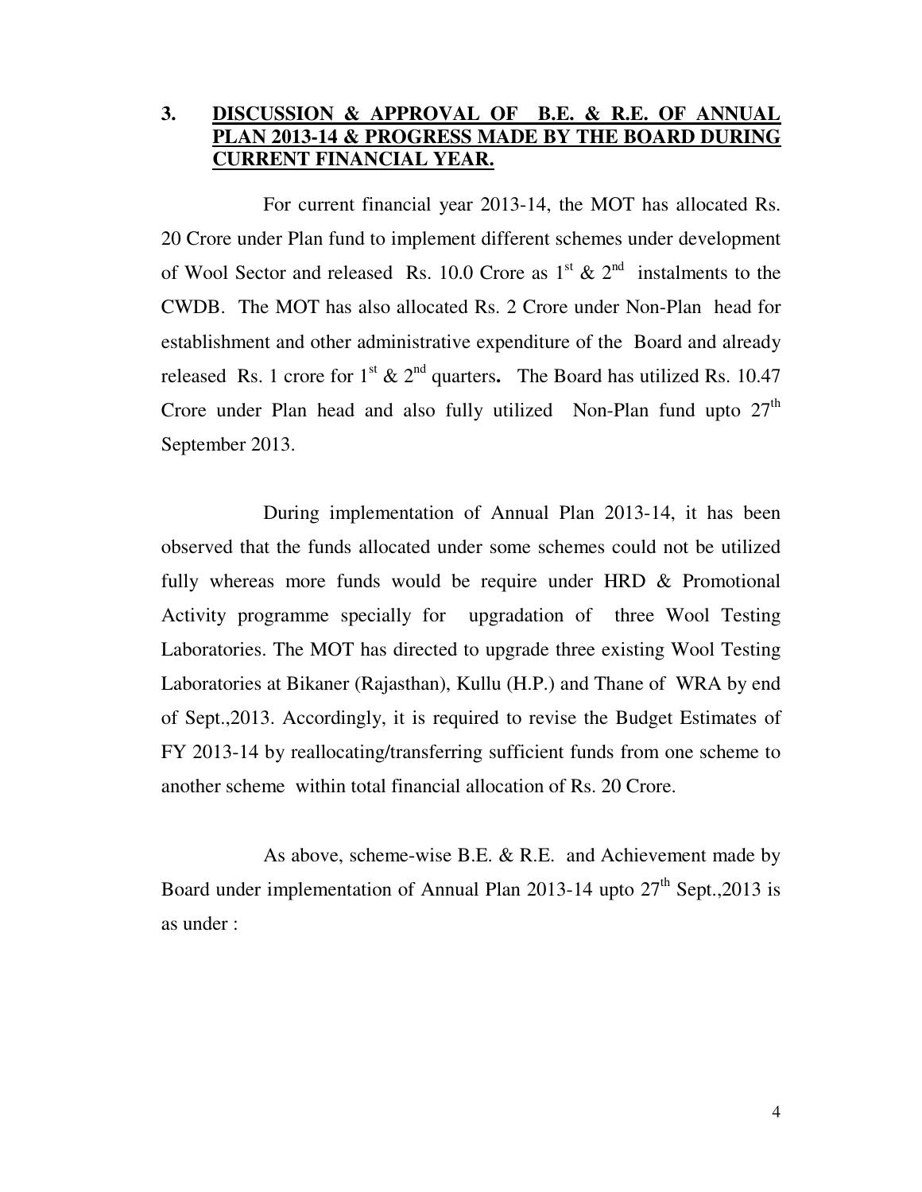## 3. DISCUSSION & APPROVAL OF B.E. & R.E. OF ANNUAL PLAN 2013-14 & PROGRESS MADE BY THE BOARD DURING CURRENT FINANCIAL YEAR.

For current financial year 2013-14, the MOT has allocated Rs. 20 Crore under Plan fund to implement different schemes under development of Wool Sector and released Rs. 10.0 Crore as 1st & 2nd instalments to the CWDB. The MOT has also allocated Rs. 2 Crore under Non-Plan head for establishment and other administrative expenditure of the Board and already released Rs. 1 crore for 1st & 2nd quarters**.** The Board has utilized Rs. 10.47 Crore under Plan head and also fully utilized Non-Plan fund upto 27th September 2013.

During implementation of Annual Plan 2013-14, it has been observed that the funds allocated under some schemes could not be utilized fully whereas more funds would be require under HRD & Promotional Activity programme specially for upgradation of three Wool Testing Laboratories. The MOT has directed to upgrade three existing Wool Testing Laboratories at Bikaner (Rajasthan), Kullu (H.P.) and Thane of WRA by end of Sept.,2013. Accordingly, it is required to revise the Budget Estimates of FY 2013-14 by reallocating/transferring sufficient funds from one scheme to another scheme within total financial allocation of Rs. 20 Crore.

As above, scheme-wise B.E. & R.E. and Achievement made by Board under implementation of Annual Plan 2013-14 upto 27th Sept.,2013 is as under :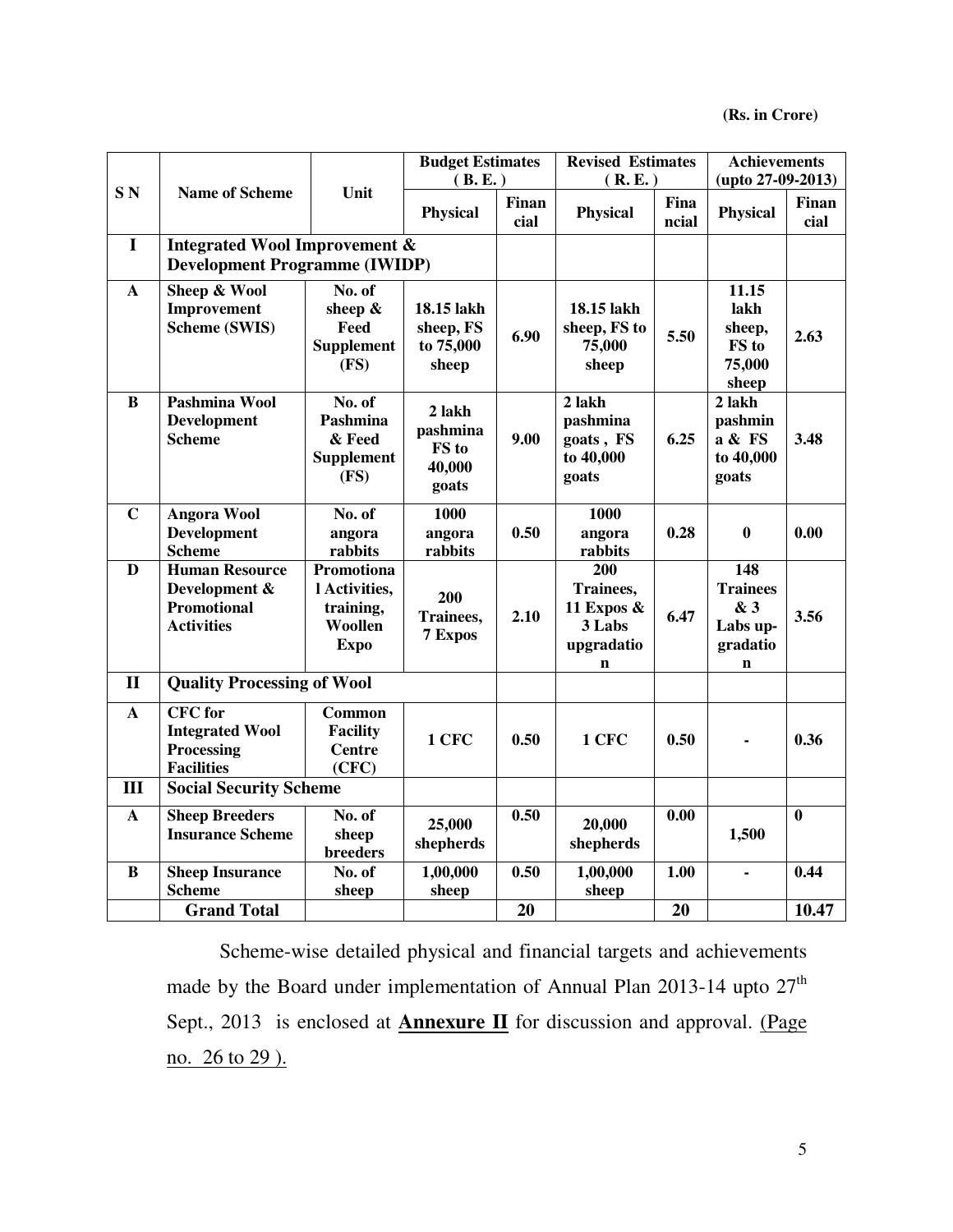**(Rs. in Crore)**

| S N | Name of Scheme | Unit | Budget Estimates ( B. E. ) | | Revised Estimates ( R. E. ) | | Achievements (upto 27-09-2013) | |
|---|---|---|---|---|---|---|---|---|
| | | | Physical | Financial | Physical | Financial | Physical | Financial |
| **I** | **Integrated Wool Improvement & Development Programme (IWIDP)** | | | | | | | |
| **A** | **Sheep & Wool Improvement Scheme (SWIS)** | **No. of sheep & Feed Supplement (FS)** | **18.15 lakh sheep, FS to 75,000 sheep** | **6.90** | **18.15 lakh sheep, FS to 75,000 sheep** | **5.50** | **11.15 lakh sheep, FS to 75,000 sheep** | **2.63** |
| **B** | **Pashmina Wool Development Scheme** | **No. of Pashmina & Feed Supplement (FS)** | **2 lakh pashmina FS to 40,000 goats** | **9.00** | **2 lakh pashmina goats , FS to 40,000 goats** | **6.25** | **2 lakh pashmina & FS to 40,000 goats** | **3.48** |
| **C** | **Angora Wool Development Scheme** | **No. of angora rabbits** | **1000 angora rabbits** | **0.50** | **1000 angora rabbits** | **0.28** | **0** | **0.00** |
| **D** | **Human Resource Development & Promotional Activities** | **Promotional Activities, training, Woollen Expo** | **200 Trainees, 7 Expos** | **2.10** | **200 Trainees, 11 Expos & 3 Labs upgradation** | **6.47** | **148 Trainees & 3 Labs up-gradation** | **3.56** |
| **II** | **Quality Processing of Wool** | | | | | | | |
| **A** | **CFC for Integrated Wool Processing Facilities** | **Common Facility Centre (CFC)** | **1 CFC** | **0.50** | **1 CFC** | **0.50** | **-** | **0.36** |
| **III** | **Social Security Scheme** | | | | | | | |
| **A** | **Sheep Breeders Insurance Scheme** | **No. of sheep breeders** | **25,000 shepherds** | **0.50** | **20,000 shepherds** | **0.00** | **1,500** | **0** |
| **B** | **Sheep Insurance Scheme** | **No. of sheep** | **1,00,000 sheep** | **0.50** | **1,00,000 sheep** | **1.00** | **-** | **0.44** |
| | **Grand Total** | | | **20** | | **20** | | **10.47** |

Scheme-wise detailed physical and financial targets and achievements made by the Board under implementation of Annual Plan 2013-14 upto 27th Sept., 2013 is enclosed at **Annexure II** for discussion and approval. (Page no. 26 to 29 ).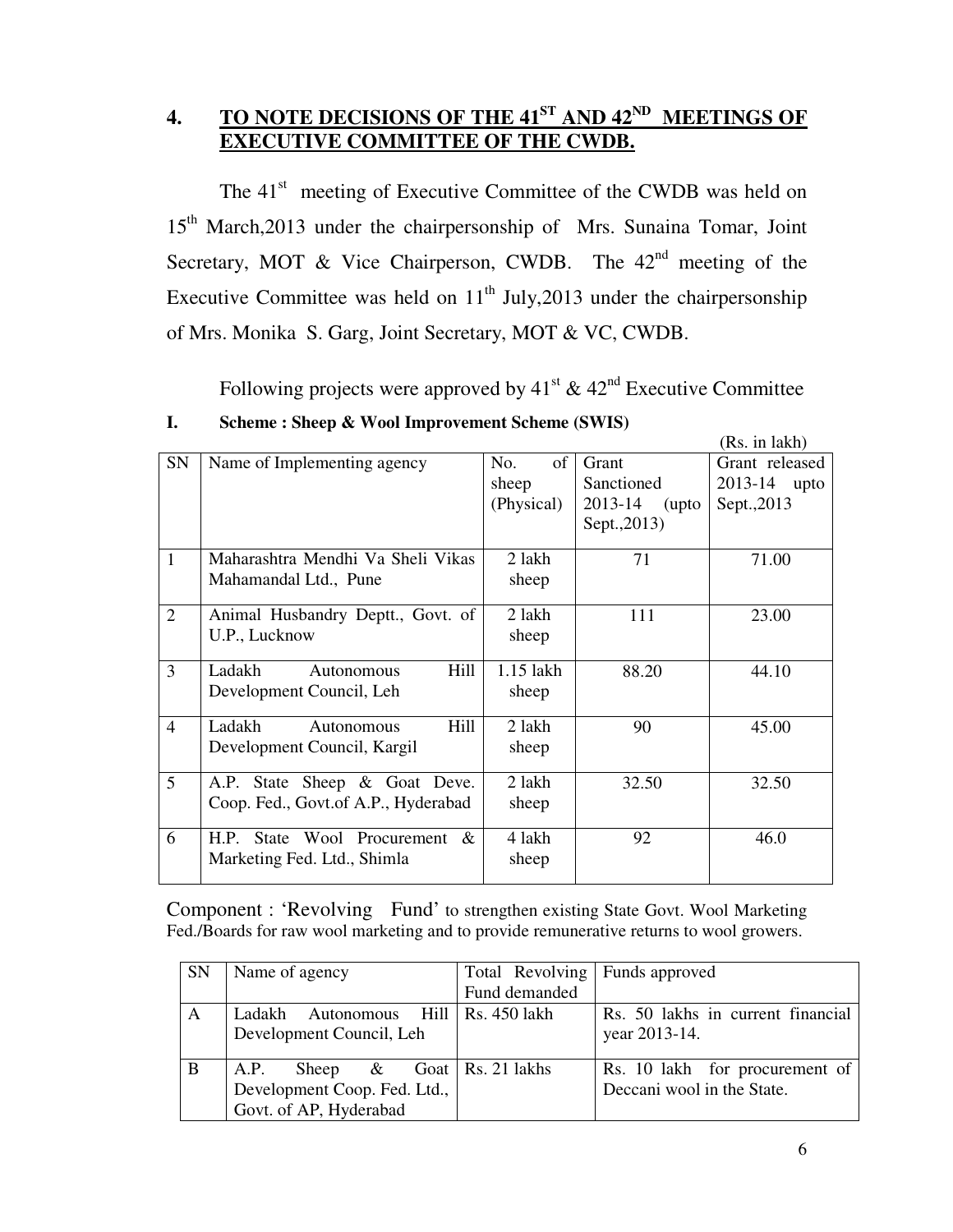## 4. TO NOTE DECISIONS OF THE 41ST AND 42ND MEETINGS OF EXECUTIVE COMMITTEE OF THE CWDB.

The 41st meeting of Executive Committee of the CWDB was held on 15th March,2013 under the chairpersonship of Mrs. Sunaina Tomar, Joint Secretary, MOT & Vice Chairperson, CWDB. The 42nd meeting of the Executive Committee was held on 11th July,2013 under the chairpersonship of Mrs. Monika S. Garg, Joint Secretary, MOT & VC, CWDB.

Following projects were approved by 41st & 42nd Executive Committee

**I. Scheme : Sheep & Wool Improvement Scheme (SWIS)**

(Rs. in lakh)

| SN | Name of Implementing agency | No. of sheep (Physical) | Grant Sanctioned 2013-14 (upto Sept.,2013) | Grant released 2013-14 upto Sept.,2013 |
|---|---|---|---|---|
| 1 | Maharashtra Mendhi Va Sheli Vikas Mahamandal Ltd., Pune | 2 lakh sheep | 71 | 71.00 |
| 2 | Animal Husbandry Deptt., Govt. of U.P., Lucknow | 2 lakh sheep | 111 | 23.00 |
| 3 | Ladakh Autonomous Hill Development Council, Leh | 1.15 lakh sheep | 88.20 | 44.10 |
| 4 | Ladakh Autonomous Hill Development Council, Kargil | 2 lakh sheep | 90 | 45.00 |
| 5 | A.P. State Sheep & Goat Deve. Coop. Fed., Govt.of A.P., Hyderabad | 2 lakh sheep | 32.50 | 32.50 |
| 6 | H.P. State Wool Procurement & Marketing Fed. Ltd., Shimla | 4 lakh sheep | 92 | 46.0 |

Component : 'Revolving Fund' to strengthen existing State Govt. Wool Marketing Fed./Boards for raw wool marketing and to provide remunerative returns to wool growers.

| SN | Name of agency | Total Revolving Fund demanded | Funds approved |
|---|---|---|---|
| A | Ladakh Autonomous Hill Development Council, Leh | Rs. 450 lakh | Rs. 50 lakhs in current financial year 2013-14. |
| B | A.P. Sheep & Goat Development Coop. Fed. Ltd., Govt. of AP, Hyderabad | Rs. 21 lakhs | Rs. 10 lakh for procurement of Deccani wool in the State. |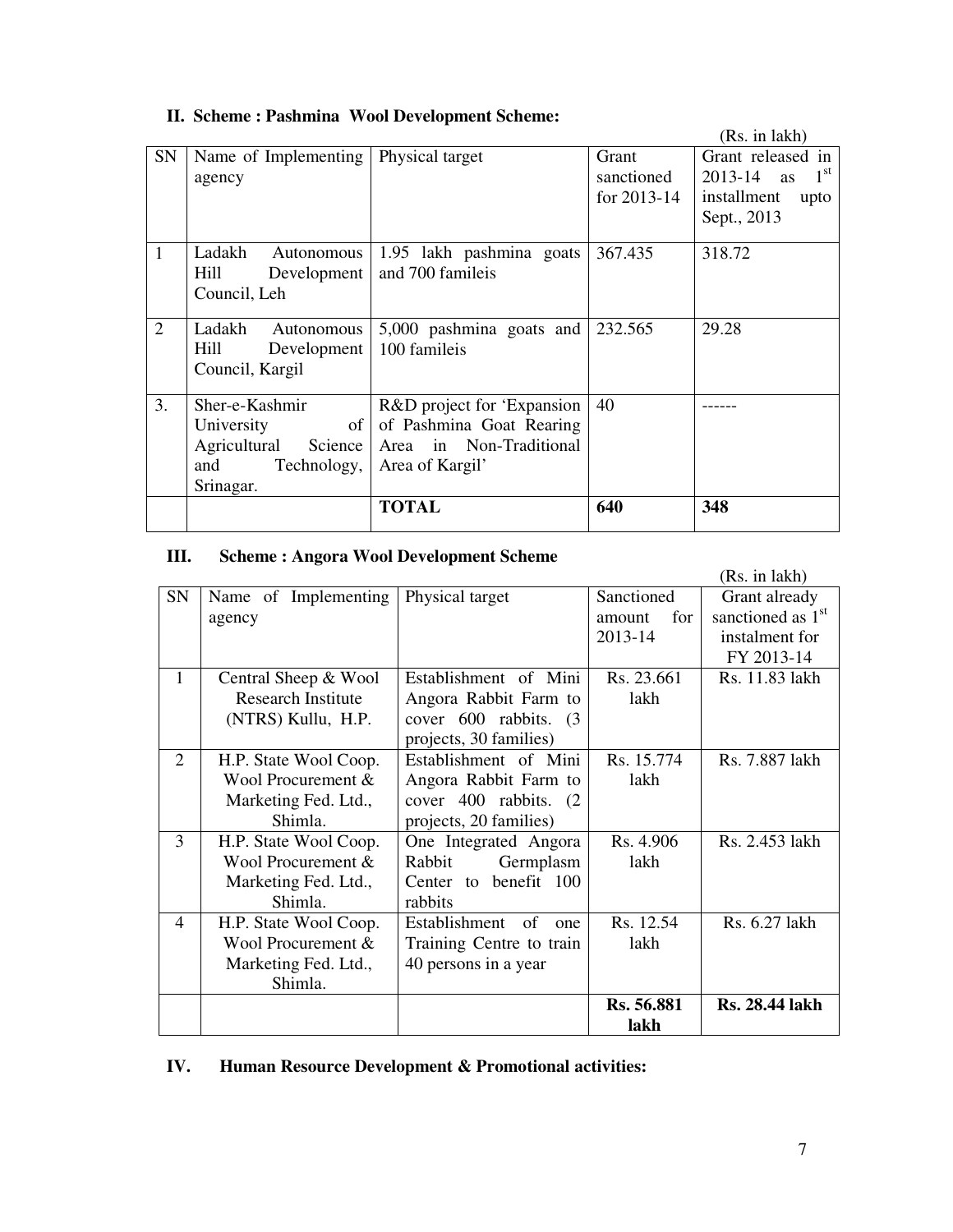## II. Scheme : Pashmina Wool Development Scheme:

(Rs. in lakh)

| SN | Name of Implementing agency | Physical target | Grant sanctioned for 2013-14 | Grant released in 2013-14 as 1st installment upto Sept., 2013 |
|---|---|---|---|---|
| 1 | Ladakh Autonomous Hill Development Council, Leh | 1.95 lakh pashmina goats and 700 famileis | 367.435 | 318.72 |
| 2 | Ladakh Autonomous Hill Development Council, Kargil | 5,000 pashmina goats and 100 famileis | 232.565 | 29.28 |
| 3. | Sher-e-Kashmir University of Agricultural Science and Technology, Srinagar. | R&D project for 'Expansion of Pashmina Goat Rearing Area in Non-Traditional Area of Kargil' | 40 | ------ |
| | | **TOTAL** | **640** | **348** |

## III. Scheme : Angora Wool Development Scheme

(Rs. in lakh)

| SN | Name of Implementing agency | Physical target | Sanctioned amount for 2013-14 | Grant already sanctioned as 1st instalment for FY 2013-14 |
|---|---|---|---|---|
| 1 | Central Sheep & Wool Research Institute (NTRS) Kullu, H.P. | Establishment of Mini Angora Rabbit Farm to cover 600 rabbits. (3 projects, 30 families) | Rs. 23.661 lakh | Rs. 11.83 lakh |
| 2 | H.P. State Wool Coop. Wool Procurement & Marketing Fed. Ltd., Shimla. | Establishment of Mini Angora Rabbit Farm to cover 400 rabbits. (2 projects, 20 families) | Rs. 15.774 lakh | Rs. 7.887 lakh |
| 3 | H.P. State Wool Coop. Wool Procurement & Marketing Fed. Ltd., Shimla. | One Integrated Angora Rabbit Germplasm Center to benefit 100 rabbits | Rs. 4.906 lakh | Rs. 2.453 lakh |
| 4 | H.P. State Wool Coop. Wool Procurement & Marketing Fed. Ltd., Shimla. | Establishment of one Training Centre to train 40 persons in a year | Rs. 12.54 lakh | Rs. 6.27 lakh |
| | | | **Rs. 56.881 lakh** | **Rs. 28.44 lakh** |

## IV. Human Resource Development & Promotional activities: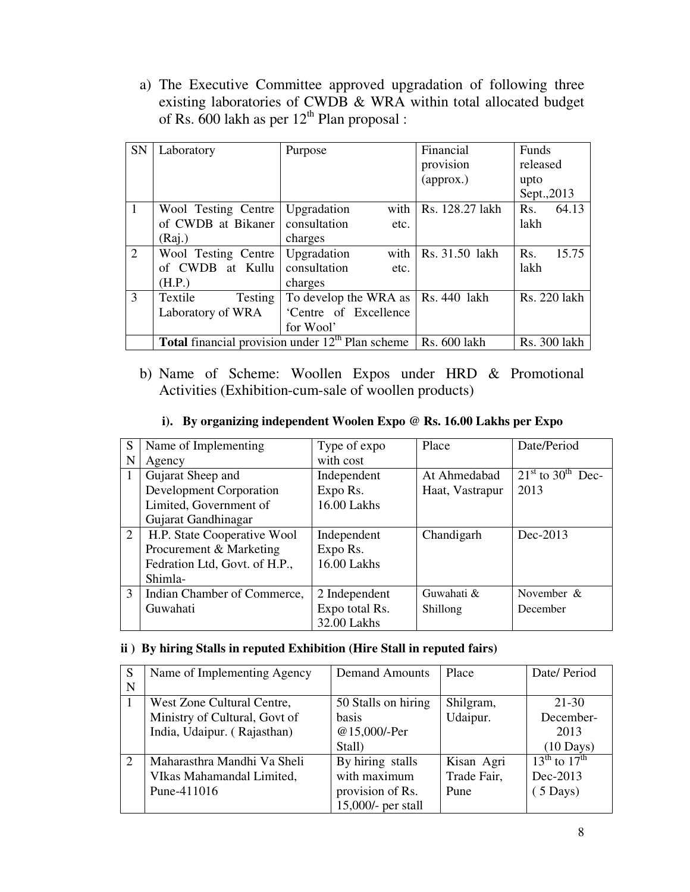a) The Executive Committee approved upgradation of following three existing laboratories of CWDB & WRA within total allocated budget of Rs. 600 lakh as per 12th Plan proposal :

| SN | Laboratory | Purpose | Financial provision (approx.) | Funds released upto Sept.,2013 |
|---|---|---|---|---|
| 1 | Wool Testing Centre of CWDB at Bikaner (Raj.) | Upgradation with consultation etc. charges | Rs. 128.27 lakh | Rs. 64.13 lakh |
| 2 | Wool Testing Centre of CWDB at Kullu (H.P.) | Upgradation with consultation etc. charges | Rs. 31.50 lakh | Rs. 15.75 lakh |
| 3 | Textile Testing Laboratory of WRA | To develop the WRA as 'Centre of Excellence for Wool' | Rs. 440 lakh | Rs. 220 lakh |
| | **Total** financial provision under 12th Plan scheme | | Rs. 600 lakh | Rs. 300 lakh |

b) Name of Scheme: Woollen Expos under HRD & Promotional Activities (Exhibition-cum-sale of woollen products)

**i). By organizing independent Woolen Expo @ Rs. 16.00 Lakhs per Expo**

| SN | Name of Implementing Agency | Type of expo with cost | Place | Date/Period |
|---|---|---|---|---|
| 1 | Gujarat Sheep and Development Corporation Limited, Government of Gujarat Gandhinagar | Independent Expo Rs. 16.00 Lakhs | At Ahmedabad Haat, Vastrapur | 21st to 30th Dec-2013 |
| 2 | H.P. State Cooperative Wool Procurement & Marketing Fedration Ltd, Govt. of H.P., Shimla- | Independent Expo Rs. 16.00 Lakhs | Chandigarh | Dec-2013 |
| 3 | Indian Chamber of Commerce, Guwahati | 2 Independent Expo total Rs. 32.00 Lakhs | Guwahati & Shillong | November & December |

**ii ) By hiring Stalls in reputed Exhibition (Hire Stall in reputed fairs)**

| SN | Name of Implementing Agency | Demand Amounts | Place | Date/ Period |
|---|---|---|---|---|
| 1 | West Zone Cultural Centre, Ministry of Cultural, Govt of India, Udaipur. ( Rajasthan) | 50 Stalls on hiring basis @15,000/-Per Stall) | Shilgram, Udaipur. | 21-30 December-2013 (10 Days) |
| 2 | Maharasthra Mandhi Va Sheli VIkas Mahamandal Limited, Pune-411016 | By hiring stalls with maximum provision of Rs. 15,000/- per stall | Kisan Agri Trade Fair, Pune | 13th to 17th Dec-2013 ( 5 Days) |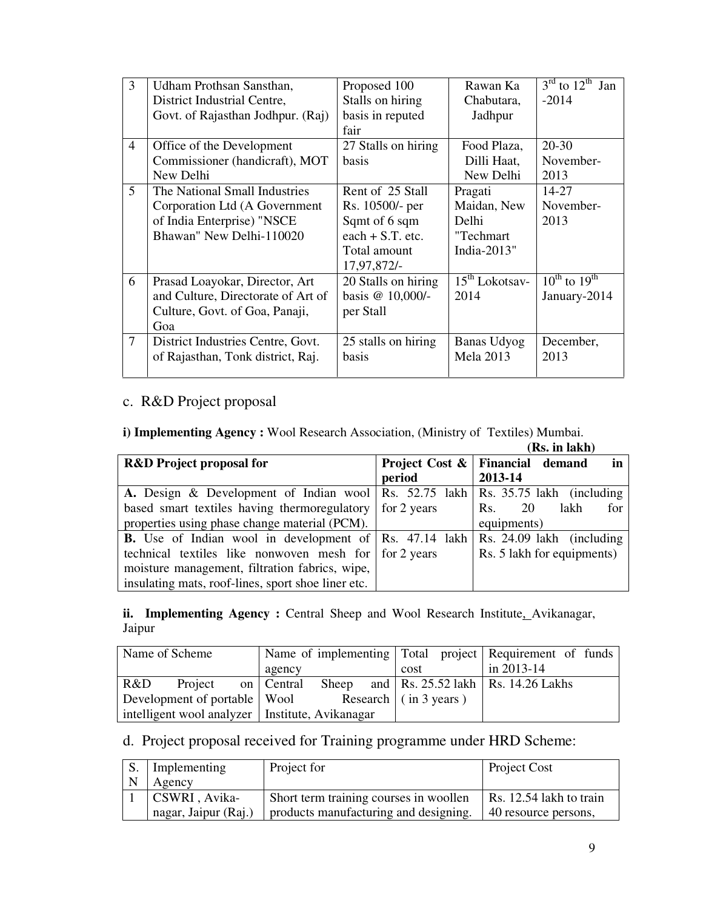| 3 | Udham Prothsan Sansthan, District Industrial Centre, Govt. of Rajasthan Jodhpur. (Raj) | Proposed 100 Stalls on hiring basis in reputed fair | Rawan Ka Chabutara, Jadhpur | 3rd to 12th Jan -2014 |
|---|---|---|---|---|
| 4 | Office of the Development Commissioner (handicraft), MOT New Delhi | 27 Stalls on hiring basis | Food Plaza, Dilli Haat, New Delhi | 20-30 November-2013 |
| 5 | The National Small Industries Corporation Ltd (A Government of India Enterprise) "NSCE Bhawan" New Delhi-110020 | Rent of 25 Stall Rs. 10500/- per Sqmt of 6 sqm each + S.T. etc. Total amount 17,97,872/- | Pragati Maidan, New Delhi "Techmart India-2013" | 14-27 November-2013 |
| 6 | Prasad Loayokar, Director, Art and Culture, Directorate of Art of Culture, Govt. of Goa, Panaji, Goa | 20 Stalls on hiring basis @ 10,000/- per Stall | 15th Lokotsav-2014 | 10th to 19th January-2014 |
| 7 | District Industries Centre, Govt. of Rajasthan, Tonk district, Raj. | 25 stalls on hiring basis | Banas Udyog Mela 2013 | December, 2013 |

## c. R&D Project proposal

**i) Implementing Agency :** Wool Research Association, (Ministry of Textiles) Mumbai.

**(Rs. in lakh)**

| R&D Project proposal for | Project Cost & period | Financial demand in 2013-14 |
|---|---|---|
| **A.** Design & Development of Indian wool based smart textiles having thermoregulatory properties using phase change material (PCM). | Rs. 52.75 lakh for 2 years | Rs. 35.75 lakh (including Rs. 20 lakh for equipments) |
| **B.** Use of Indian wool in development of technical textiles like nonwoven mesh for moisture management, filtration fabrics, wipe, insulating mats, roof-lines, sport shoe liner etc. | Rs. 47.14 lakh for 2 years | Rs. 24.09 lakh (including Rs. 5 lakh for equipments) |

**ii. Implementing Agency :** Central Sheep and Wool Research Institute, Avikanagar, Jaipur

| Name of Scheme | Name of implementing agency | Total project cost | Requirement of funds in 2013-14 |
|---|---|---|---|
| R&D Project on Development of portable intelligent wool analyzer | Central Sheep and Wool Research Institute, Avikanagar | Rs. 25.52 lakh ( in 3 years ) | Rs. 14.26 Lakhs |

## d. Project proposal received for Training programme under HRD Scheme:

| S. N | Implementing Agency | Project for | Project Cost |
|---|---|---|---|
| 1 | CSWRI , Avika-nagar, Jaipur (Raj.) | Short term training courses in woollen products manufacturing and designing. | Rs. 12.54 lakh to train 40 resource persons, |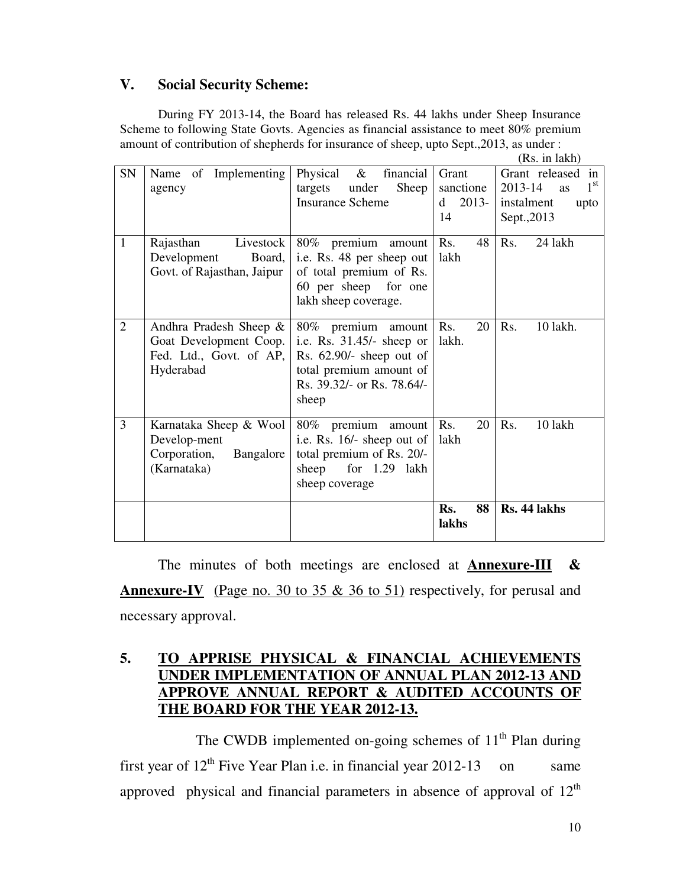## V. Social Security Scheme:

During FY 2013-14, the Board has released Rs. 44 lakhs under Sheep Insurance Scheme to following State Govts. Agencies as financial assistance to meet 80% premium amount of contribution of shepherds for insurance of sheep, upto Sept.,2013, as under :

(Rs. in lakh)

| SN | Name of Implementing agency | Physical & financial targets under Sheep Insurance Scheme | Grant sanctioned 2013-14 | Grant released in 2013-14 as 1st instalment upto Sept.,2013 |
|---|---|---|---|---|
| 1 | Rajasthan Livestock Development Board, Govt. of Rajasthan, Jaipur | 80% premium amount i.e. Rs. 48 per sheep out of total premium of Rs. 60 per sheep for one lakh sheep coverage. | Rs. 48 lakh | Rs. 24 lakh |
| 2 | Andhra Pradesh Sheep & Goat Development Coop. Fed. Ltd., Govt. of AP, Hyderabad | 80% premium amount i.e. Rs. 31.45/- sheep or Rs. 62.90/- sheep out of total premium amount of Rs. 39.32/- or Rs. 78.64/- sheep | Rs. 20 lakh. | Rs. 10 lakh. |
| 3 | Karnataka Sheep & Wool Develop-ment Corporation, Bangalore (Karnataka) | 80% premium amount i.e. Rs. 16/- sheep out of total premium of Rs. 20/- sheep for 1.29 lakh sheep coverage | Rs. 20 lakh | Rs. 10 lakh |
| | | | **Rs. 88 lakhs** | **Rs. 44 lakhs** |

The minutes of both meetings are enclosed at **Annexure-III** & **Annexure-IV** (Page no. 30 to 35 & 36 to 51) respectively, for perusal and necessary approval.

## 5. TO APPRISE PHYSICAL & FINANCIAL ACHIEVEMENTS UNDER IMPLEMENTATION OF ANNUAL PLAN 2012-13 AND APPROVE ANNUAL REPORT & AUDITED ACCOUNTS OF THE BOARD FOR THE YEAR 2012-13.

The CWDB implemented on-going schemes of 11th Plan during first year of 12th Five Year Plan i.e. in financial year 2012-13 on same approved physical and financial parameters in absence of approval of 12th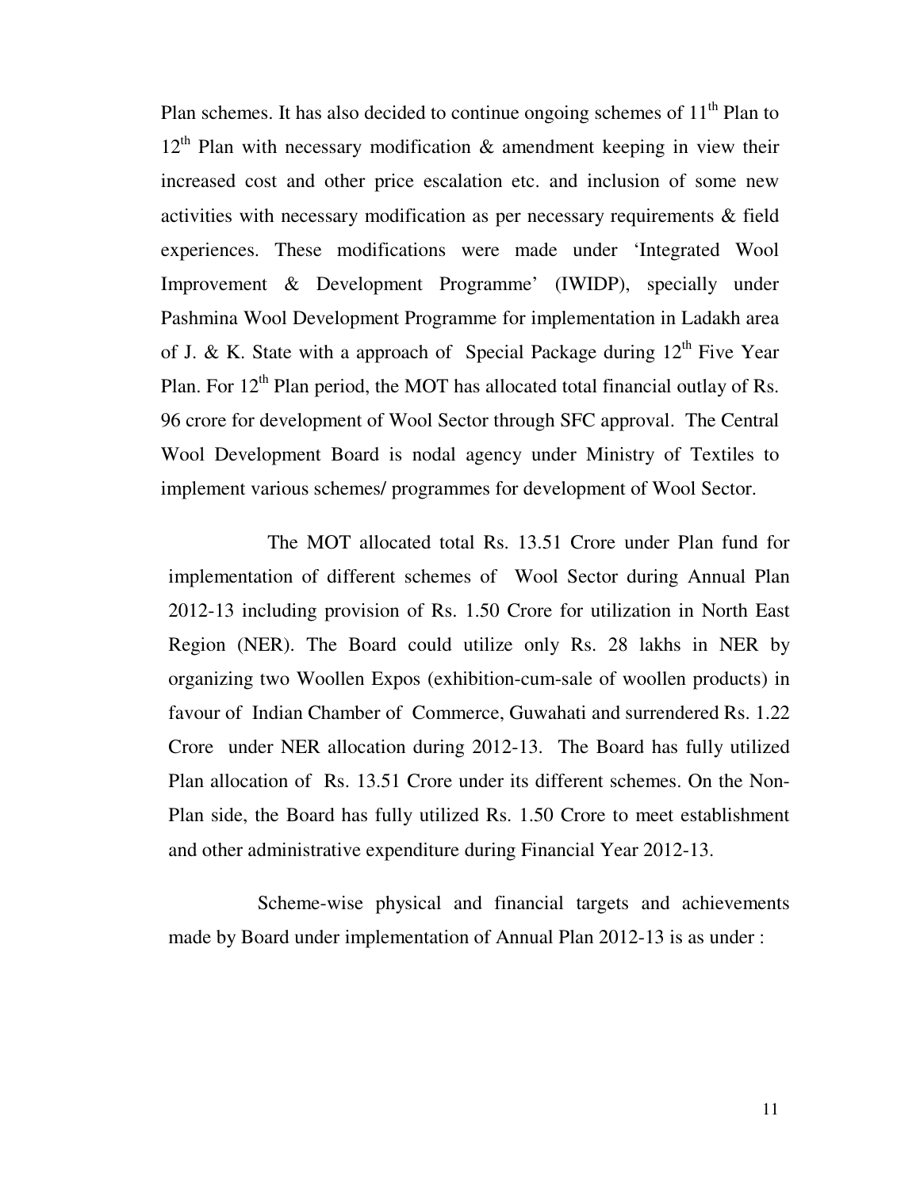Plan schemes. It has also decided to continue ongoing schemes of 11th Plan to 12th Plan with necessary modification & amendment keeping in view their increased cost and other price escalation etc. and inclusion of some new activities with necessary modification as per necessary requirements & field experiences. These modifications were made under 'Integrated Wool Improvement & Development Programme' (IWIDP), specially under Pashmina Wool Development Programme for implementation in Ladakh area of J. & K. State with a approach of Special Package during 12th Five Year Plan. For 12th Plan period, the MOT has allocated total financial outlay of Rs. 96 crore for development of Wool Sector through SFC approval. The Central Wool Development Board is nodal agency under Ministry of Textiles to implement various schemes/ programmes for development of Wool Sector.

The MOT allocated total Rs. 13.51 Crore under Plan fund for implementation of different schemes of Wool Sector during Annual Plan 2012-13 including provision of Rs. 1.50 Crore for utilization in North East Region (NER). The Board could utilize only Rs. 28 lakhs in NER by organizing two Woollen Expos (exhibition-cum-sale of woollen products) in favour of Indian Chamber of Commerce, Guwahati and surrendered Rs. 1.22 Crore under NER allocation during 2012-13. The Board has fully utilized Plan allocation of Rs. 13.51 Crore under its different schemes. On the Non-Plan side, the Board has fully utilized Rs. 1.50 Crore to meet establishment and other administrative expenditure during Financial Year 2012-13.

Scheme-wise physical and financial targets and achievements made by Board under implementation of Annual Plan 2012-13 is as under :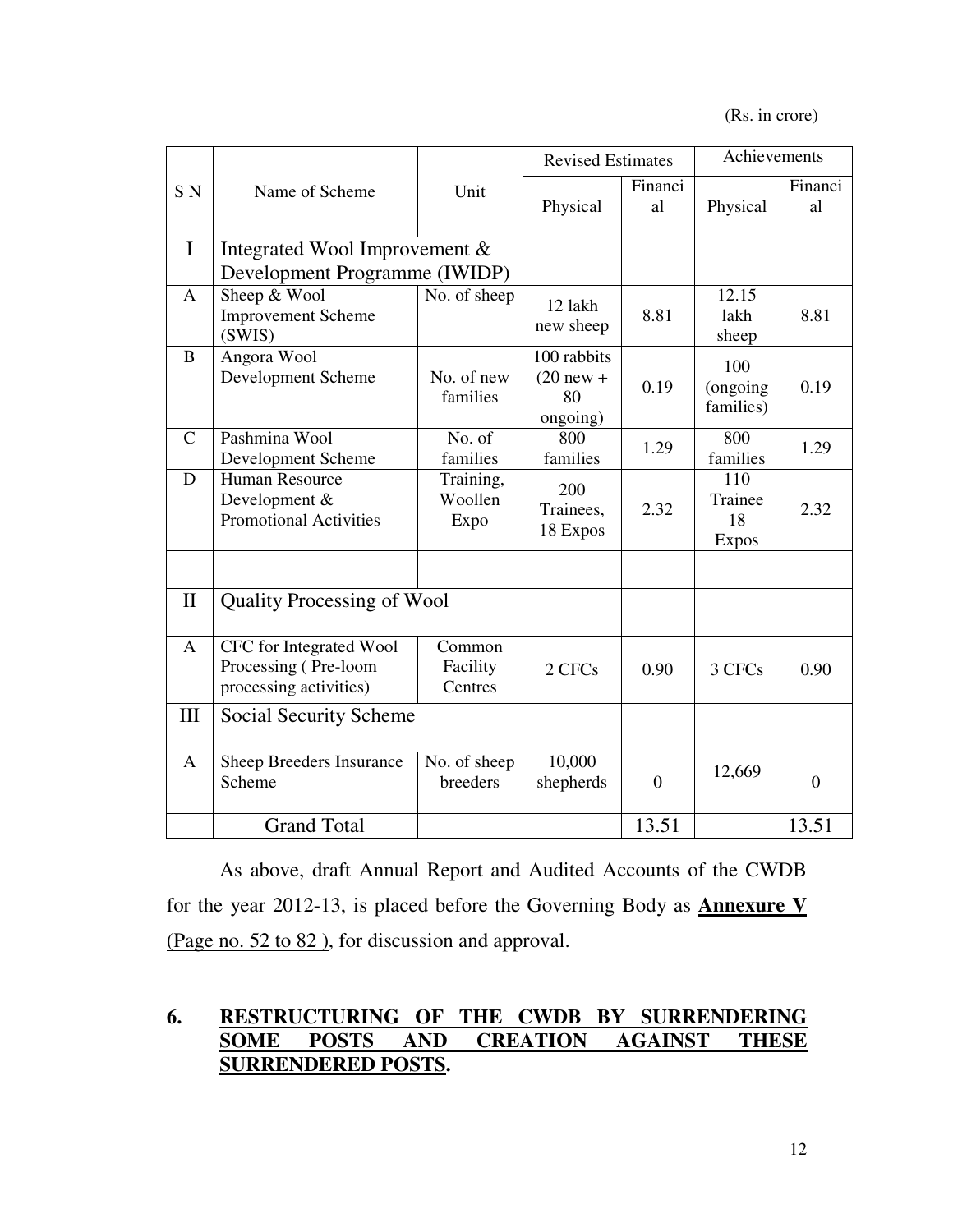(Rs. in crore)

| S N | Name of Scheme | Unit | Revised Estimates | | Achievements | |
|---|---|---|---|---|---|---|
| | | | Physical | Financial | Physical | Financial |
| I | Integrated Wool Improvement & Development Programme (IWIDP) | | | | | |
| A | Sheep & Wool Improvement Scheme (SWIS) | No. of sheep | 12 lakh new sheep | 8.81 | 12.15 lakh sheep | 8.81 |
| B | Angora Wool Development Scheme | No. of new families | 100 rabbits (20 new + 80 ongoing) | 0.19 | 100 (ongoing families) | 0.19 |
| C | Pashmina Wool Development Scheme | No. of families | 800 families | 1.29 | 800 families | 1.29 |
| D | Human Resource Development & Promotional Activities | Training, Woollen Expo | 200 Trainees, 18 Expos | 2.32 | 110 Trainee 18 Expos | 2.32 |
| | | | | | | |
| II | Quality Processing of Wool | | | | | |
| A | CFC for Integrated Wool Processing ( Pre-loom processing activities) | Common Facility Centres | 2 CFCs | 0.90 | 3 CFCs | 0.90 |
| III | Social Security Scheme | | | | | |
| A | Sheep Breeders Insurance Scheme | No. of sheep breeders | 10,000 shepherds | 0 | 12,669 | 0 |
| | | | | | | |
| | Grand Total | | | 13.51 | | 13.51 |

As above, draft Annual Report and Audited Accounts of the CWDB for the year 2012-13, is placed before the Governing Body as **Annexure V** (Page no. 52 to 82 ), for discussion and approval.

## 6. RESTRUCTURING OF THE CWDB BY SURRENDERING SOME POSTS AND CREATION AGAINST THESE SURRENDERED POSTS.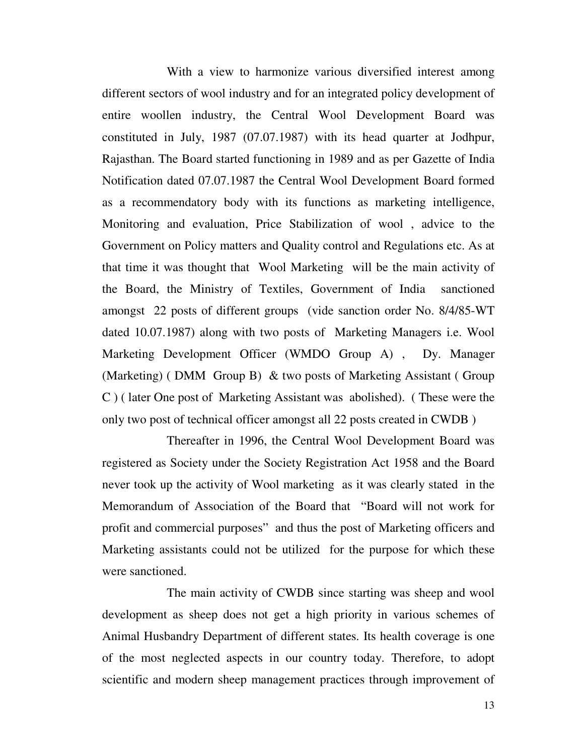With a view to harmonize various diversified interest among different sectors of wool industry and for an integrated policy development of entire woollen industry, the Central Wool Development Board was constituted in July, 1987 (07.07.1987) with its head quarter at Jodhpur, Rajasthan. The Board started functioning in 1989 and as per Gazette of India Notification dated 07.07.1987 the Central Wool Development Board formed as a recommendatory body with its functions as marketing intelligence, Monitoring and evaluation, Price Stabilization of wool , advice to the Government on Policy matters and Quality control and Regulations etc. As at that time it was thought that Wool Marketing will be the main activity of the Board, the Ministry of Textiles, Government of India sanctioned amongst 22 posts of different groups (vide sanction order No. 8/4/85-WT dated 10.07.1987) along with two posts of Marketing Managers i.e. Wool Marketing Development Officer (WMDO Group A) , Dy. Manager (Marketing) ( DMM Group B) & two posts of Marketing Assistant ( Group C ) ( later One post of Marketing Assistant was abolished). ( These were the only two post of technical officer amongst all 22 posts created in CWDB )

Thereafter in 1996, the Central Wool Development Board was registered as Society under the Society Registration Act 1958 and the Board never took up the activity of Wool marketing as it was clearly stated in the Memorandum of Association of the Board that "Board will not work for profit and commercial purposes" and thus the post of Marketing officers and Marketing assistants could not be utilized for the purpose for which these were sanctioned.

The main activity of CWDB since starting was sheep and wool development as sheep does not get a high priority in various schemes of Animal Husbandry Department of different states. Its health coverage is one of the most neglected aspects in our country today. Therefore, to adopt scientific and modern sheep management practices through improvement of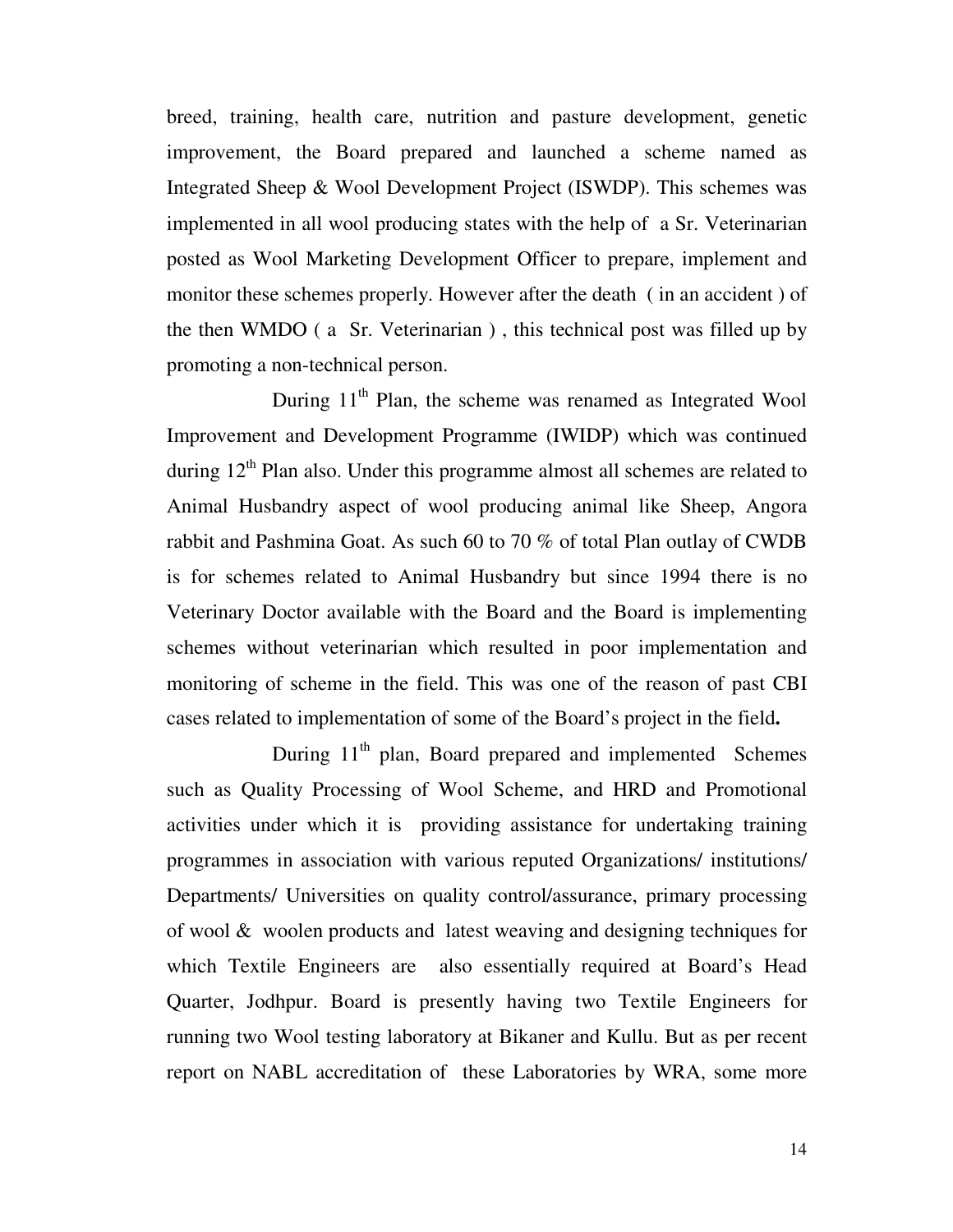breed, training, health care, nutrition and pasture development, genetic improvement, the Board prepared and launched a scheme named as Integrated Sheep & Wool Development Project (ISWDP). This schemes was implemented in all wool producing states with the help of a Sr. Veterinarian posted as Wool Marketing Development Officer to prepare, implement and monitor these schemes properly. However after the death ( in an accident ) of the then WMDO ( a Sr. Veterinarian ) , this technical post was filled up by promoting a non-technical person.

During 11th Plan, the scheme was renamed as Integrated Wool Improvement and Development Programme (IWIDP) which was continued during 12th Plan also. Under this programme almost all schemes are related to Animal Husbandry aspect of wool producing animal like Sheep, Angora rabbit and Pashmina Goat. As such 60 to 70 % of total Plan outlay of CWDB is for schemes related to Animal Husbandry but since 1994 there is no Veterinary Doctor available with the Board and the Board is implementing schemes without veterinarian which resulted in poor implementation and monitoring of scheme in the field. This was one of the reason of past CBI cases related to implementation of some of the Board's project in the field**.**

During 11th plan, Board prepared and implemented Schemes such as Quality Processing of Wool Scheme, and HRD and Promotional activities under which it is providing assistance for undertaking training programmes in association with various reputed Organizations/ institutions/ Departments/ Universities on quality control/assurance, primary processing of wool & woolen products and latest weaving and designing techniques for which Textile Engineers are also essentially required at Board's Head Quarter, Jodhpur. Board is presently having two Textile Engineers for running two Wool testing laboratory at Bikaner and Kullu. But as per recent report on NABL accreditation of these Laboratories by WRA, some more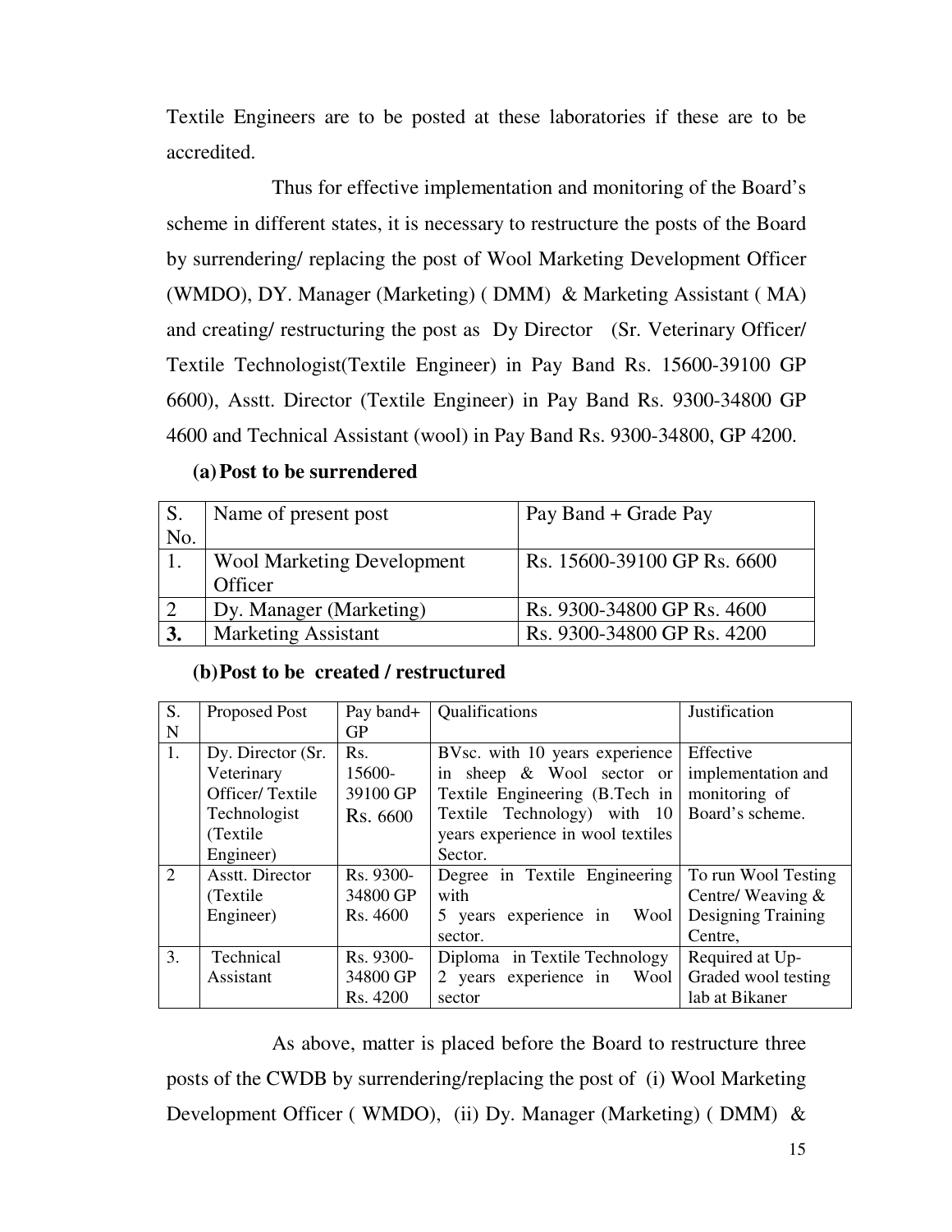Textile Engineers are to be posted at these laboratories if these are to be accredited.

Thus for effective implementation and monitoring of the Board's scheme in different states, it is necessary to restructure the posts of the Board by surrendering/ replacing the post of Wool Marketing Development Officer (WMDO), DY. Manager (Marketing) ( DMM) & Marketing Assistant ( MA) and creating/ restructuring the post as Dy Director (Sr. Veterinary Officer/ Textile Technologist(Textile Engineer) in Pay Band Rs. 15600-39100 GP 6600), Asstt. Director (Textile Engineer) in Pay Band Rs. 9300-34800 GP 4600 and Technical Assistant (wool) in Pay Band Rs. 9300-34800, GP 4200.

**(a) Post to be surrendered**

| S. No. | Name of present post | Pay Band + Grade Pay |
|---|---|---|
| 1. | Wool Marketing Development Officer | Rs. 15600-39100 GP Rs. 6600 |
| 2 | Dy. Manager (Marketing) | Rs. 9300-34800 GP Rs. 4600 |
| **3.** | Marketing Assistant | Rs. 9300-34800 GP Rs. 4200 |

**(b) Post to be created / restructured**

| S. N | Proposed Post | Pay band+ GP | Qualifications | Justification |
|---|---|---|---|---|
| 1. | Dy. Director (Sr. Veterinary Officer/ Textile Technologist (Textile Engineer) | Rs. 15600-39100 GP Rs. 6600 | BVsc. with 10 years experience in sheep & Wool sector or Textile Engineering (B.Tech in Textile Technology) with 10 years experience in wool textiles Sector. | Effective implementation and monitoring of Board's scheme. |
| 2 | Asstt. Director (Textile Engineer) | Rs. 9300-34800 GP Rs. 4600 | Degree in Textile Engineering with 5 years experience in Wool sector. | To run Wool Testing Centre/ Weaving & Designing Training Centre, |
| 3. | Technical Assistant | Rs. 9300-34800 GP Rs. 4200 | Diploma in Textile Technology 2 years experience in Wool sector | Required at Up-Graded wool testing lab at Bikaner |

As above, matter is placed before the Board to restructure three posts of the CWDB by surrendering/replacing the post of (i) Wool Marketing Development Officer ( WMDO), (ii) Dy. Manager (Marketing) ( DMM) &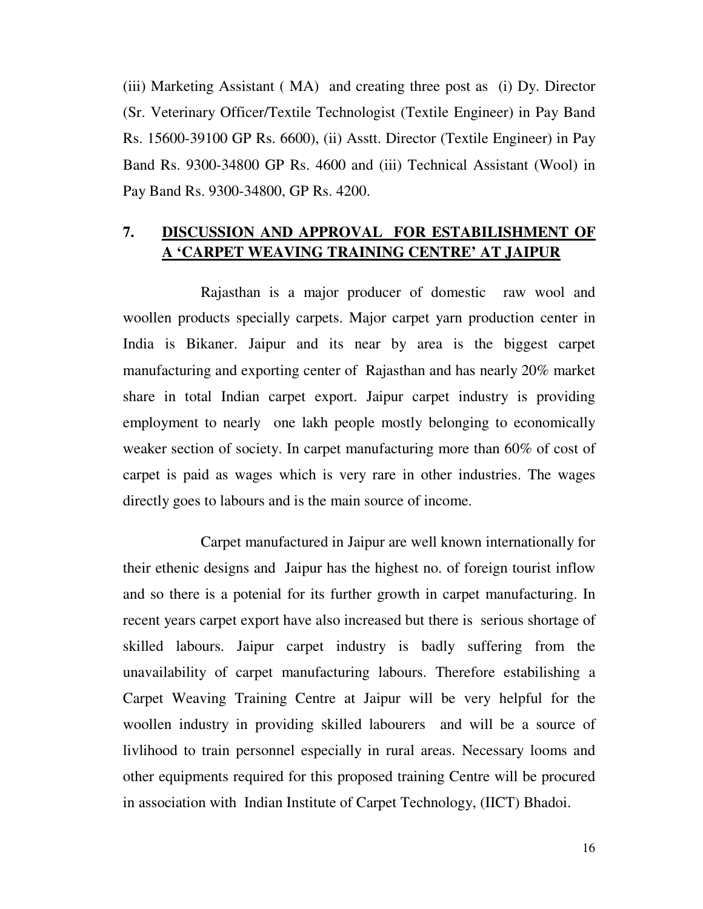(iii) Marketing Assistant ( MA) and creating three post as (i) Dy. Director (Sr. Veterinary Officer/Textile Technologist (Textile Engineer) in Pay Band Rs. 15600-39100 GP Rs. 6600), (ii) Asstt. Director (Textile Engineer) in Pay Band Rs. 9300-34800 GP Rs. 4600 and (iii) Technical Assistant (Wool) in Pay Band Rs. 9300-34800, GP Rs. 4200.

## 7. <u>DISCUSSION AND APPROVAL FOR ESTABILISHMENT OF A 'CARPET WEAVING TRAINING CENTRE' AT JAIPUR</u>

Rajasthan is a major producer of domestic raw wool and woollen products specially carpets. Major carpet yarn production center in India is Bikaner. Jaipur and its near by area is the biggest carpet manufacturing and exporting center of Rajasthan and has nearly 20% market share in total Indian carpet export. Jaipur carpet industry is providing employment to nearly one lakh people mostly belonging to economically weaker section of society. In carpet manufacturing more than 60% of cost of carpet is paid as wages which is very rare in other industries. The wages directly goes to labours and is the main source of income.

Carpet manufactured in Jaipur are well known internationally for their ethenic designs and Jaipur has the highest no. of foreign tourist inflow and so there is a potenial for its further growth in carpet manufacturing. In recent years carpet export have also increased but there is serious shortage of skilled labours. Jaipur carpet industry is badly suffering from the unavailability of carpet manufacturing labours. Therefore estabilishing a Carpet Weaving Training Centre at Jaipur will be very helpful for the woollen industry in providing skilled labourers and will be a source of livlihood to train personnel especially in rural areas. Necessary looms and other equipments required for this proposed training Centre will be procured in association with Indian Institute of Carpet Technology, (IICT) Bhadoi.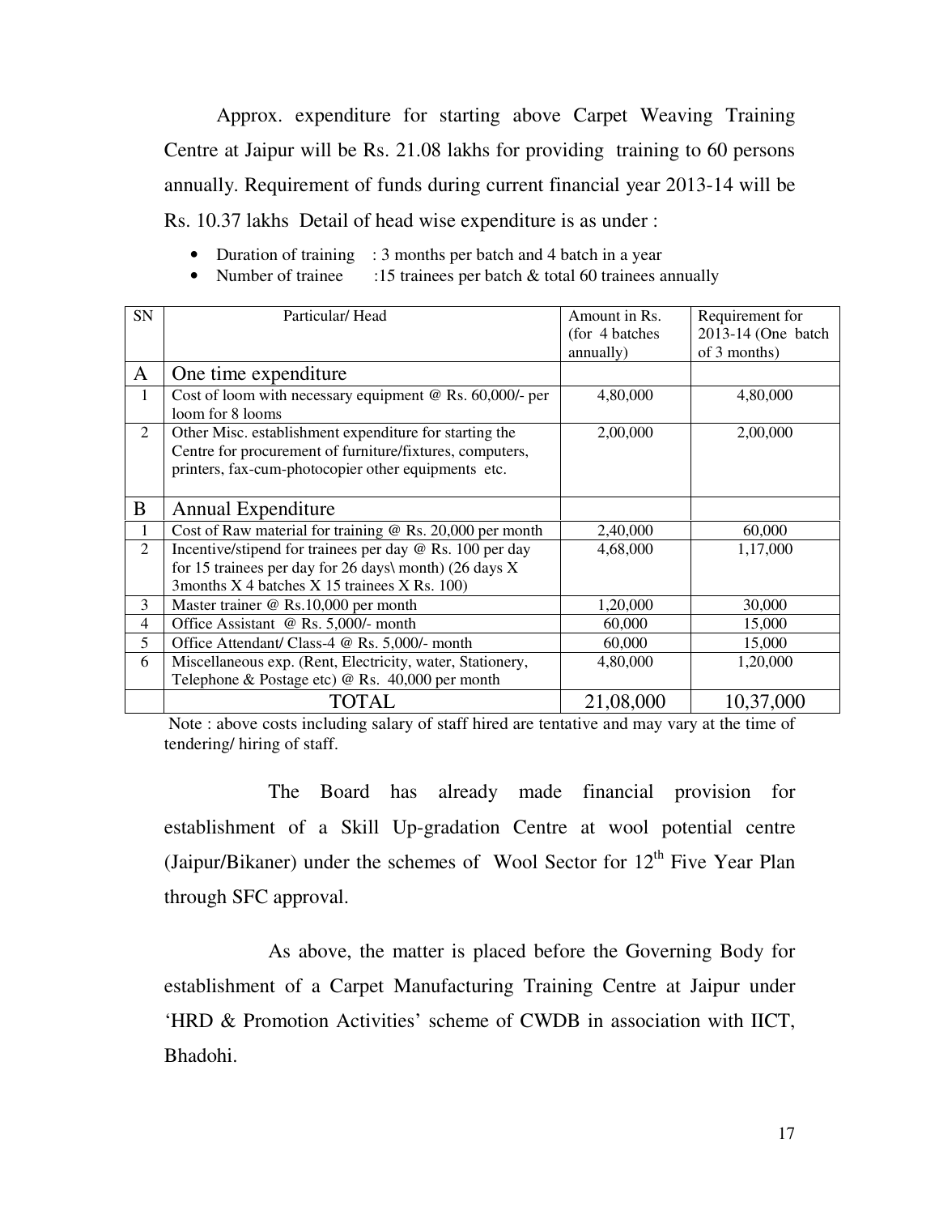Approx. expenditure for starting above Carpet Weaving Training Centre at Jaipur will be Rs. 21.08 lakhs for providing training to 60 persons annually. Requirement of funds during current financial year 2013-14 will be Rs. 10.37 lakhs Detail of head wise expenditure is as under :

- Duration of training : 3 months per batch and 4 batch in a year
- Number of trainee :15 trainees per batch & total 60 trainees annually

| SN | Particular/ Head | Amount in Rs. (for 4 batches annually) | Requirement for 2013-14 (One batch of 3 months) |
|---|---|---|---|
| A | One time expenditure | | |
| 1 | Cost of loom with necessary equipment @ Rs. 60,000/- per loom for 8 looms | 4,80,000 | 4,80,000 |
| 2 | Other Misc. establishment expenditure for starting the Centre for procurement of furniture/fixtures, computers, printers, fax-cum-photocopier other equipments etc. | 2,00,000 | 2,00,000 |
| B | Annual Expenditure | | |
| 1 | Cost of Raw material for training @ Rs. 20,000 per month | 2,40,000 | 60,000 |
| 2 | Incentive/stipend for trainees per day @ Rs. 100 per day for 15 trainees per day for 26 days\ month) (26 days X 3months X 4 batches X 15 trainees X Rs. 100) | 4,68,000 | 1,17,000 |
| 3 | Master trainer @ Rs.10,000 per month | 1,20,000 | 30,000 |
| 4 | Office Assistant @ Rs. 5,000/- month | 60,000 | 15,000 |
| 5 | Office Attendant/ Class-4 @ Rs. 5,000/- month | 60,000 | 15,000 |
| 6 | Miscellaneous exp. (Rent, Electricity, water, Stationery, Telephone & Postage etc) @ Rs. 40,000 per month | 4,80,000 | 1,20,000 |
| | TOTAL | 21,08,000 | 10,37,000 |

Note : above costs including salary of staff hired are tentative and may vary at the time of tendering/ hiring of staff.

The Board has already made financial provision for establishment of a Skill Up-gradation Centre at wool potential centre (Jaipur/Bikaner) under the schemes of Wool Sector for 12th Five Year Plan through SFC approval.

As above, the matter is placed before the Governing Body for establishment of a Carpet Manufacturing Training Centre at Jaipur under 'HRD & Promotion Activities' scheme of CWDB in association with IICT, Bhadohi.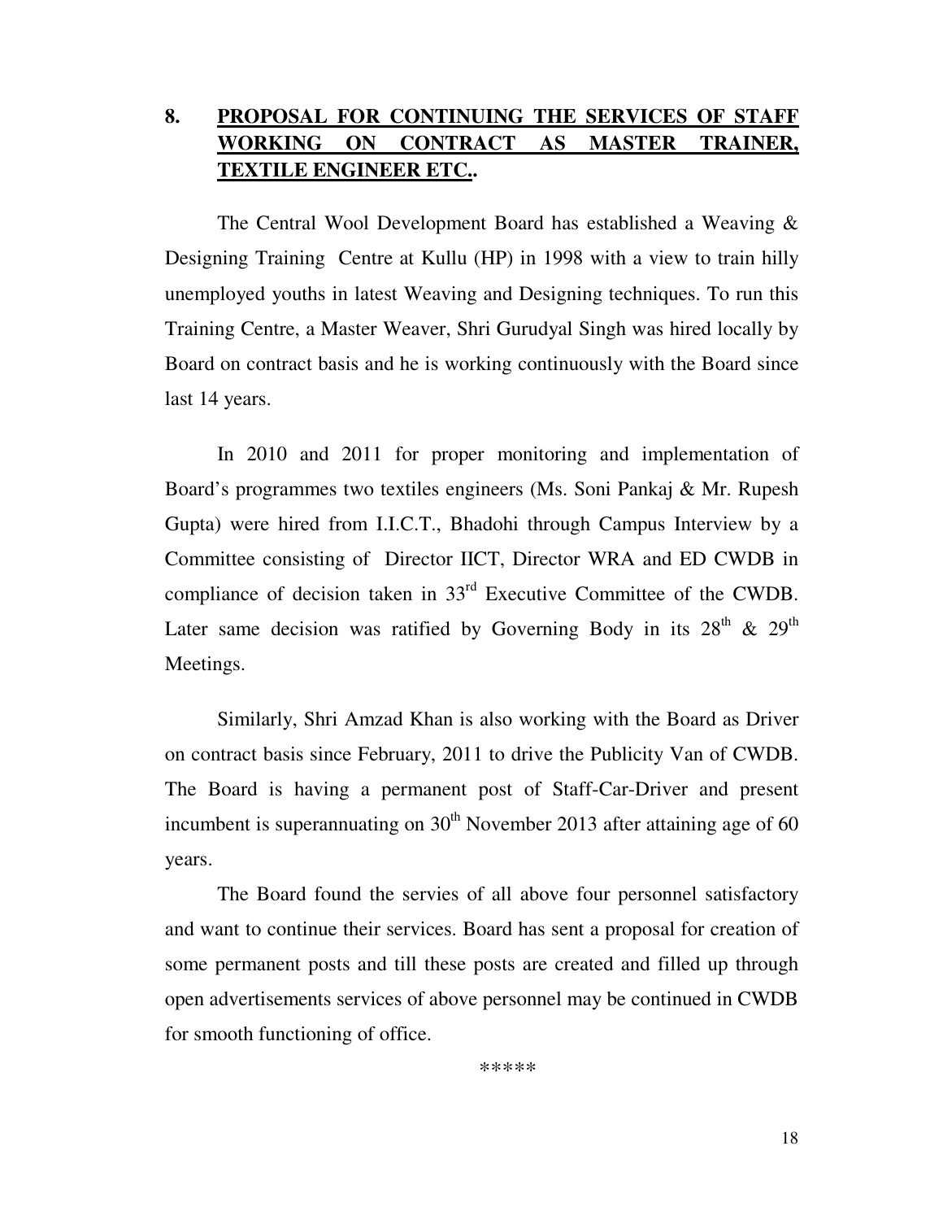## 8. PROPOSAL FOR CONTINUING THE SERVICES OF STAFF WORKING ON CONTRACT AS MASTER TRAINER, TEXTILE ENGINEER ETC..

The Central Wool Development Board has established a Weaving & Designing Training Centre at Kullu (HP) in 1998 with a view to train hilly unemployed youths in latest Weaving and Designing techniques. To run this Training Centre, a Master Weaver, Shri Gurudyal Singh was hired locally by Board on contract basis and he is working continuously with the Board since last 14 years.

In 2010 and 2011 for proper monitoring and implementation of Board's programmes two textiles engineers (Ms. Soni Pankaj & Mr. Rupesh Gupta) were hired from I.I.C.T., Bhadohi through Campus Interview by a Committee consisting of Director IICT, Director WRA and ED CWDB in compliance of decision taken in 33rd Executive Committee of the CWDB. Later same decision was ratified by Governing Body in its 28th & 29th Meetings.

Similarly, Shri Amzad Khan is also working with the Board as Driver on contract basis since February, 2011 to drive the Publicity Van of CWDB. The Board is having a permanent post of Staff-Car-Driver and present incumbent is superannuating on 30th November 2013 after attaining age of 60 years.

The Board found the servies of all above four personnel satisfactory and want to continue their services. Board has sent a proposal for creation of some permanent posts and till these posts are created and filled up through open advertisements services of above personnel may be continued in CWDB for smooth functioning of office.

*****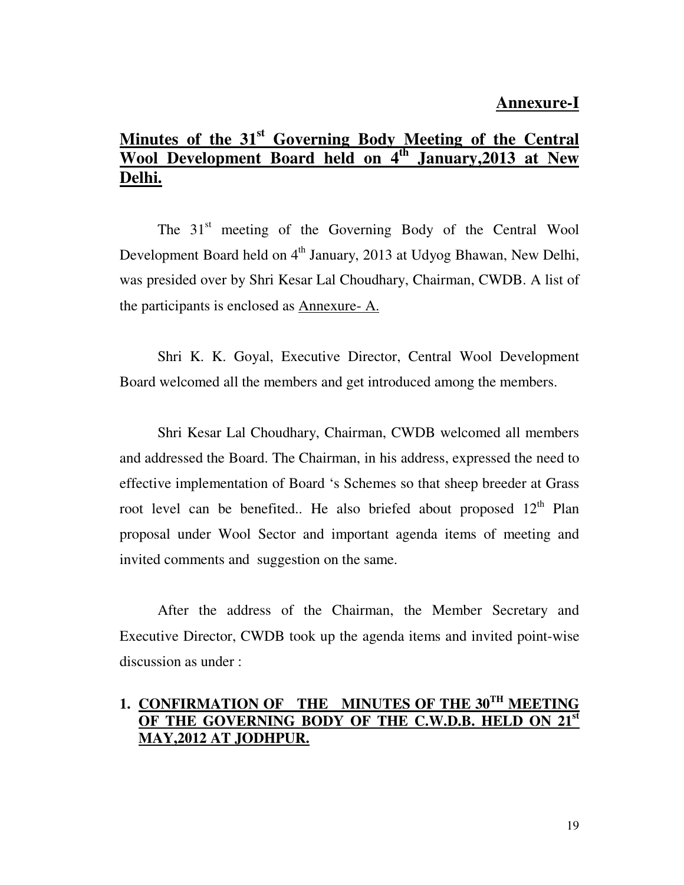**Annexure-I**

# Minutes of the 31st Governing Body Meeting of the Central Wool Development Board held on 4th January,2013 at New Delhi.

The 31st meeting of the Governing Body of the Central Wool Development Board held on 4th January, 2013 at Udyog Bhawan, New Delhi, was presided over by Shri Kesar Lal Choudhary, Chairman, CWDB. A list of the participants is enclosed as Annexure- A.

Shri K. K. Goyal, Executive Director, Central Wool Development Board welcomed all the members and get introduced among the members.

Shri Kesar Lal Choudhary, Chairman, CWDB welcomed all members and addressed the Board. The Chairman, in his address, expressed the need to effective implementation of Board 's Schemes so that sheep breeder at Grass root level can be benefited.. He also briefed about proposed 12th Plan proposal under Wool Sector and important agenda items of meeting and invited comments and suggestion on the same.

After the address of the Chairman, the Member Secretary and Executive Director, CWDB took up the agenda items and invited point-wise discussion as under :

## 1. CONFIRMATION OF THE MINUTES OF THE 30TH MEETING OF THE GOVERNING BODY OF THE C.W.D.B. HELD ON 21st MAY,2012 AT JODHPUR.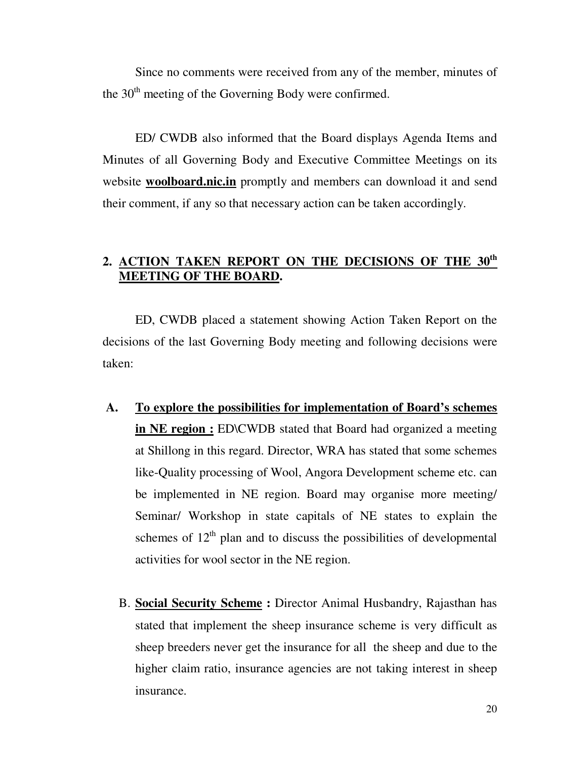Since no comments were received from any of the member, minutes of the 30th meeting of the Governing Body were confirmed.

ED/ CWDB also informed that the Board displays Agenda Items and Minutes of all Governing Body and Executive Committee Meetings on its website **woolboard.nic.in** promptly and members can download it and send their comment, if any so that necessary action can be taken accordingly.

## 2. ACTION TAKEN REPORT ON THE DECISIONS OF THE 30th MEETING OF THE BOARD.

ED, CWDB placed a statement showing Action Taken Report on the decisions of the last Governing Body meeting and following decisions were taken:

A. **To explore the possibilities for implementation of Board's schemes in NE region :** ED\CWDB stated that Board had organized a meeting at Shillong in this regard. Director, WRA has stated that some schemes like-Quality processing of Wool, Angora Development scheme etc. can be implemented in NE region. Board may organise more meeting/ Seminar/ Workshop in state capitals of NE states to explain the schemes of 12th plan and to discuss the possibilities of developmental activities for wool sector in the NE region.

B. **Social Security Scheme :** Director Animal Husbandry, Rajasthan has stated that implement the sheep insurance scheme is very difficult as sheep breeders never get the insurance for all the sheep and due to the higher claim ratio, insurance agencies are not taking interest in sheep insurance.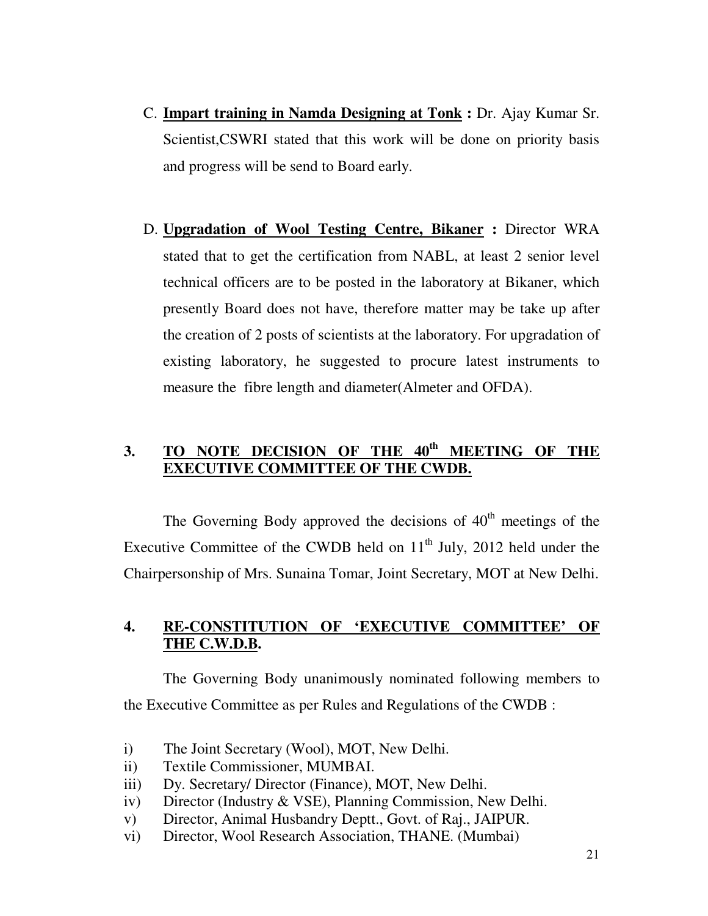C. **<u>Impart training in Namda Designing at Tonk</u> :** Dr. Ajay Kumar Sr. Scientist,CSWRI stated that this work will be done on priority basis and progress will be send to Board early.

D. **<u>Upgradation of Wool Testing Centre, Bikaner</u> :** Director WRA stated that to get the certification from NABL, at least 2 senior level technical officers are to be posted in the laboratory at Bikaner, which presently Board does not have, therefore matter may be take up after the creation of 2 posts of scientists at the laboratory. For upgradation of existing laboratory, he suggested to procure latest instruments to measure the fibre length and diameter(Almeter and OFDA).

## 3. TO NOTE DECISION OF THE 40th MEETING OF THE EXECUTIVE COMMITTEE OF THE CWDB.

The Governing Body approved the decisions of 40th meetings of the Executive Committee of the CWDB held on 11th July, 2012 held under the Chairpersonship of Mrs. Sunaina Tomar, Joint Secretary, MOT at New Delhi.

## 4. RE-CONSTITUTION OF 'EXECUTIVE COMMITTEE' OF THE C.W.D.B.

The Governing Body unanimously nominated following members to the Executive Committee as per Rules and Regulations of the CWDB :

i) The Joint Secretary (Wool), MOT, New Delhi.
ii) Textile Commissioner, MUMBAI.
iii) Dy. Secretary/ Director (Finance), MOT, New Delhi.
iv) Director (Industry & VSE), Planning Commission, New Delhi.
v) Director, Animal Husbandry Deptt., Govt. of Raj., JAIPUR.
vi) Director, Wool Research Association, THANE. (Mumbai)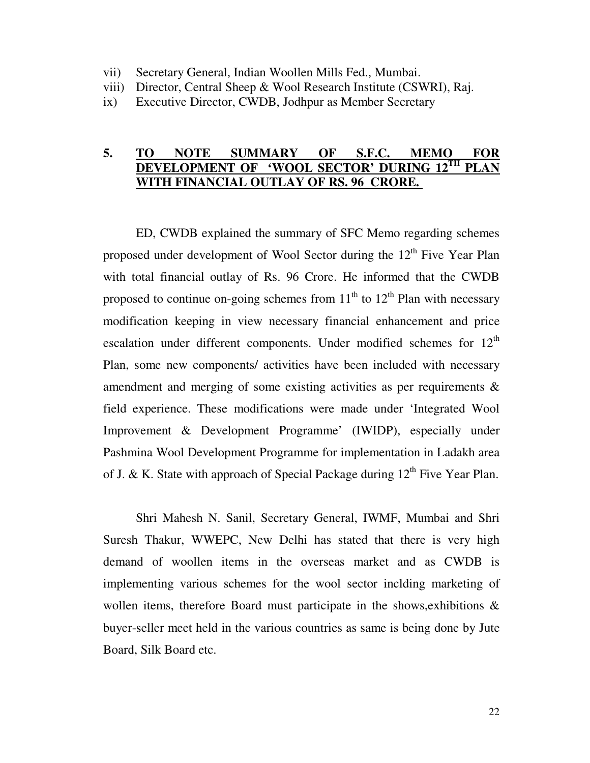vii) Secretary General, Indian Woollen Mills Fed., Mumbai.
viii) Director, Central Sheep & Wool Research Institute (CSWRI), Raj.
ix) Executive Director, CWDB, Jodhpur as Member Secretary

## 5. TO NOTE SUMMARY OF S.F.C. MEMO FOR DEVELOPMENT OF 'WOOL SECTOR' DURING 12TH PLAN WITH FINANCIAL OUTLAY OF RS. 96 CRORE.

ED, CWDB explained the summary of SFC Memo regarding schemes proposed under development of Wool Sector during the 12th Five Year Plan with total financial outlay of Rs. 96 Crore. He informed that the CWDB proposed to continue on-going schemes from 11th to 12th Plan with necessary modification keeping in view necessary financial enhancement and price escalation under different components. Under modified schemes for 12th Plan, some new components/ activities have been included with necessary amendment and merging of some existing activities as per requirements & field experience. These modifications were made under 'Integrated Wool Improvement & Development Programme' (IWIDP), especially under Pashmina Wool Development Programme for implementation in Ladakh area of J. & K. State with approach of Special Package during 12th Five Year Plan.

Shri Mahesh N. Sanil, Secretary General, IWMF, Mumbai and Shri Suresh Thakur, WWEPC, New Delhi has stated that there is very high demand of woollen items in the overseas market and as CWDB is implementing various schemes for the wool sector inclding marketing of wollen items, therefore Board must participate in the shows,exhibitions & buyer-seller meet held in the various countries as same is being done by Jute Board, Silk Board etc.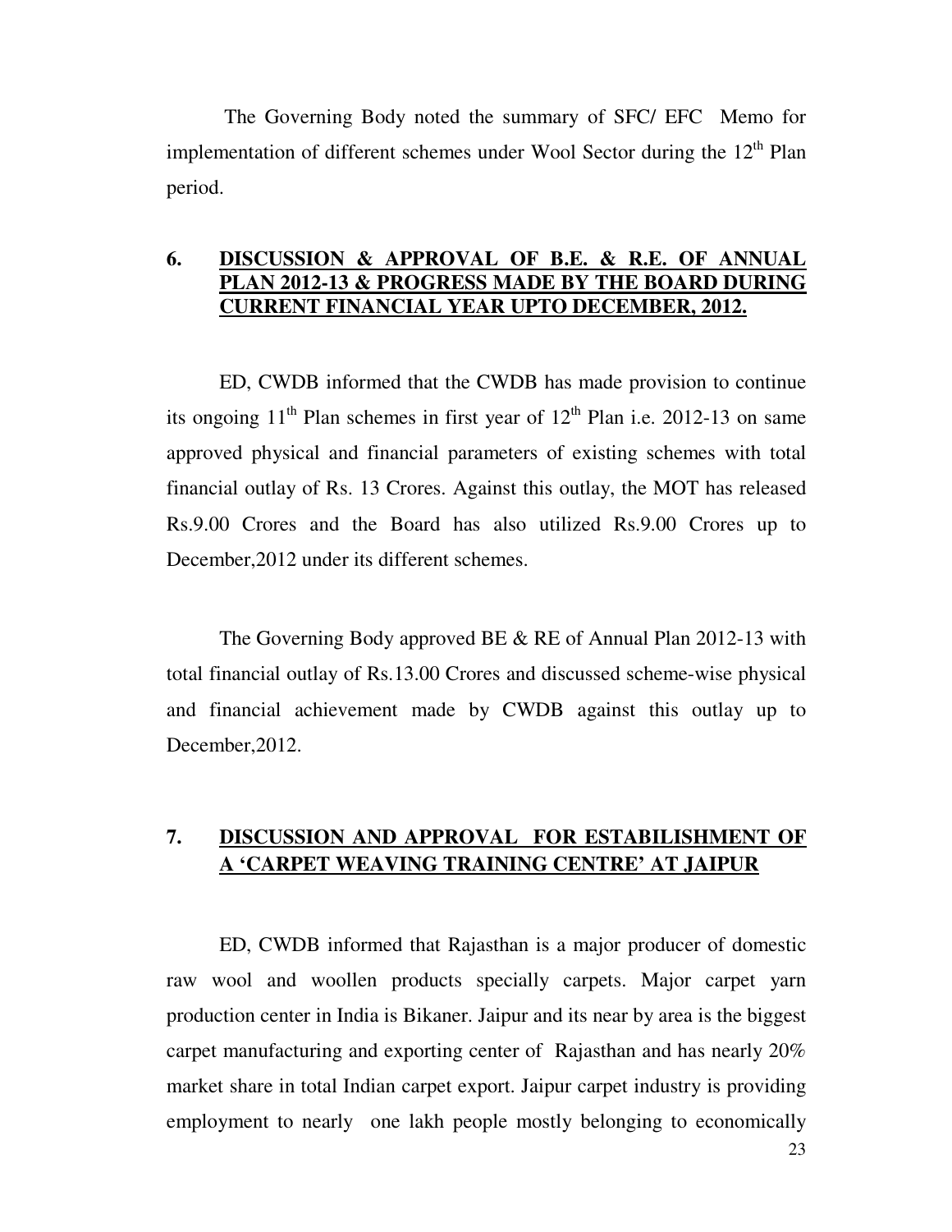The Governing Body noted the summary of SFC/ EFC Memo for implementation of different schemes under Wool Sector during the 12th Plan period.

## 6. DISCUSSION & APPROVAL OF B.E. & R.E. OF ANNUAL PLAN 2012-13 & PROGRESS MADE BY THE BOARD DURING CURRENT FINANCIAL YEAR UPTO DECEMBER, 2012.

ED, CWDB informed that the CWDB has made provision to continue its ongoing 11th Plan schemes in first year of 12th Plan i.e. 2012-13 on same approved physical and financial parameters of existing schemes with total financial outlay of Rs. 13 Crores. Against this outlay, the MOT has released Rs.9.00 Crores and the Board has also utilized Rs.9.00 Crores up to December,2012 under its different schemes.

The Governing Body approved BE & RE of Annual Plan 2012-13 with total financial outlay of Rs.13.00 Crores and discussed scheme-wise physical and financial achievement made by CWDB against this outlay up to December,2012.

## 7. DISCUSSION AND APPROVAL FOR ESTABILISHMENT OF A 'CARPET WEAVING TRAINING CENTRE' AT JAIPUR

ED, CWDB informed that Rajasthan is a major producer of domestic raw wool and woollen products specially carpets. Major carpet yarn production center in India is Bikaner. Jaipur and its near by area is the biggest carpet manufacturing and exporting center of Rajasthan and has nearly 20% market share in total Indian carpet export. Jaipur carpet industry is providing employment to nearly one lakh people mostly belonging to economically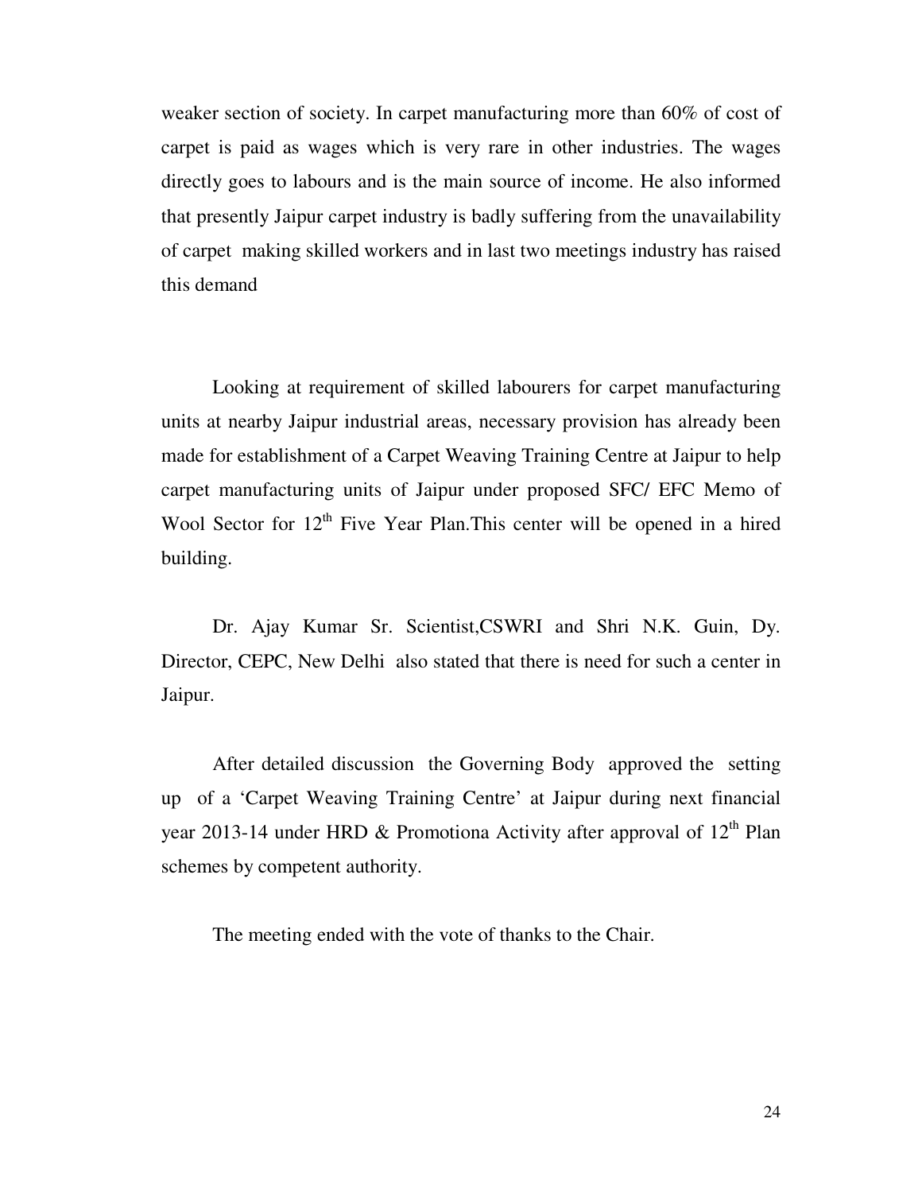weaker section of society. In carpet manufacturing more than 60% of cost of carpet is paid as wages which is very rare in other industries. The wages directly goes to labours and is the main source of income. He also informed that presently Jaipur carpet industry is badly suffering from the unavailability of carpet making skilled workers and in last two meetings industry has raised this demand

Looking at requirement of skilled labourers for carpet manufacturing units at nearby Jaipur industrial areas, necessary provision has already been made for establishment of a Carpet Weaving Training Centre at Jaipur to help carpet manufacturing units of Jaipur under proposed SFC/ EFC Memo of Wool Sector for 12th Five Year Plan.This center will be opened in a hired building.

Dr. Ajay Kumar Sr. Scientist,CSWRI and Shri N.K. Guin, Dy. Director, CEPC, New Delhi also stated that there is need for such a center in Jaipur.

After detailed discussion the Governing Body approved the setting up of a 'Carpet Weaving Training Centre' at Jaipur during next financial year 2013-14 under HRD & Promotiona Activity after approval of 12th Plan schemes by competent authority.

The meeting ended with the vote of thanks to the Chair.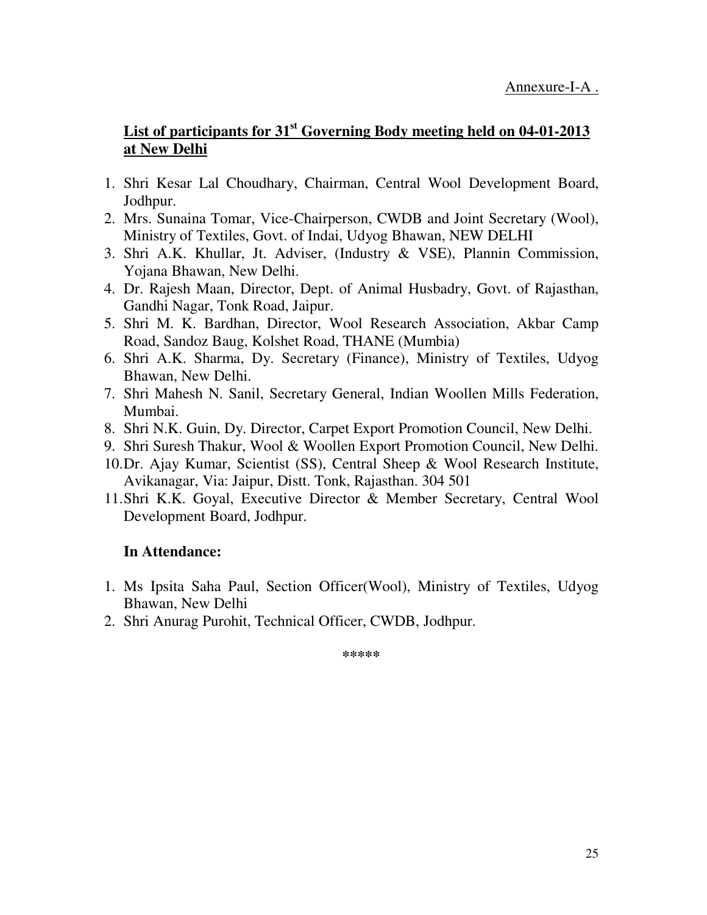Annexure-I-A .

## List of participants for 31st Governing Body meeting held on 04-01-2013 at New Delhi

1. Shri Kesar Lal Choudhary, Chairman, Central Wool Development Board, Jodhpur.
2. Mrs. Sunaina Tomar, Vice-Chairperson, CWDB and Joint Secretary (Wool), Ministry of Textiles, Govt. of Indai, Udyog Bhawan, NEW DELHI
3. Shri A.K. Khullar, Jt. Adviser, (Industry & VSE), Plannin Commission, Yojana Bhawan, New Delhi.
4. Dr. Rajesh Maan, Director, Dept. of Animal Husbadry, Govt. of Rajasthan, Gandhi Nagar, Tonk Road, Jaipur.
5. Shri M. K. Bardhan, Director, Wool Research Association, Akbar Camp Road, Sandoz Baug, Kolshet Road, THANE (Mumbia)
6. Shri A.K. Sharma, Dy. Secretary (Finance), Ministry of Textiles, Udyog Bhawan, New Delhi.
7. Shri Mahesh N. Sanil, Secretary General, Indian Woollen Mills Federation, Mumbai.
8. Shri N.K. Guin, Dy. Director, Carpet Export Promotion Council, New Delhi.
9. Shri Suresh Thakur, Wool & Woollen Export Promotion Council, New Delhi.
10. Dr. Ajay Kumar, Scientist (SS), Central Sheep & Wool Research Institute, Avikanagar, Via: Jaipur, Distt. Tonk, Rajasthan. 304 501
11. Shri K.K. Goyal, Executive Director & Member Secretary, Central Wool Development Board, Jodhpur.

**In Attendance:**

1. Ms Ipsita Saha Paul, Section Officer(Wool), Ministry of Textiles, Udyog Bhawan, New Delhi
2. Shri Anurag Purohit, Technical Officer, CWDB, Jodhpur.

*****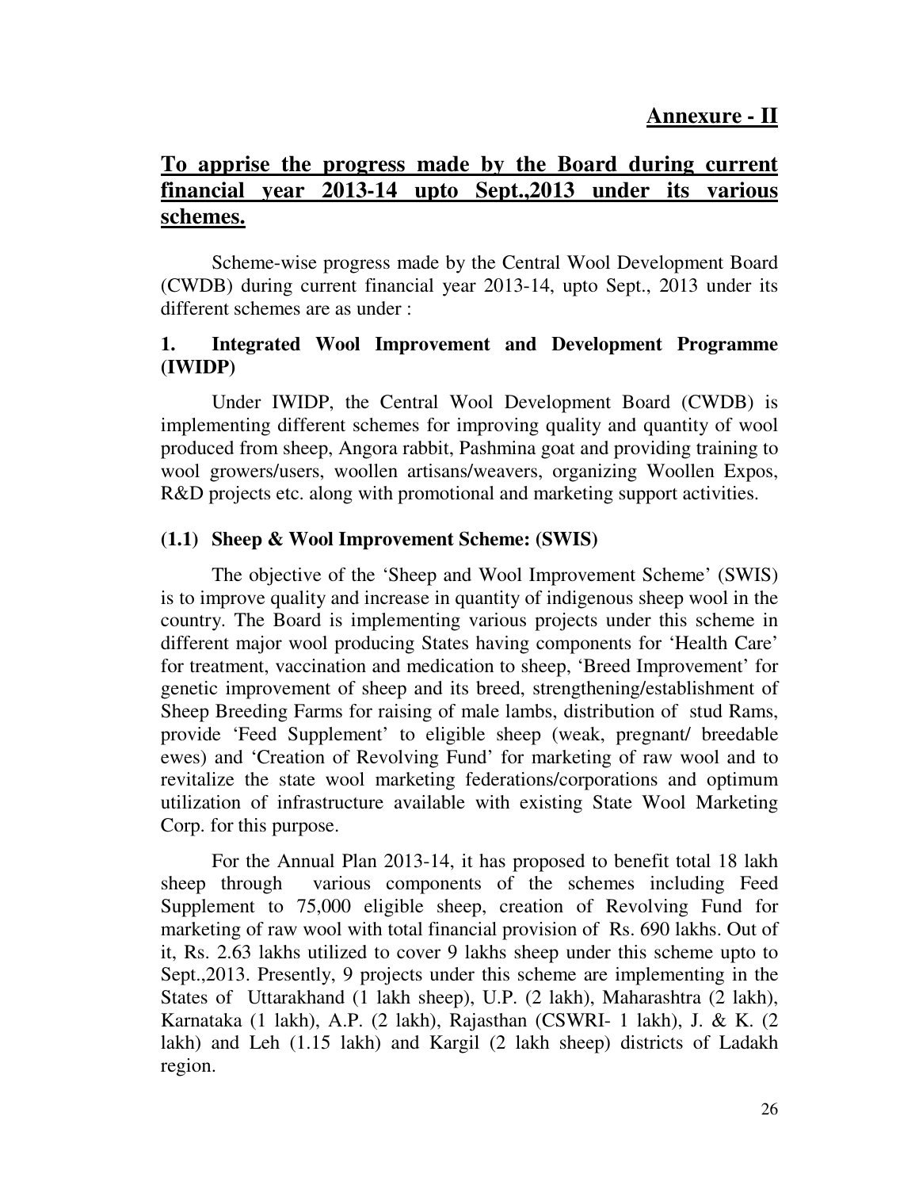**Annexure - II**

## To apprise the progress made by the Board during current financial year 2013-14 upto Sept.,2013 under its various schemes.

Scheme-wise progress made by the Central Wool Development Board (CWDB) during current financial year 2013-14, upto Sept., 2013 under its different schemes are as under :

### 1. Integrated Wool Improvement and Development Programme (IWIDP)

Under IWIDP, the Central Wool Development Board (CWDB) is implementing different schemes for improving quality and quantity of wool produced from sheep, Angora rabbit, Pashmina goat and providing training to wool growers/users, woollen artisans/weavers, organizing Woollen Expos, R&D projects etc. along with promotional and marketing support activities.

### (1.1) Sheep & Wool Improvement Scheme: (SWIS)

The objective of the 'Sheep and Wool Improvement Scheme' (SWIS) is to improve quality and increase in quantity of indigenous sheep wool in the country. The Board is implementing various projects under this scheme in different major wool producing States having components for 'Health Care' for treatment, vaccination and medication to sheep, 'Breed Improvement' for genetic improvement of sheep and its breed, strengthening/establishment of Sheep Breeding Farms for raising of male lambs, distribution of stud Rams, provide 'Feed Supplement' to eligible sheep (weak, pregnant/ breedable ewes) and 'Creation of Revolving Fund' for marketing of raw wool and to revitalize the state wool marketing federations/corporations and optimum utilization of infrastructure available with existing State Wool Marketing Corp. for this purpose.

For the Annual Plan 2013-14, it has proposed to benefit total 18 lakh sheep through various components of the schemes including Feed Supplement to 75,000 eligible sheep, creation of Revolving Fund for marketing of raw wool with total financial provision of Rs. 690 lakhs. Out of it, Rs. 2.63 lakhs utilized to cover 9 lakhs sheep under this scheme upto to Sept.,2013. Presently, 9 projects under this scheme are implementing in the States of Uttarakhand (1 lakh sheep), U.P. (2 lakh), Maharashtra (2 lakh), Karnataka (1 lakh), A.P. (2 lakh), Rajasthan (CSWRI- 1 lakh), J. & K. (2 lakh) and Leh (1.15 lakh) and Kargil (2 lakh sheep) districts of Ladakh region.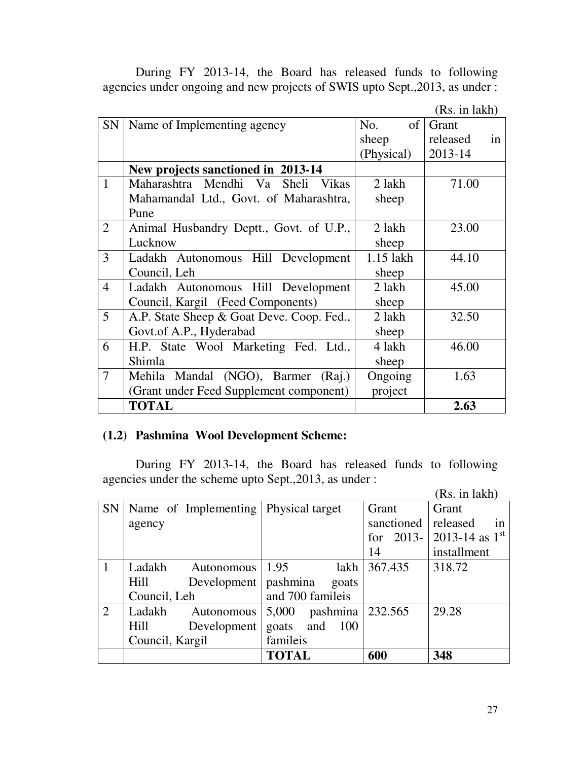During FY 2013-14, the Board has released funds to following agencies under ongoing and new projects of SWIS upto Sept.,2013, as under :

(Rs. in lakh)

| SN | Name of Implementing agency | No. of sheep (Physical) | Grant released in 2013-14 |
|---|---|---|---|
| | **New projects sanctioned in 2013-14** | | |
| 1 | Maharashtra Mendhi Va Sheli Vikas Mahamandal Ltd., Govt. of Maharashtra, Pune | 2 lakh sheep | 71.00 |
| 2 | Animal Husbandry Deptt., Govt. of U.P., Lucknow | 2 lakh sheep | 23.00 |
| 3 | Ladakh Autonomous Hill Development Council, Leh | 1.15 lakh sheep | 44.10 |
| 4 | Ladakh Autonomous Hill Development Council, Kargil (Feed Components) | 2 lakh sheep | 45.00 |
| 5 | A.P. State Sheep & Goat Deve. Coop. Fed., Govt.of A.P., Hyderabad | 2 lakh sheep | 32.50 |
| 6 | H.P. State Wool Marketing Fed. Ltd., Shimla | 4 lakh sheep | 46.00 |
| 7 | Mehila Mandal (NGO), Barmer (Raj.) (Grant under Feed Supplement component) | Ongoing project | 1.63 |
| | **TOTAL** | | **2.63** |

### (1.2) Pashmina Wool Development Scheme:

During FY 2013-14, the Board has released funds to following agencies under the scheme upto Sept.,2013, as under :

(Rs. in lakh)

| SN | Name of Implementing agency | Physical target | Grant sanctioned for 2013-14 | Grant released in 2013-14 as 1st installment |
|---|---|---|---|---|
| 1 | Ladakh Autonomous Hill Development Council, Leh | 1.95 lakh pashmina goats and 700 famileis | 367.435 | 318.72 |
| 2 | Ladakh Autonomous Hill Development Council, Kargil | 5,000 pashmina goats and 100 famileis | 232.565 | 29.28 |
| | | **TOTAL** | **600** | **348** |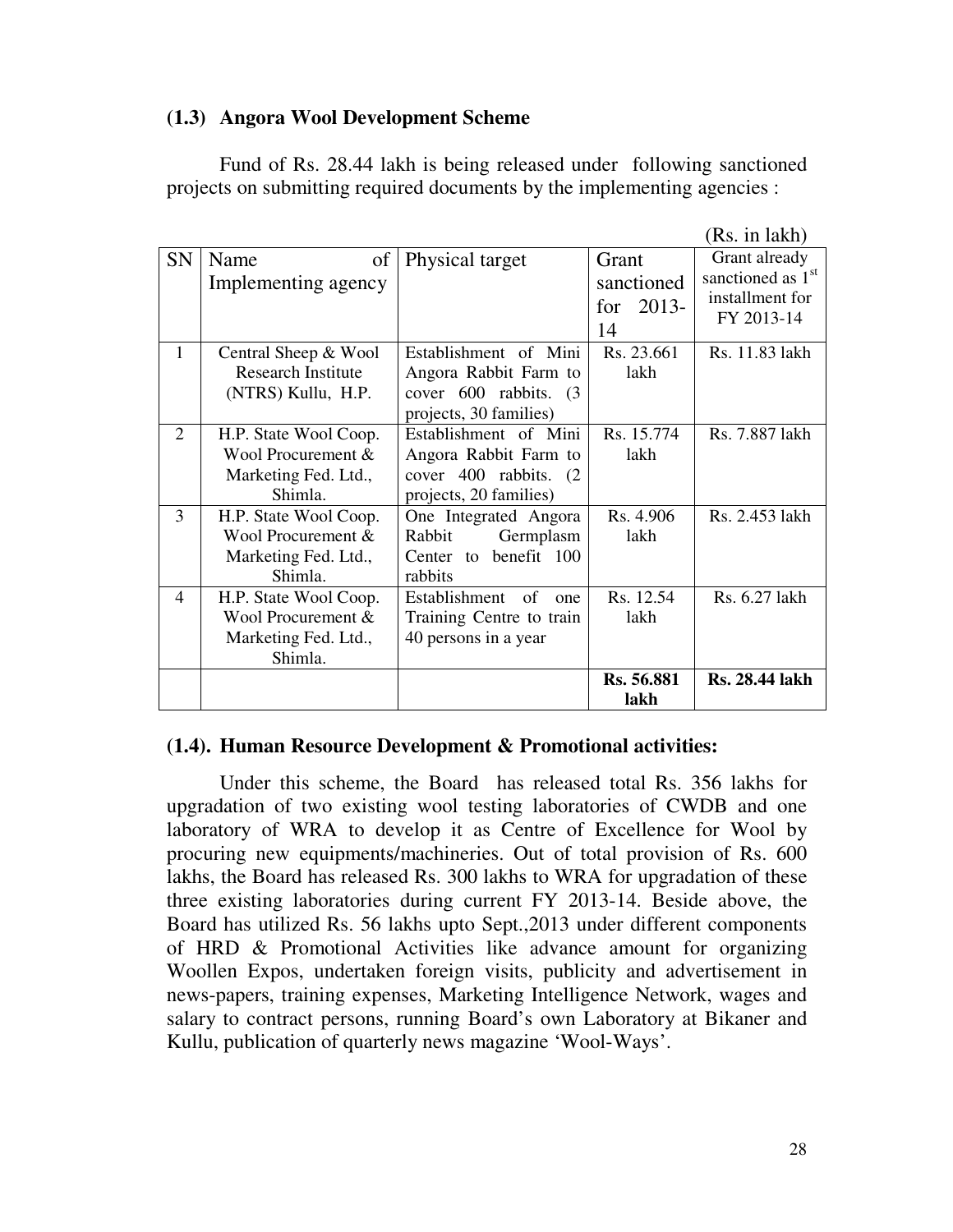### (1.3) Angora Wool Development Scheme

Fund of Rs. 28.44 lakh is being released under following sanctioned projects on submitting required documents by the implementing agencies :

(Rs. in lakh)

| SN | Name of Implementing agency | Physical target | Grant sanctioned for 2013-14 | Grant already sanctioned as 1st installment for FY 2013-14 |
|---|---|---|---|---|
| 1 | Central Sheep & Wool Research Institute (NTRS) Kullu, H.P. | Establishment of Mini Angora Rabbit Farm to cover 600 rabbits. (3 projects, 30 families) | Rs. 23.661 lakh | Rs. 11.83 lakh |
| 2 | H.P. State Wool Coop. Wool Procurement & Marketing Fed. Ltd., Shimla. | Establishment of Mini Angora Rabbit Farm to cover 400 rabbits. (2 projects, 20 families) | Rs. 15.774 lakh | Rs. 7.887 lakh |
| 3 | H.P. State Wool Coop. Wool Procurement & Marketing Fed. Ltd., Shimla. | One Integrated Angora Rabbit Germplasm Center to benefit 100 rabbits | Rs. 4.906 lakh | Rs. 2.453 lakh |
| 4 | H.P. State Wool Coop. Wool Procurement & Marketing Fed. Ltd., Shimla. | Establishment of one Training Centre to train 40 persons in a year | Rs. 12.54 lakh | Rs. 6.27 lakh |
| | | | **Rs. 56.881 lakh** | **Rs. 28.44 lakh** |

### (1.4). Human Resource Development & Promotional activities:

Under this scheme, the Board has released total Rs. 356 lakhs for upgradation of two existing wool testing laboratories of CWDB and one laboratory of WRA to develop it as Centre of Excellence for Wool by procuring new equipments/machineries. Out of total provision of Rs. 600 lakhs, the Board has released Rs. 300 lakhs to WRA for upgradation of these three existing laboratories during current FY 2013-14. Beside above, the Board has utilized Rs. 56 lakhs upto Sept.,2013 under different components of HRD & Promotional Activities like advance amount for organizing Woollen Expos, undertaken foreign visits, publicity and advertisement in news-papers, training expenses, Marketing Intelligence Network, wages and salary to contract persons, running Board's own Laboratory at Bikaner and Kullu, publication of quarterly news magazine 'Wool-Ways'.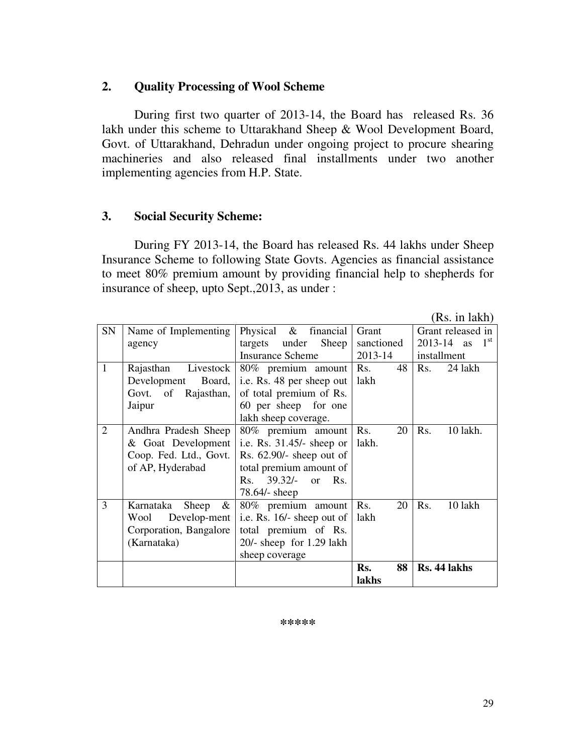## 2. Quality Processing of Wool Scheme

During first two quarter of 2013-14, the Board has released Rs. 36 lakh under this scheme to Uttarakhand Sheep & Wool Development Board, Govt. of Uttarakhand, Dehradun under ongoing project to procure shearing machineries and also released final installments under two another implementing agencies from H.P. State.

## 3. Social Security Scheme:

During FY 2013-14, the Board has released Rs. 44 lakhs under Sheep Insurance Scheme to following State Govts. Agencies as financial assistance to meet 80% premium amount by providing financial help to shepherds for insurance of sheep, upto Sept.,2013, as under :

(Rs. in lakh)

| SN | Name of Implementing agency | Physical & financial targets under Sheep Insurance Scheme | Grant sanctioned 2013-14 | Grant released in 2013-14 as 1st installment |
|---|---|---|---|---|
| 1 | Rajasthan Livestock Development Board, Govt. of Rajasthan, Jaipur | 80% premium amount i.e. Rs. 48 per sheep out of total premium of Rs. 60 per sheep for one lakh sheep coverage. | Rs. 48 lakh | Rs. 24 lakh |
| 2 | Andhra Pradesh Sheep & Goat Development Coop. Fed. Ltd., Govt. of AP, Hyderabad | 80% premium amount i.e. Rs. 31.45/- sheep or Rs. 62.90/- sheep out of total premium amount of Rs. 39.32/- or Rs. 78.64/- sheep | Rs. 20 lakh. | Rs. 10 lakh. |
| 3 | Karnataka Sheep & Wool Develop-ment Corporation, Bangalore (Karnataka) | 80% premium amount i.e. Rs. 16/- sheep out of total premium of Rs. 20/- sheep for 1.29 lakh sheep coverage | Rs. 20 lakh | Rs. 10 lakh |
| | | | **Rs. 88 lakhs** | **Rs. 44 lakhs** |

*****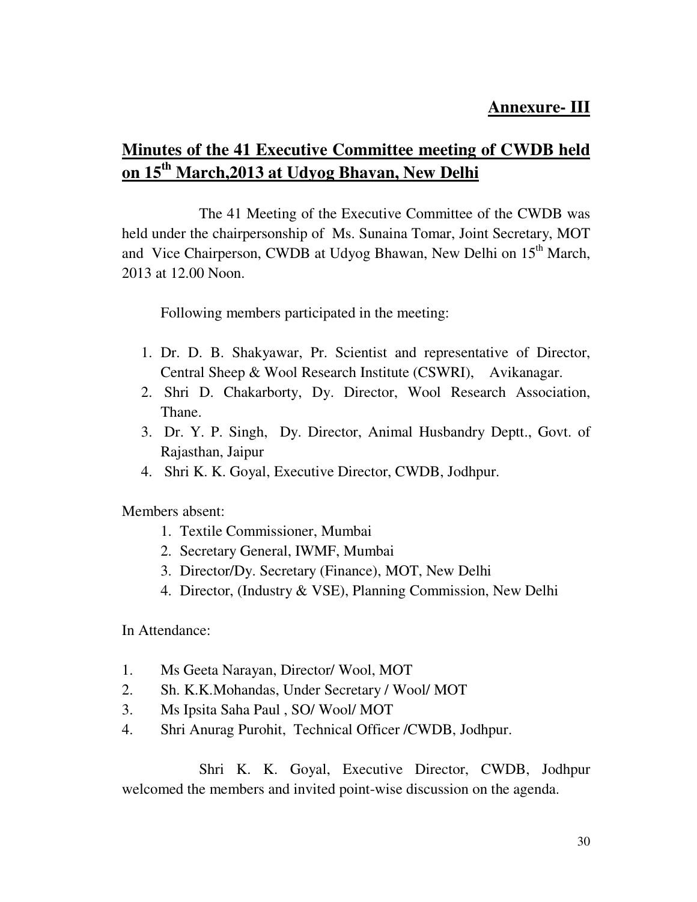**Annexure- III**

## Minutes of the 41 Executive Committee meeting of CWDB held on 15th March,2013 at Udyog Bhavan, New Delhi

The 41 Meeting of the Executive Committee of the CWDB was held under the chairpersonship of Ms. Sunaina Tomar, Joint Secretary, MOT and Vice Chairperson, CWDB at Udyog Bhawan, New Delhi on 15th March, 2013 at 12.00 Noon.

Following members participated in the meeting:

1. Dr. D. B. Shakyawar, Pr. Scientist and representative of Director, Central Sheep & Wool Research Institute (CSWRI), Avikanagar.
2. Shri D. Chakarborty, Dy. Director, Wool Research Association, Thane.
3. Dr. Y. P. Singh, Dy. Director, Animal Husbandry Deptt., Govt. of Rajasthan, Jaipur
4. Shri K. K. Goyal, Executive Director, CWDB, Jodhpur.

Members absent:

1. Textile Commissioner, Mumbai
2. Secretary General, IWMF, Mumbai
3. Director/Dy. Secretary (Finance), MOT, New Delhi
4. Director, (Industry & VSE), Planning Commission, New Delhi

In Attendance:

1. Ms Geeta Narayan, Director/ Wool, MOT
2. Sh. K.K.Mohandas, Under Secretary / Wool/ MOT
3. Ms Ipsita Saha Paul , SO/ Wool/ MOT
4. Shri Anurag Purohit, Technical Officer /CWDB, Jodhpur.

Shri K. K. Goyal, Executive Director, CWDB, Jodhpur welcomed the members and invited point-wise discussion on the agenda.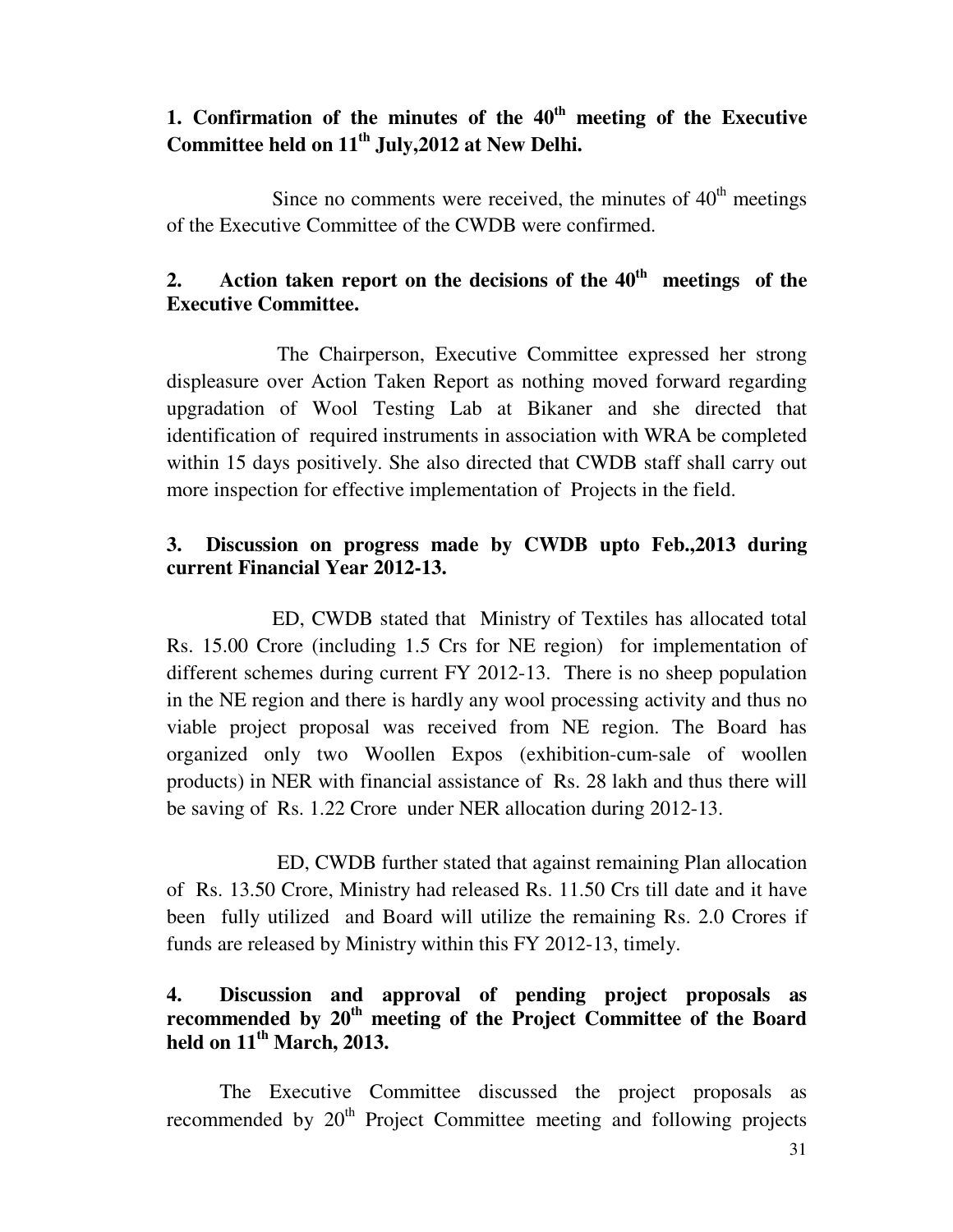**1. Confirmation of the minutes of the 40th meeting of the Executive Committee held on 11th July,2012 at New Delhi.**

Since no comments were received, the minutes of 40th meetings of the Executive Committee of the CWDB were confirmed.

**2. Action taken report on the decisions of the 40th meetings of the Executive Committee.**

The Chairperson, Executive Committee expressed her strong displeasure over Action Taken Report as nothing moved forward regarding upgradation of Wool Testing Lab at Bikaner and she directed that identification of required instruments in association with WRA be completed within 15 days positively. She also directed that CWDB staff shall carry out more inspection for effective implementation of Projects in the field.

**3. Discussion on progress made by CWDB upto Feb.,2013 during current Financial Year 2012-13.**

ED, CWDB stated that Ministry of Textiles has allocated total Rs. 15.00 Crore (including 1.5 Crs for NE region) for implementation of different schemes during current FY 2012-13. There is no sheep population in the NE region and there is hardly any wool processing activity and thus no viable project proposal was received from NE region. The Board has organized only two Woollen Expos (exhibition-cum-sale of woollen products) in NER with financial assistance of Rs. 28 lakh and thus there will be saving of Rs. 1.22 Crore under NER allocation during 2012-13.

ED, CWDB further stated that against remaining Plan allocation of Rs. 13.50 Crore, Ministry had released Rs. 11.50 Crs till date and it have been fully utilized and Board will utilize the remaining Rs. 2.0 Crores if funds are released by Ministry within this FY 2012-13, timely.

**4. Discussion and approval of pending project proposals as recommended by 20th meeting of the Project Committee of the Board held on 11th March, 2013.**

The Executive Committee discussed the project proposals as recommended by 20th Project Committee meeting and following projects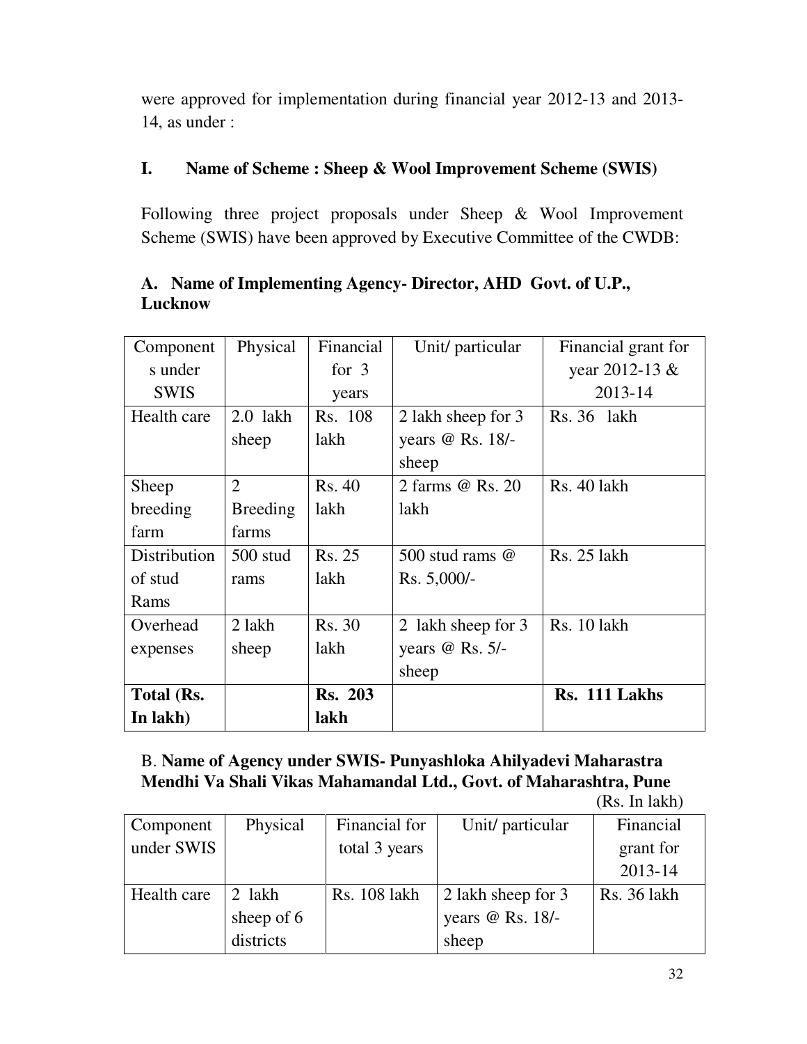were approved for implementation during financial year 2012-13 and 2013-14, as under :

## I. Name of Scheme : Sheep & Wool Improvement Scheme (SWIS)

Following three project proposals under Sheep & Wool Improvement Scheme (SWIS) have been approved by Executive Committee of the CWDB:

### A. Name of Implementing Agency- Director, AHD Govt. of U.P., Lucknow

| Components under SWIS | Physical | Financial for 3 years | Unit/ particular | Financial grant for year 2012-13 & 2013-14 |
|---|---|---|---|---|
| Health care | 2.0 lakh sheep | Rs. 108 lakh | 2 lakh sheep for 3 years @ Rs. 18/- sheep | Rs. 36 lakh |
| Sheep breeding farm | 2 Breeding farms | Rs. 40 lakh | 2 farms @ Rs. 20 lakh | Rs. 40 lakh |
| Distribution of stud Rams | 500 stud rams | Rs. 25 lakh | 500 stud rams @ Rs. 5,000/- | Rs. 25 lakh |
| Overhead expenses | 2 lakh sheep | Rs. 30 lakh | 2 lakh sheep for 3 years @ Rs. 5/- sheep | Rs. 10 lakh |
| **Total (Rs. In lakh)** | | **Rs. 203 lakh** | | **Rs. 111 Lakhs** |

### B. Name of Agency under SWIS- Punyashloka Ahilyadevi Maharastra Mendhi Va Shali Vikas Mahamandal Ltd., Govt. of Maharashtra, Pune

(Rs. In lakh)

| Component under SWIS | Physical | Financial for total 3 years | Unit/ particular | Financial grant for 2013-14 |
|---|---|---|---|---|
| Health care | 2 lakh sheep of 6 districts | Rs. 108 lakh | 2 lakh sheep for 3 years @ Rs. 18/- sheep | Rs. 36 lakh |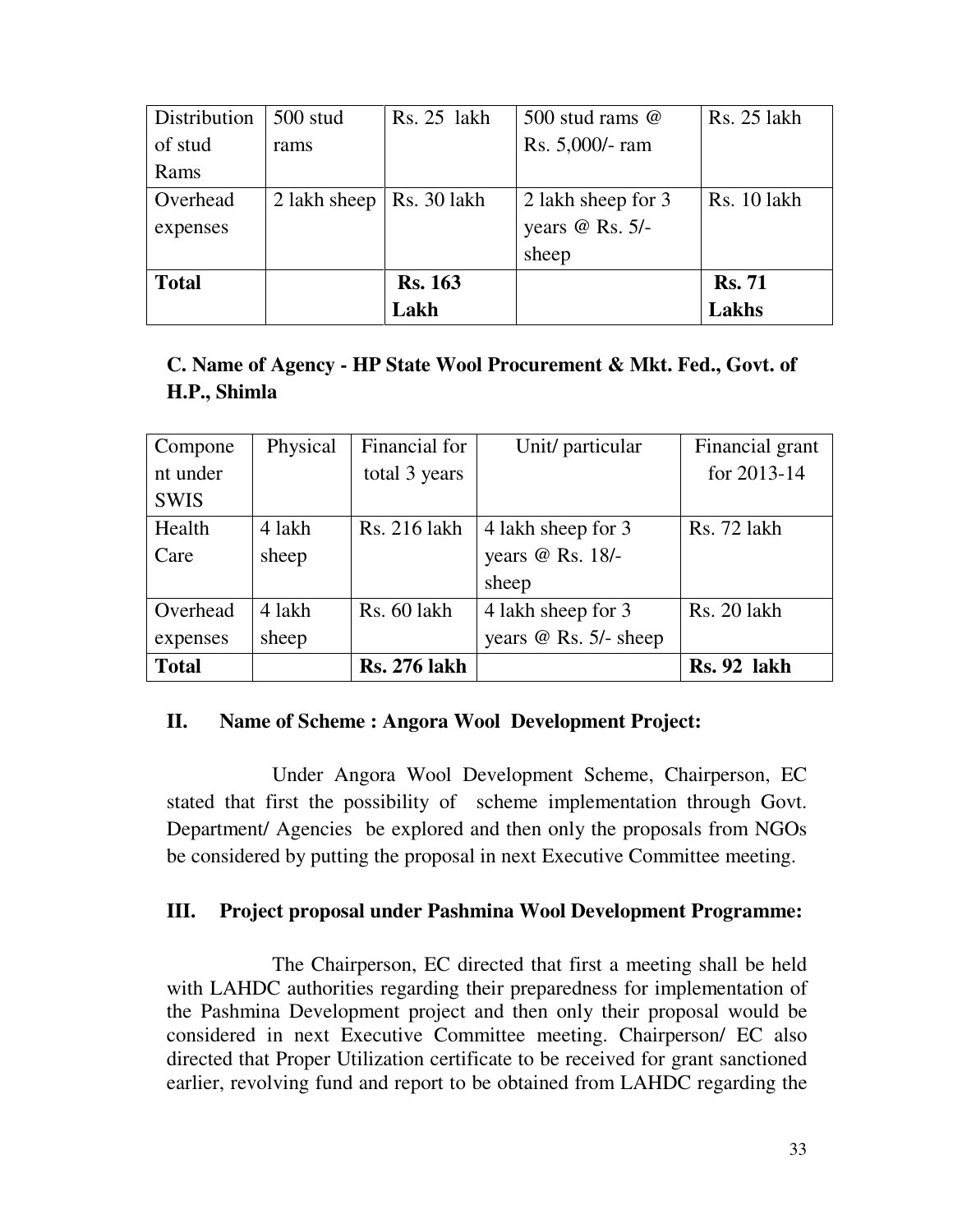| Distribution of stud Rams | 500 stud rams | Rs. 25 lakh | 500 stud rams @ Rs. 5,000/- ram | Rs. 25 lakh |
|---|---|---|---|---|
| Overhead expenses | 2 lakh sheep | Rs. 30 lakh | 2 lakh sheep for 3 years @ Rs. 5/- sheep | Rs. 10 lakh |
| **Total** | | **Rs. 163 Lakh** | | **Rs. 71 Lakhs** |

### C. Name of Agency - HP State Wool Procurement & Mkt. Fed., Govt. of H.P., Shimla

| Component under SWIS | Physical | Financial for total 3 years | Unit/ particular | Financial grant for 2013-14 |
|---|---|---|---|---|
| Health Care | 4 lakh sheep | Rs. 216 lakh | 4 lakh sheep for 3 years @ Rs. 18/- sheep | Rs. 72 lakh |
| Overhead expenses | 4 lakh sheep | Rs. 60 lakh | 4 lakh sheep for 3 years @ Rs. 5/- sheep | Rs. 20 lakh |
| **Total** | | **Rs. 276 lakh** | | **Rs. 92 lakh** |

### II. Name of Scheme : Angora Wool Development Project:

Under Angora Wool Development Scheme, Chairperson, EC stated that first the possibility of scheme implementation through Govt. Department/ Agencies be explored and then only the proposals from NGOs be considered by putting the proposal in next Executive Committee meeting.

### III. Project proposal under Pashmina Wool Development Programme:

The Chairperson, EC directed that first a meeting shall be held with LAHDC authorities regarding their preparedness for implementation of the Pashmina Development project and then only their proposal would be considered in next Executive Committee meeting. Chairperson/ EC also directed that Proper Utilization certificate to be received for grant sanctioned earlier, revolving fund and report to be obtained from LAHDC regarding the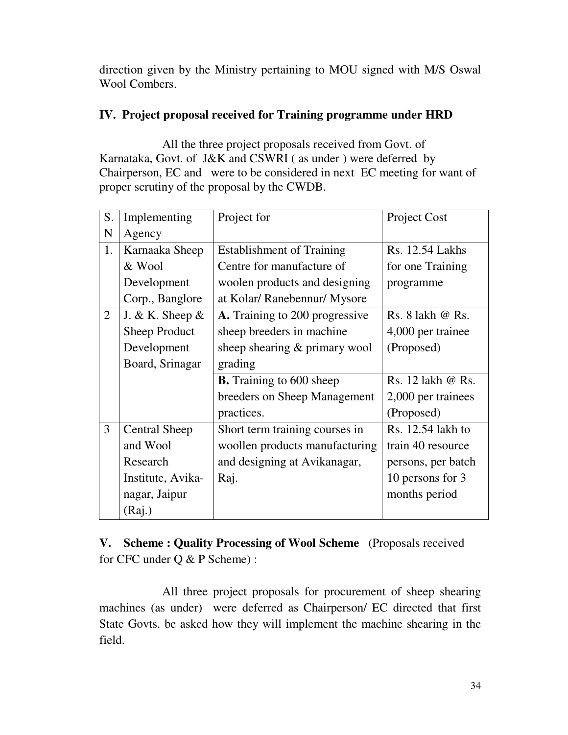direction given by the Ministry pertaining to MOU signed with M/S Oswal Wool Combers.

## IV. Project proposal received for Training programme under HRD

All the three project proposals received from Govt. of Karnataka, Govt. of J&K and CSWRI ( as under ) were deferred by Chairperson, EC and were to be considered in next EC meeting for want of proper scrutiny of the proposal by the CWDB.

| S. N | Implementing Agency | Project for | Project Cost |
|---|---|---|---|
| 1. | Karnaaka Sheep & Wool Development Corp., Banglore | Establishment of Training Centre for manufacture of woolen products and designing at Kolar/ Ranebennur/ Mysore | Rs. 12.54 Lakhs for one Training programme |
| 2 | J. & K. Sheep & Sheep Product Development Board, Srinagar | **A.** Training to 200 progressive sheep breeders in machine sheep shearing & primary wool grading | Rs. 8 lakh @ Rs. 4,000 per trainee (Proposed) |
| | | **B.** Training to 600 sheep breeders on Sheep Management practices. | Rs. 12 lakh @ Rs. 2,000 per trainees (Proposed) |
| 3 | Central Sheep and Wool Research Institute, Avika-nagar, Jaipur (Raj.) | Short term training courses in woollen products manufacturing and designing at Avikanagar, Raj. | Rs. 12.54 lakh to train 40 resource persons, per batch 10 persons for 3 months period |

## V. Scheme : Quality Processing of Wool Scheme (Proposals received for CFC under Q & P Scheme) :

All three project proposals for procurement of sheep shearing machines (as under) were deferred as Chairperson/ EC directed that first State Govts. be asked how they will implement the machine shearing in the field.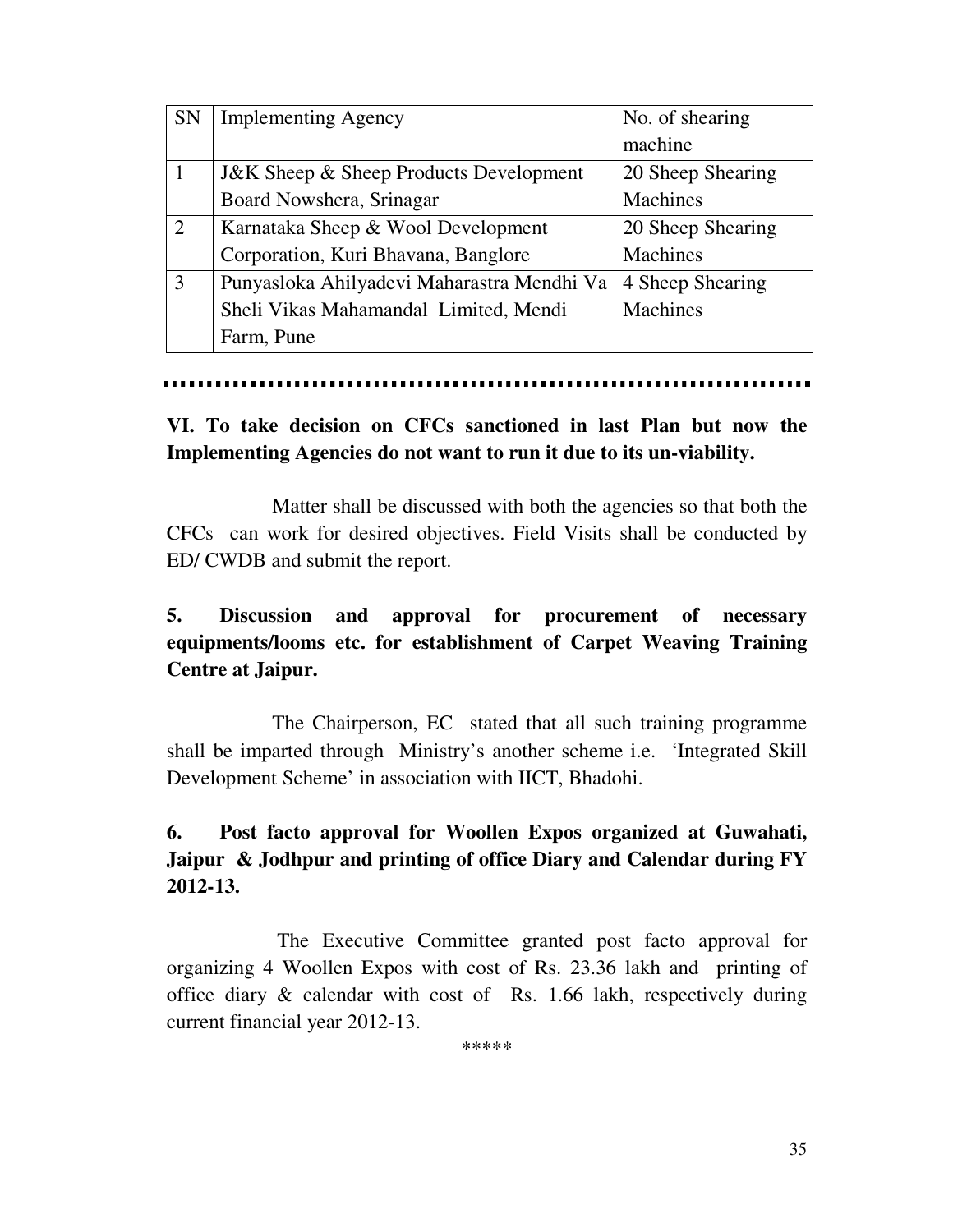| SN | Implementing Agency | No. of shearing machine |
|---|---|---|
| 1 | J&K Sheep & Sheep Products Development Board Nowshera, Srinagar | 20 Sheep Shearing Machines |
| 2 | Karnataka Sheep & Wool Development Corporation, Kuri Bhavana, Banglore | 20 Sheep Shearing Machines |
| 3 | Punyasloka Ahilyadevi Maharastra Mendhi Va Sheli Vikas Mahamandal Limited, Mendi Farm, Pune | 4 Sheep Shearing Machines |

---

**VI. To take decision on CFCs sanctioned in last Plan but now the Implementing Agencies do not want to run it due to its un-viability.**

Matter shall be discussed with both the agencies so that both the CFCs can work for desired objectives. Field Visits shall be conducted by ED/ CWDB and submit the report.

**5. Discussion and approval for procurement of necessary equipments/looms etc. for establishment of Carpet Weaving Training Centre at Jaipur.**

The Chairperson, EC stated that all such training programme shall be imparted through Ministry's another scheme i.e. 'Integrated Skill Development Scheme' in association with IICT, Bhadohi.

**6. Post facto approval for Woollen Expos organized at Guwahati, Jaipur & Jodhpur and printing of office Diary and Calendar during FY 2012-13.**

The Executive Committee granted post facto approval for organizing 4 Woollen Expos with cost of Rs. 23.36 lakh and printing of office diary & calendar with cost of Rs. 1.66 lakh, respectively during current financial year 2012-13.

*****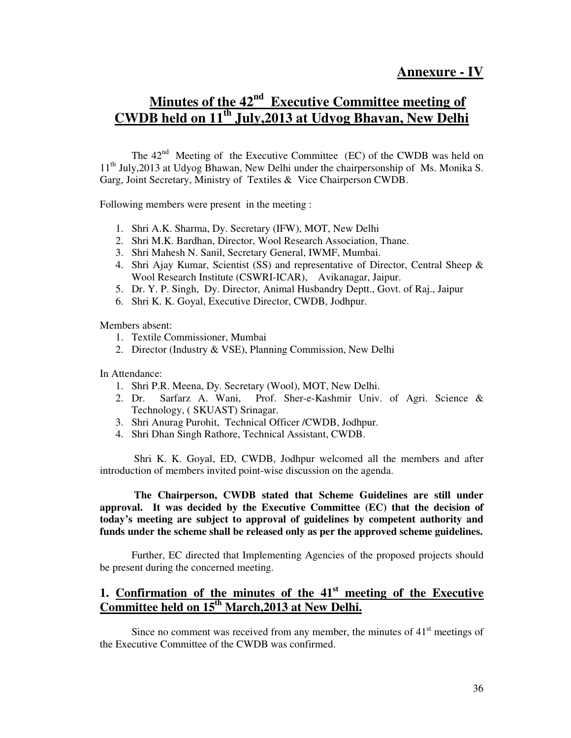**Annexure - IV**

# Minutes of the 42nd Executive Committee meeting of CWDB held on 11th July,2013 at Udyog Bhavan, New Delhi

The 42nd Meeting of the Executive Committee (EC) of the CWDB was held on 11th July,2013 at Udyog Bhawan, New Delhi under the chairpersonship of Ms. Monika S. Garg, Joint Secretary, Ministry of Textiles & Vice Chairperson CWDB.

Following members were present in the meeting :

1. Shri A.K. Sharma, Dy. Secretary (IFW), MOT, New Delhi
2. Shri M.K. Bardhan, Director, Wool Research Association, Thane.
3. Shri Mahesh N. Sanil, Secretary General, IWMF, Mumbai.
4. Shri Ajay Kumar, Scientist (SS) and representative of Director, Central Sheep & Wool Research Institute (CSWRI-ICAR), Avikanagar, Jaipur.
5. Dr. Y. P. Singh, Dy. Director, Animal Husbandry Deptt., Govt. of Raj., Jaipur
6. Shri K. K. Goyal, Executive Director, CWDB, Jodhpur.

Members absent:

1. Textile Commissioner, Mumbai
2. Director (Industry & VSE), Planning Commission, New Delhi

In Attendance:

1. Shri P.R. Meena, Dy. Secretary (Wool), MOT, New Delhi.
2. Dr. Sarfarz A. Wani, Prof. Sher-e-Kashmir Univ. of Agri. Science & Technology, ( SKUAST) Srinagar.
3. Shri Anurag Purohit, Technical Officer /CWDB, Jodhpur.
4. Shri Dhan Singh Rathore, Technical Assistant, CWDB.

Shri K. K. Goyal, ED, CWDB, Jodhpur welcomed all the members and after introduction of members invited point-wise discussion on the agenda.

**The Chairperson, CWDB stated that Scheme Guidelines are still under approval. It was decided by the Executive Committee (EC) that the decision of today's meeting are subject to approval of guidelines by competent authority and funds under the scheme shall be released only as per the approved scheme guidelines.**

Further, EC directed that Implementing Agencies of the proposed projects should be present during the concerned meeting.

## 1. Confirmation of the minutes of the 41st meeting of the Executive Committee held on 15th March,2013 at New Delhi.

Since no comment was received from any member, the minutes of 41st meetings of the Executive Committee of the CWDB was confirmed.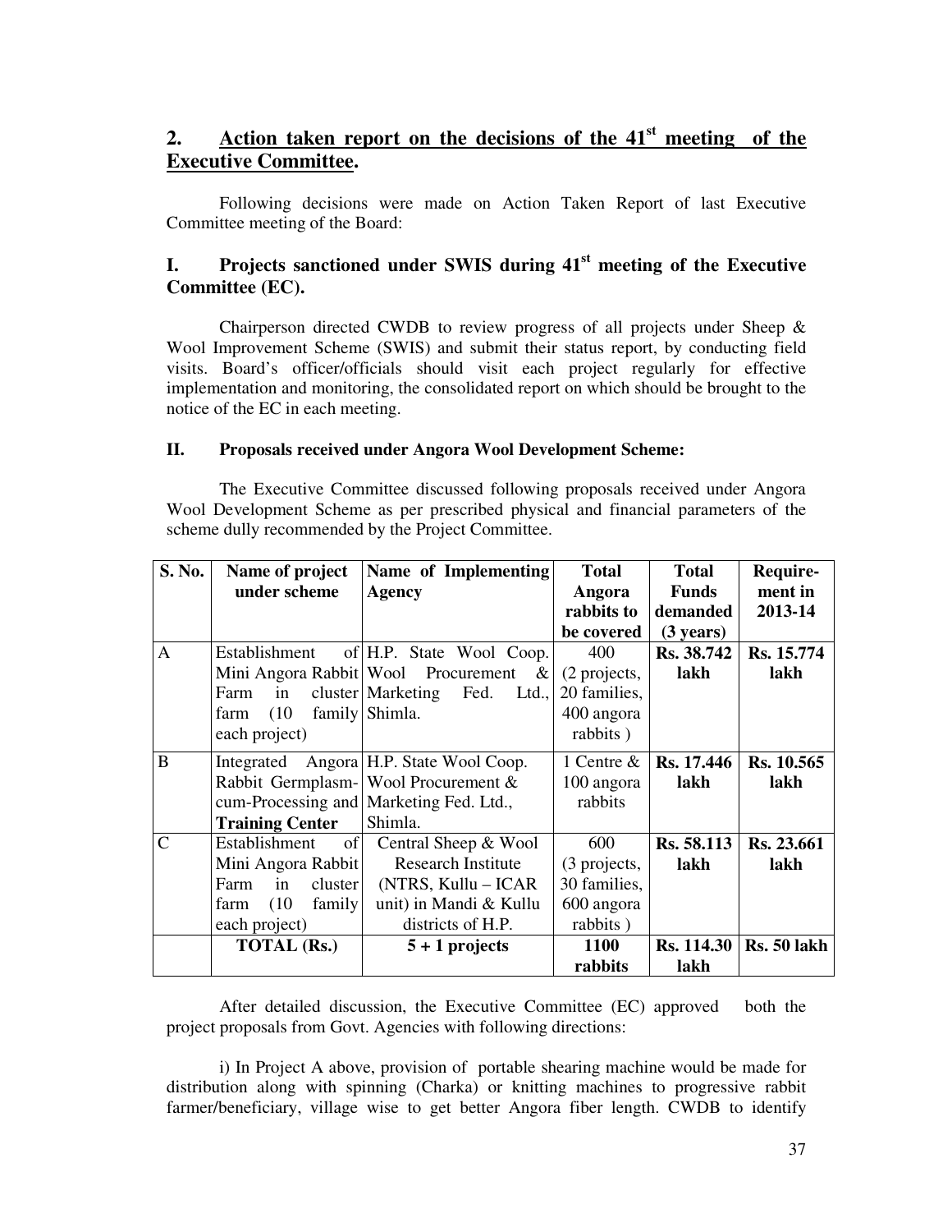## 2. Action taken report on the decisions of the 41st meeting of the Executive Committee.

Following decisions were made on Action Taken Report of last Executive Committee meeting of the Board:

### I. Projects sanctioned under SWIS during 41st meeting of the Executive Committee (EC).

Chairperson directed CWDB to review progress of all projects under Sheep & Wool Improvement Scheme (SWIS) and submit their status report, by conducting field visits. Board's officer/officials should visit each project regularly for effective implementation and monitoring, the consolidated report on which should be brought to the notice of the EC in each meeting.

### II. Proposals received under Angora Wool Development Scheme:

The Executive Committee discussed following proposals received under Angora Wool Development Scheme as per prescribed physical and financial parameters of the scheme dully recommended by the Project Committee.

| S. No. | Name of project under scheme | Name of Implementing Agency | Total Angora rabbits to be covered | Total Funds demanded (3 years) | Requirement in 2013-14 |
|---|---|---|---|---|---|
| A | Establishment of Mini Angora Rabbit Farm in cluster farm (10 family each project) | H.P. State Wool Coop. Wool Procurement & Marketing Fed. Ltd., Shimla. | 400 (2 projects, 20 families, 400 angora rabbits ) | **Rs. 38.742 lakh** | **Rs. 15.774 lakh** |
| B | Integrated Angora Rabbit Germplasm-cum-Processing and **Training Center** | H.P. State Wool Coop. Wool Procurement & Marketing Fed. Ltd., Shimla. | 1 Centre & 100 angora rabbits | **Rs. 17.446 lakh** | **Rs. 10.565 lakh** |
| C | Establishment of Mini Angora Rabbit Farm in cluster farm (10 family each project) | Central Sheep & Wool Research Institute (NTRS, Kullu – ICAR unit) in Mandi & Kullu districts of H.P. | 600 (3 projects, 30 families, 600 angora rabbits ) | **Rs. 58.113 lakh** | **Rs. 23.661 lakh** |
| | **TOTAL (Rs.)** | **5 + 1 projects** | **1100 rabbits** | **Rs. 114.30 lakh** | **Rs. 50 lakh** |

After detailed discussion, the Executive Committee (EC) approved both the project proposals from Govt. Agencies with following directions:

i) In Project A above, provision of portable shearing machine would be made for distribution along with spinning (Charka) or knitting machines to progressive rabbit farmer/beneficiary, village wise to get better Angora fiber length. CWDB to identify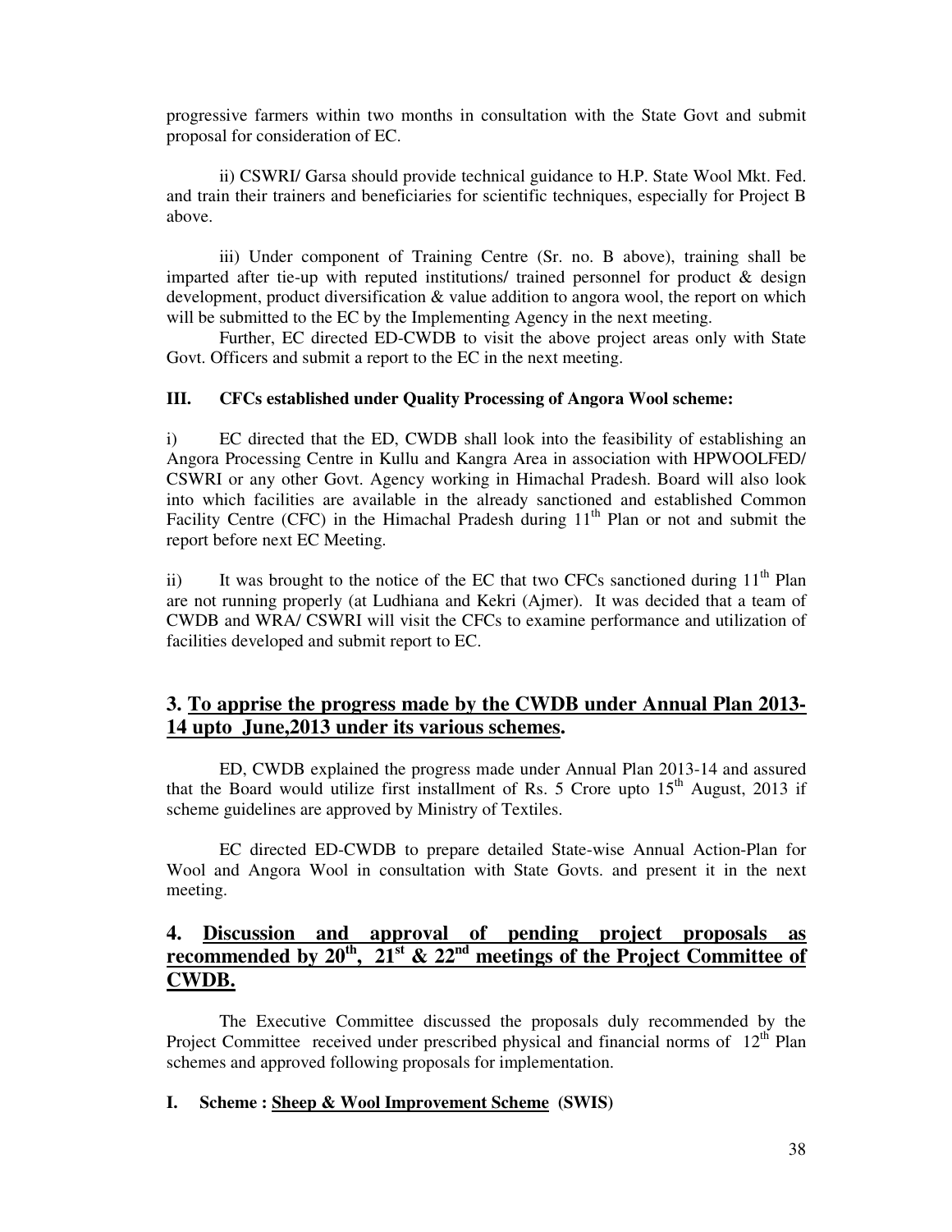progressive farmers within two months in consultation with the State Govt and submit proposal for consideration of EC.

ii) CSWRI/ Garsa should provide technical guidance to H.P. State Wool Mkt. Fed. and train their trainers and beneficiaries for scientific techniques, especially for Project B above.

iii) Under component of Training Centre (Sr. no. B above), training shall be imparted after tie-up with reputed institutions/ trained personnel for product & design development, product diversification & value addition to angora wool, the report on which will be submitted to the EC by the Implementing Agency in the next meeting.

Further, EC directed ED-CWDB to visit the above project areas only with State Govt. Officers and submit a report to the EC in the next meeting.

**III. CFCs established under Quality Processing of Angora Wool scheme:**

i) EC directed that the ED, CWDB shall look into the feasibility of establishing an Angora Processing Centre in Kullu and Kangra Area in association with HPWOOLFED/ CSWRI or any other Govt. Agency working in Himachal Pradesh. Board will also look into which facilities are available in the already sanctioned and established Common Facility Centre (CFC) in the Himachal Pradesh during 11th Plan or not and submit the report before next EC Meeting.

ii) It was brought to the notice of the EC that two CFCs sanctioned during 11th Plan are not running properly (at Ludhiana and Kekri (Ajmer). It was decided that a team of CWDB and WRA/ CSWRI will visit the CFCs to examine performance and utilization of facilities developed and submit report to EC.

## 3. To apprise the progress made by the CWDB under Annual Plan 2013-14 upto June,2013 under its various schemes.

ED, CWDB explained the progress made under Annual Plan 2013-14 and assured that the Board would utilize first installment of Rs. 5 Crore upto 15th August, 2013 if scheme guidelines are approved by Ministry of Textiles.

EC directed ED-CWDB to prepare detailed State-wise Annual Action-Plan for Wool and Angora Wool in consultation with State Govts. and present it in the next meeting.

## 4. Discussion and approval of pending project proposals as recommended by 20th, 21st & 22nd meetings of the Project Committee of CWDB.

The Executive Committee discussed the proposals duly recommended by the Project Committee received under prescribed physical and financial norms of 12th Plan schemes and approved following proposals for implementation.

**I. Scheme : Sheep & Wool Improvement Scheme (SWIS)**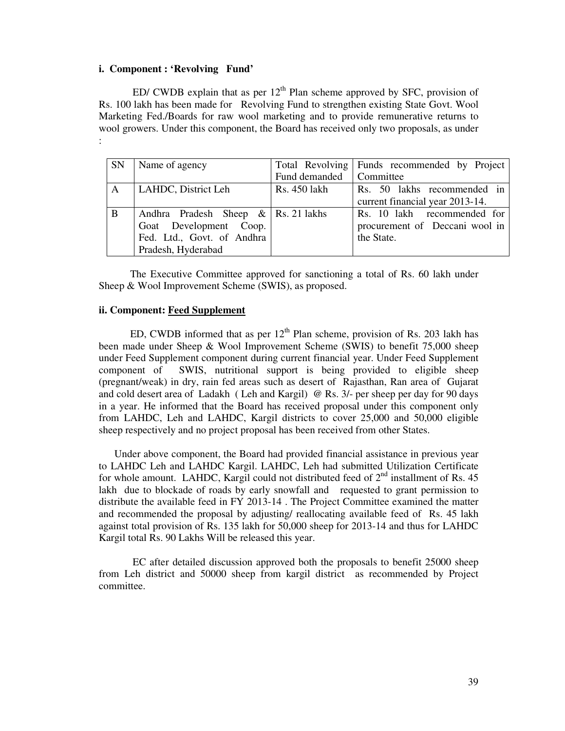**i. Component : 'Revolving Fund'**

ED/ CWDB explain that as per 12th Plan scheme approved by SFC, provision of Rs. 100 lakh has been made for Revolving Fund to strengthen existing State Govt. Wool Marketing Fed./Boards for raw wool marketing and to provide remunerative returns to wool growers. Under this component, the Board has received only two proposals, as under :

| SN | Name of agency | Total Revolving Fund demanded | Funds recommended by Project Committee |
|---|---|---|---|
| A | LAHDC, District Leh | Rs. 450 lakh | Rs. 50 lakhs recommended in current financial year 2013-14. |
| B | Andhra Pradesh Sheep & Goat Development Coop. Fed. Ltd., Govt. of Andhra Pradesh, Hyderabad | Rs. 21 lakhs | Rs. 10 lakh recommended for procurement of Deccani wool in the State. |

The Executive Committee approved for sanctioning a total of Rs. 60 lakh under Sheep & Wool Improvement Scheme (SWIS), as proposed.

**ii. Component: Feed Supplement**

ED, CWDB informed that as per 12th Plan scheme, provision of Rs. 203 lakh has been made under Sheep & Wool Improvement Scheme (SWIS) to benefit 75,000 sheep under Feed Supplement component during current financial year. Under Feed Supplement component of SWIS, nutritional support is being provided to eligible sheep (pregnant/weak) in dry, rain fed areas such as desert of Rajasthan, Ran area of Gujarat and cold desert area of Ladakh ( Leh and Kargil) @ Rs. 3/- per sheep per day for 90 days in a year. He informed that the Board has received proposal under this component only from LAHDC, Leh and LAHDC, Kargil districts to cover 25,000 and 50,000 eligible sheep respectively and no project proposal has been received from other States.

Under above component, the Board had provided financial assistance in previous year to LAHDC Leh and LAHDC Kargil. LAHDC, Leh had submitted Utilization Certificate for whole amount. LAHDC, Kargil could not distributed feed of 2nd installment of Rs. 45 lakh due to blockade of roads by early snowfall and requested to grant permission to distribute the available feed in FY 2013-14 . The Project Committee examined the matter and recommended the proposal by adjusting/ reallocating available feed of Rs. 45 lakh against total provision of Rs. 135 lakh for 50,000 sheep for 2013-14 and thus for LAHDC Kargil total Rs. 90 Lakhs Will be released this year.

EC after detailed discussion approved both the proposals to benefit 25000 sheep from Leh district and 50000 sheep from kargil district as recommended by Project committee.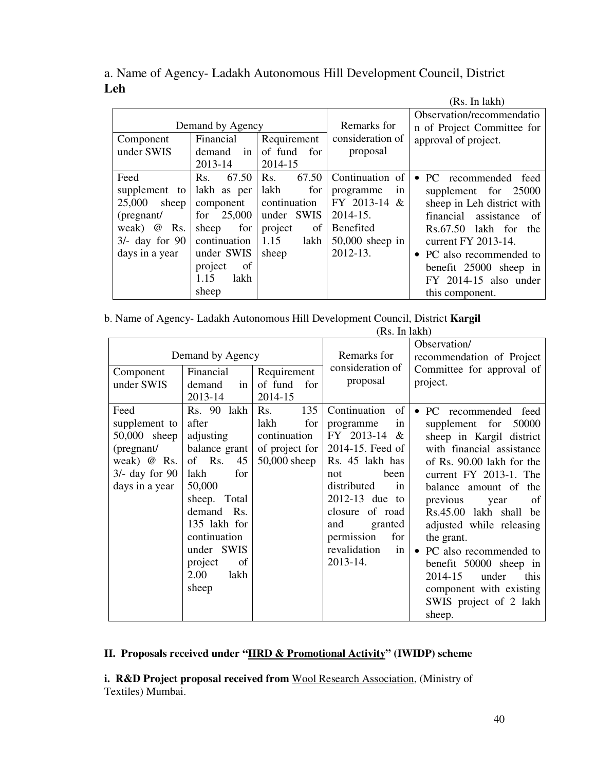a. Name of Agency- Ladakh Autonomous Hill Development Council, District **Leh**

(Rs. In lakh)

| Demand by Agency | | | Remarks for consideration of proposal | Observation/recommendation of Project Committee for approval of project. |
|---|---|---|---|---|
| Component under SWIS | Financial demand in 2013-14 | Requirement of fund for 2014-15 | | |
| Feed supplement to 25,000 sheep (pregnant/ weak) @ Rs. 3/- day for 90 days in a year | Rs. 67.50 lakh as per component for 25,000 sheep for continuation under SWIS project of 1.15 lakh sheep | Rs. 67.50 lakh for continuation under SWIS project of 1.15 lakh sheep | Continuation of programme in FY 2013-14 & 2014-15. Benefited 50,000 sheep in 2012-13. | • PC recommended feed supplement for 25000 sheep in Leh district with financial assistance of Rs.67.50 lakh for the current FY 2013-14. • PC also recommended to benefit 25000 sheep in FY 2014-15 also under this component. |

b. Name of Agency- Ladakh Autonomous Hill Development Council, District **Kargil**

(Rs. In lakh)

| Demand by Agency | | | Remarks for consideration of proposal | Observation/ recommendation of Project Committee for approval of project. |
|---|---|---|---|---|
| Component under SWIS | Financial demand in 2013-14 | Requirement of fund for 2014-15 | | |
| Feed supplement to 50,000 sheep (pregnant/ weak) @ Rs. 3/- day for 90 days in a year | Rs. 90 lakh after adjusting balance grant of Rs. 45 lakh for 50,000 sheep. Total demand Rs. 135 lakh for continuation under SWIS project of 2.00 lakh sheep | Rs. 135 lakh for continuation of project for 50,000 sheep | Continuation of programme in FY 2013-14 & 2014-15. Feed of Rs. 45 lakh has not been distributed in 2012-13 due to closure of road and granted permission for revalidation in 2013-14. | • PC recommended feed supplement for 50000 sheep in Kargil district with financial assistance of Rs. 90.00 lakh for the current FY 2013-1. The balance amount of the previous year of Rs.45.00 lakh shall be adjusted while releasing the grant. • PC also recommended to benefit 50000 sheep in 2014-15 under this component with existing SWIS project of 2 lakh sheep. |

**II. Proposals received under "HRD & Promotional Activity" (IWIDP) scheme**

**i. R&D Project proposal received from** Wool Research Association, (Ministry of Textiles) Mumbai.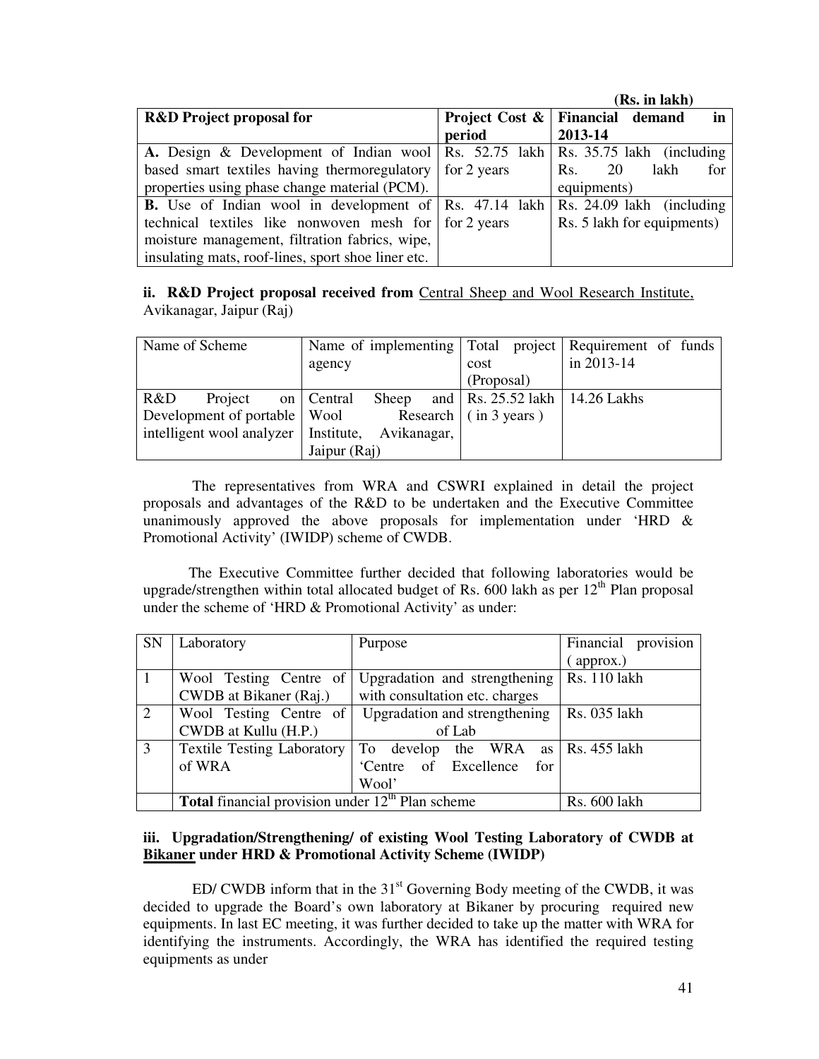(Rs. in lakh)

| R&D Project proposal for | Project Cost & period | Financial demand in 2013-14 |
|---|---|---|
| **A.** Design & Development of Indian wool based smart textiles having thermoregulatory properties using phase change material (PCM). | Rs. 52.75 lakh for 2 years | Rs. 35.75 lakh (including Rs. 20 lakh for equipments) |
| **B.** Use of Indian wool in development of technical textiles like nonwoven mesh for moisture management, filtration fabrics, wipe, insulating mats, roof-lines, sport shoe liner etc. | Rs. 47.14 lakh for 2 years | Rs. 24.09 lakh (including Rs. 5 lakh for equipments) |

**ii. R&D Project proposal received from** <u>Central Sheep and Wool Research Institute,</u> Avikanagar, Jaipur (Raj)

| Name of Scheme | Name of implementing agency | Total project cost (Proposal) | Requirement of funds in 2013-14 |
|---|---|---|---|
| R&D Project on Development of portable intelligent wool analyzer | Central Sheep and Wool Research Institute, Avikanagar, Jaipur (Raj) | Rs. 25.52 lakh ( in 3 years ) | 14.26 Lakhs |

The representatives from WRA and CSWRI explained in detail the project proposals and advantages of the R&D to be undertaken and the Executive Committee unanimously approved the above proposals for implementation under 'HRD & Promotional Activity' (IWIDP) scheme of CWDB.

The Executive Committee further decided that following laboratories would be upgrade/strengthen within total allocated budget of Rs. 600 lakh as per 12th Plan proposal under the scheme of 'HRD & Promotional Activity' as under:

| SN | Laboratory | Purpose | Financial provision ( approx.) |
|---|---|---|---|
| 1 | Wool Testing Centre of CWDB at Bikaner (Raj.) | Upgradation and strengthening with consultation etc. charges | Rs. 110 lakh |
| 2 | Wool Testing Centre of CWDB at Kullu (H.P.) | Upgradation and strengthening of Lab | Rs. 035 lakh |
| 3 | Textile Testing Laboratory of WRA | To develop the WRA as 'Centre of Excellence for Wool' | Rs. 455 lakh |
| | **Total** financial provision under 12th Plan scheme | | Rs. 600 lakh |

**iii. Upgradation/Strengthening/ of existing Wool Testing Laboratory of CWDB at <u>Bikaner</u> under HRD & Promotional Activity Scheme (IWIDP)**

ED/ CWDB inform that in the 31st Governing Body meeting of the CWDB, it was decided to upgrade the Board's own laboratory at Bikaner by procuring required new equipments. In last EC meeting, it was further decided to take up the matter with WRA for identifying the instruments. Accordingly, the WRA has identified the required testing equipments as under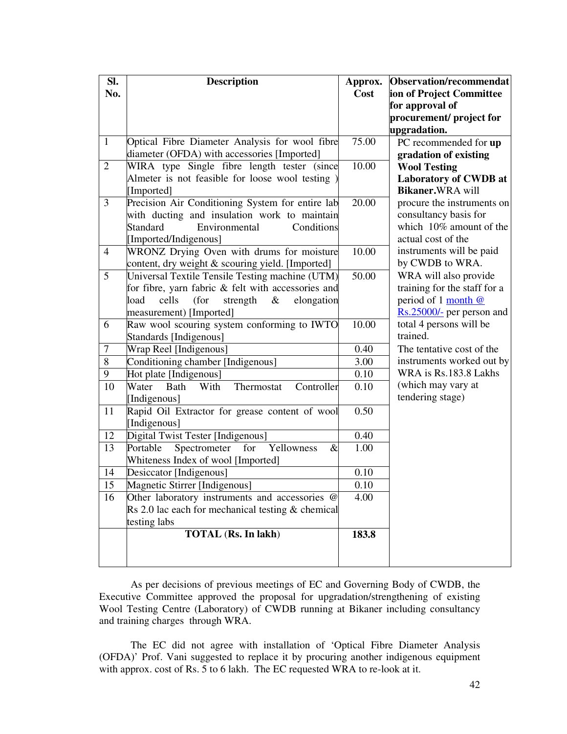| Sl. No. | Description | Approx. Cost | Observation/recommendation of Project Committee for approval of procurement/ project for upgradation. |
|---|---|---|---|
| 1 | Optical Fibre Diameter Analysis for wool fibre diameter (OFDA) with accessories [Imported] | 75.00 | PC recommended for **up gradation of existing Wool Testing Laboratory of CWDB at Bikaner.** WRA will procure the instruments on consultancy basis for which 10% amount of the actual cost of the instruments will be paid by CWDB to WRA. WRA will also provide training for the staff for a period of 1 month @ Rs.25000/- per person and total 4 persons will be trained. The tentative cost of the instruments worked out by WRA is Rs.183.8 Lakhs (which may vary at tendering stage) |
| 2 | WIRA type Single fibre length tester (since Almeter is not feasible for loose wool testing ) [Imported] | 10.00 | |
| 3 | Precision Air Conditioning System for entire lab with ducting and insulation work to maintain Standard Environmental Conditions [Imported/Indigenous] | 20.00 | |
| 4 | WRONZ Drying Oven with drums for moisture content, dry weight & scouring yield. [Imported] | 10.00 | |
| 5 | Universal Textile Tensile Testing machine (UTM) for fibre, yarn fabric & felt with accessories and load cells (for strength & elongation measurement) [Imported] | 50.00 | |
| 6 | Raw wool scouring system conforming to IWTO Standards [Indigenous] | 10.00 | |
| 7 | Wrap Reel [Indigenous] | 0.40 | |
| 8 | Conditioning chamber [Indigenous] | 3.00 | |
| 9 | Hot plate [Indigenous] | 0.10 | |
| 10 | Water Bath With Thermostat Controller [Indigenous] | 0.10 | |
| 11 | Rapid Oil Extractor for grease content of wool [Indigenous] | 0.50 | |
| 12 | Digital Twist Tester [Indigenous] | 0.40 | |
| 13 | Portable Spectrometer for Yellowness & Whiteness Index of wool [Imported] | 1.00 | |
| 14 | Desiccator [Indigenous] | 0.10 | |
| 15 | Magnetic Stirrer [Indigenous] | 0.10 | |
| 16 | Other laboratory instruments and accessories @ Rs 2.0 lac each for mechanical testing & chemical testing labs | 4.00 | |
| | **TOTAL (Rs. In lakh)** | **183.8** | |

As per decisions of previous meetings of EC and Governing Body of CWDB, the Executive Committee approved the proposal for upgradation/strengthening of existing Wool Testing Centre (Laboratory) of CWDB running at Bikaner including consultancy and training charges through WRA.

The EC did not agree with installation of 'Optical Fibre Diameter Analysis (OFDA)' Prof. Vani suggested to replace it by procuring another indigenous equipment with approx. cost of Rs. 5 to 6 lakh. The EC requested WRA to re-look at it.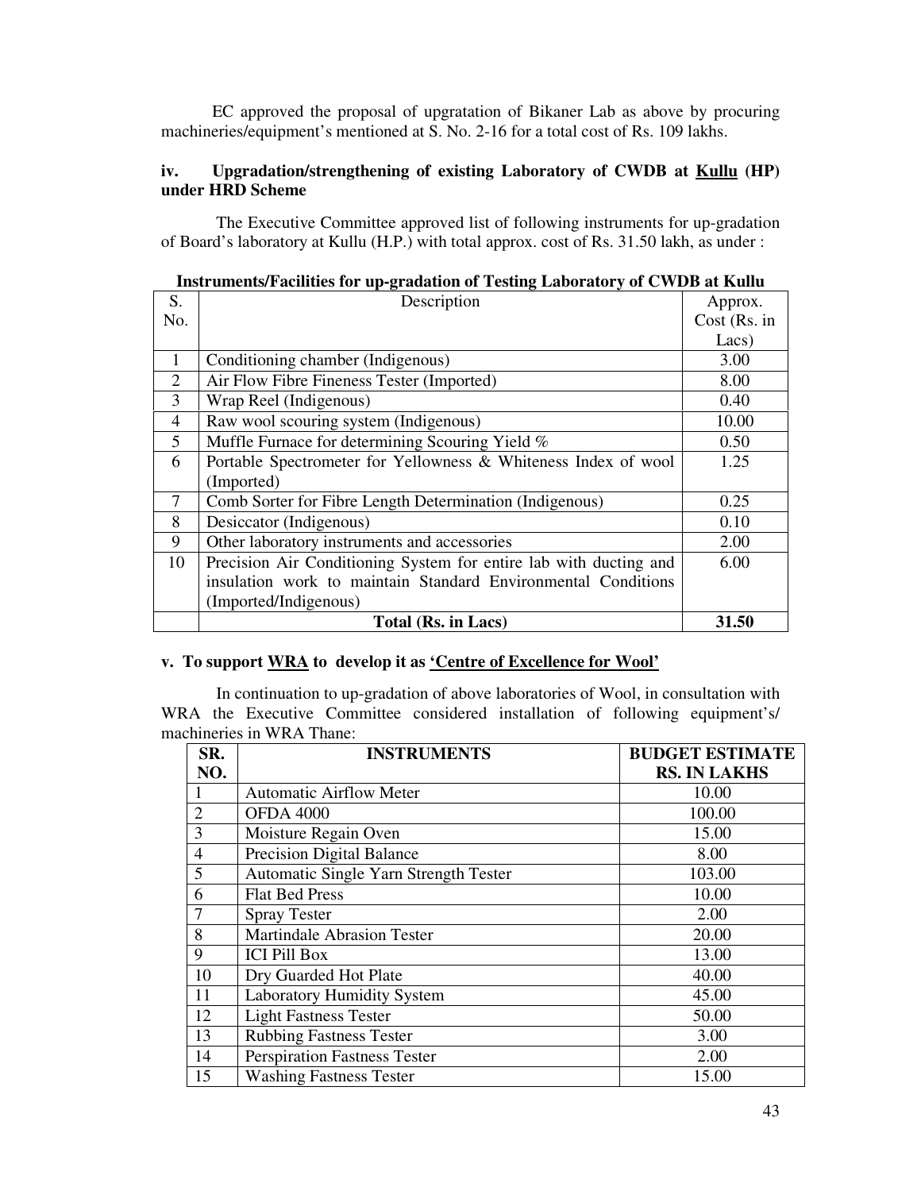EC approved the proposal of upgratation of Bikaner Lab as above by procuring machineries/equipment's mentioned at S. No. 2-16 for a total cost of Rs. 109 lakhs.

### iv. Upgradation/strengthening of existing Laboratory of CWDB at Kullu (HP) under HRD Scheme

The Executive Committee approved list of following instruments for up-gradation of Board's laboratory at Kullu (H.P.) with total approx. cost of Rs. 31.50 lakh, as under :

**Instruments/Facilities for up-gradation of Testing Laboratory of CWDB at Kullu**

| S. No. | Description | Approx. Cost (Rs. in Lacs) |
|---|---|---|
| 1 | Conditioning chamber (Indigenous) | 3.00 |
| 2 | Air Flow Fibre Fineness Tester (Imported) | 8.00 |
| 3 | Wrap Reel (Indigenous) | 0.40 |
| 4 | Raw wool scouring system (Indigenous) | 10.00 |
| 5 | Muffle Furnace for determining Scouring Yield % | 0.50 |
| 6 | Portable Spectrometer for Yellowness & Whiteness Index of wool (Imported) | 1.25 |
| 7 | Comb Sorter for Fibre Length Determination (Indigenous) | 0.25 |
| 8 | Desiccator (Indigenous) | 0.10 |
| 9 | Other laboratory instruments and accessories | 2.00 |
| 10 | Precision Air Conditioning System for entire lab with ducting and insulation work to maintain Standard Environmental Conditions (Imported/Indigenous) | 6.00 |
| | **Total (Rs. in Lacs)** | **31.50** |

### v. To support WRA to develop it as 'Centre of Excellence for Wool'

In continuation to up-gradation of above laboratories of Wool, in consultation with WRA the Executive Committee considered installation of following equipment's/ machineries in WRA Thane:

| SR. NO. | INSTRUMENTS | BUDGET ESTIMATE RS. IN LAKHS |
|---|---|---|
| 1 | Automatic Airflow Meter | 10.00 |
| 2 | OFDA 4000 | 100.00 |
| 3 | Moisture Regain Oven | 15.00 |
| 4 | Precision Digital Balance | 8.00 |
| 5 | Automatic Single Yarn Strength Tester | 103.00 |
| 6 | Flat Bed Press | 10.00 |
| 7 | Spray Tester | 2.00 |
| 8 | Martindale Abrasion Tester | 20.00 |
| 9 | ICI Pill Box | 13.00 |
| 10 | Dry Guarded Hot Plate | 40.00 |
| 11 | Laboratory Humidity System | 45.00 |
| 12 | Light Fastness Tester | 50.00 |
| 13 | Rubbing Fastness Tester | 3.00 |
| 14 | Perspiration Fastness Tester | 2.00 |
| 15 | Washing Fastness Tester | 15.00 |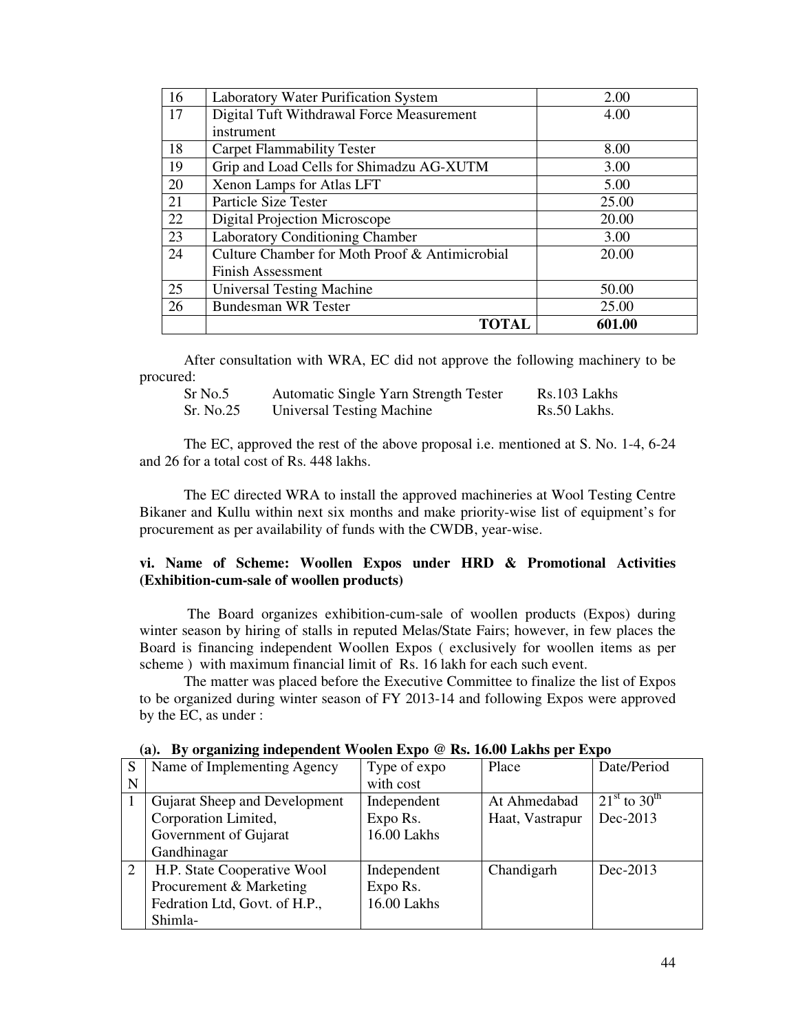| 16 | Laboratory Water Purification System | 2.00 |
|---|---|---|
| 17 | Digital Tuft Withdrawal Force Measurement instrument | 4.00 |
| 18 | Carpet Flammability Tester | 8.00 |
| 19 | Grip and Load Cells for Shimadzu AG-XUTM | 3.00 |
| 20 | Xenon Lamps for Atlas LFT | 5.00 |
| 21 | Particle Size Tester | 25.00 |
| 22 | Digital Projection Microscope | 20.00 |
| 23 | Laboratory Conditioning Chamber | 3.00 |
| 24 | Culture Chamber for Moth Proof & Antimicrobial Finish Assessment | 20.00 |
| 25 | Universal Testing Machine | 50.00 |
| 26 | Bundesman WR Tester | 25.00 |
| | **TOTAL** | **601.00** |

After consultation with WRA, EC did not approve the following machinery to be procured:

| Sr No.5 | Automatic Single Yarn Strength Tester | Rs.103 Lakhs |
|---|---|---|
| Sr. No.25 | Universal Testing Machine | Rs.50 Lakhs. |

The EC, approved the rest of the above proposal i.e. mentioned at S. No. 1-4, 6-24 and 26 for a total cost of Rs. 448 lakhs.

The EC directed WRA to install the approved machineries at Wool Testing Centre Bikaner and Kullu within next six months and make priority-wise list of equipment's for procurement as per availability of funds with the CWDB, year-wise.

**vi. Name of Scheme: Woollen Expos under HRD & Promotional Activities (Exhibition-cum-sale of woollen products)**

The Board organizes exhibition-cum-sale of woollen products (Expos) during winter season by hiring of stalls in reputed Melas/State Fairs; however, in few places the Board is financing independent Woollen Expos ( exclusively for woollen items as per scheme ) with maximum financial limit of Rs. 16 lakh for each such event.

The matter was placed before the Executive Committee to finalize the list of Expos to be organized during winter season of FY 2013-14 and following Expos were approved by the EC, as under :

**(a). By organizing independent Woolen Expo @ Rs. 16.00 Lakhs per Expo**

| SN | Name of Implementing Agency | Type of expo with cost | Place | Date/Period |
|---|---|---|---|---|
| 1 | Gujarat Sheep and Development Corporation Limited, Government of Gujarat Gandhinagar | Independent Expo Rs. 16.00 Lakhs | At Ahmedabad Haat, Vastrapur | 21st to 30th Dec-2013 |
| 2 | H.P. State Cooperative Wool Procurement & Marketing Fedration Ltd, Govt. of H.P., Shimla- | Independent Expo Rs. 16.00 Lakhs | Chandigarh | Dec-2013 |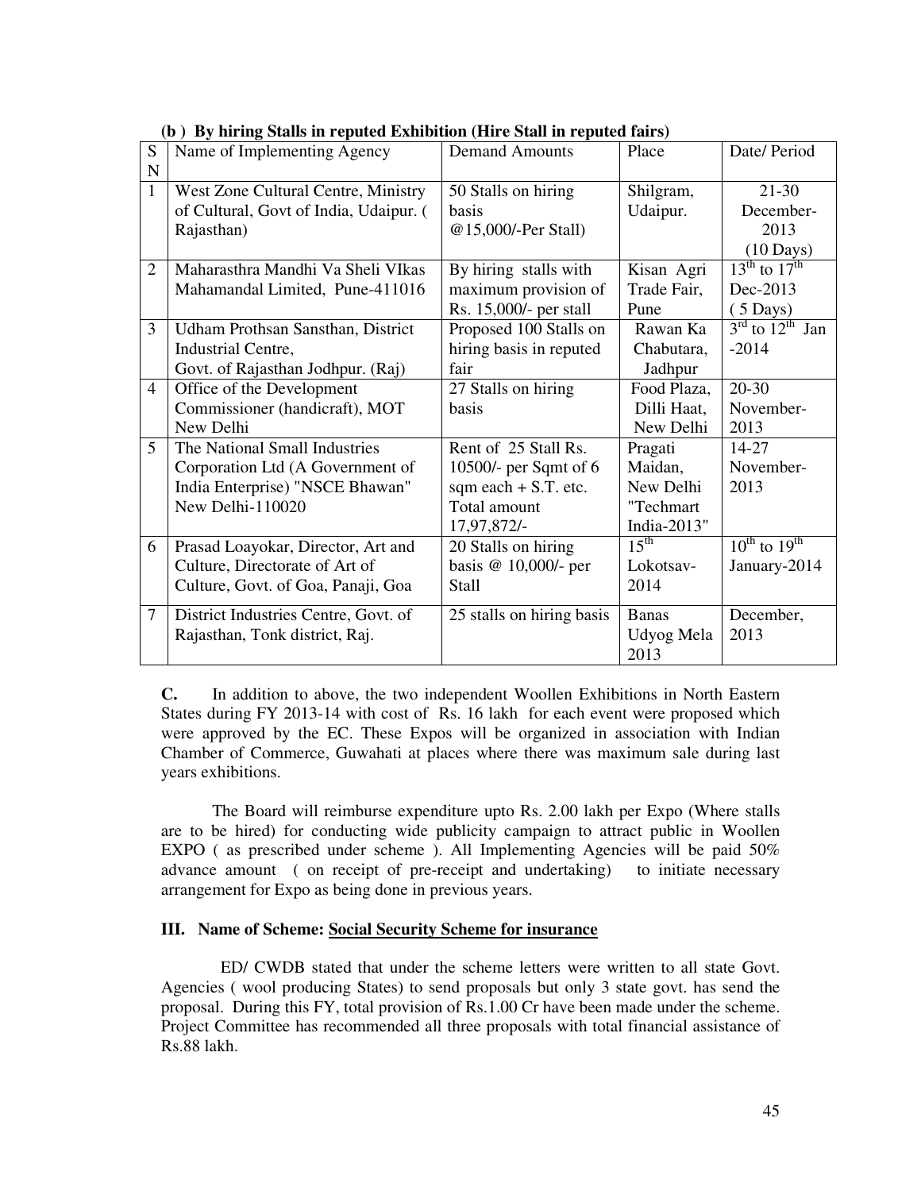**(b ) By hiring Stalls in reputed Exhibition (Hire Stall in reputed fairs)**

| SN | Name of Implementing Agency | Demand Amounts | Place | Date/ Period |
|---|---|---|---|---|
| 1 | West Zone Cultural Centre, Ministry of Cultural, Govt of India, Udaipur. ( Rajasthan) | 50 Stalls on hiring basis @15,000/-Per Stall) | Shilgram, Udaipur. | 21-30 December-2013 (10 Days) |
| 2 | Maharasthra Mandhi Va Sheli VIkas Mahamandal Limited, Pune-411016 | By hiring stalls with maximum provision of Rs. 15,000/- per stall | Kisan Agri Trade Fair, Pune | 13th to 17th Dec-2013 ( 5 Days) |
| 3 | Udham Prothsan Sansthan, District Industrial Centre, Govt. of Rajasthan Jodhpur. (Raj) | Proposed 100 Stalls on hiring basis in reputed fair | Rawan Ka Chabutara, Jadhpur | 3rd to 12th Jan -2014 |
| 4 | Office of the Development Commissioner (handicraft), MOT New Delhi | 27 Stalls on hiring basis | Food Plaza, Dilli Haat, New Delhi | 20-30 November-2013 |
| 5 | The National Small Industries Corporation Ltd (A Government of India Enterprise) "NSCE Bhawan" New Delhi-110020 | Rent of 25 Stall Rs. 10500/- per Sqmt of 6 sqm each + S.T. etc. Total amount 17,97,872/- | Pragati Maidan, New Delhi "Techmart India-2013" | 14-27 November-2013 |
| 6 | Prasad Loayokar, Director, Art and Culture, Directorate of Art of Culture, Govt. of Goa, Panaji, Goa | 20 Stalls on hiring basis @ 10,000/- per Stall | 15th Lokotsav-2014 | 10th to 19th January-2014 |
| 7 | District Industries Centre, Govt. of Rajasthan, Tonk district, Raj. | 25 stalls on hiring basis | Banas Udyog Mela 2013 | December, 2013 |

**C.** In addition to above, the two independent Woollen Exhibitions in North Eastern States during FY 2013-14 with cost of Rs. 16 lakh for each event were proposed which were approved by the EC. These Expos will be organized in association with Indian Chamber of Commerce, Guwahati at places where there was maximum sale during last years exhibitions.

The Board will reimburse expenditure upto Rs. 2.00 lakh per Expo (Where stalls are to be hired) for conducting wide publicity campaign to attract public in Woollen EXPO ( as prescribed under scheme ). All Implementing Agencies will be paid 50% advance amount ( on receipt of pre-receipt and undertaking) to initiate necessary arrangement for Expo as being done in previous years.

**III. Name of Scheme: <u>Social Security Scheme for insurance</u>**

ED/ CWDB stated that under the scheme letters were written to all state Govt. Agencies ( wool producing States) to send proposals but only 3 state govt. has send the proposal. During this FY, total provision of Rs.1.00 Cr have been made under the scheme. Project Committee has recommended all three proposals with total financial assistance of Rs.88 lakh.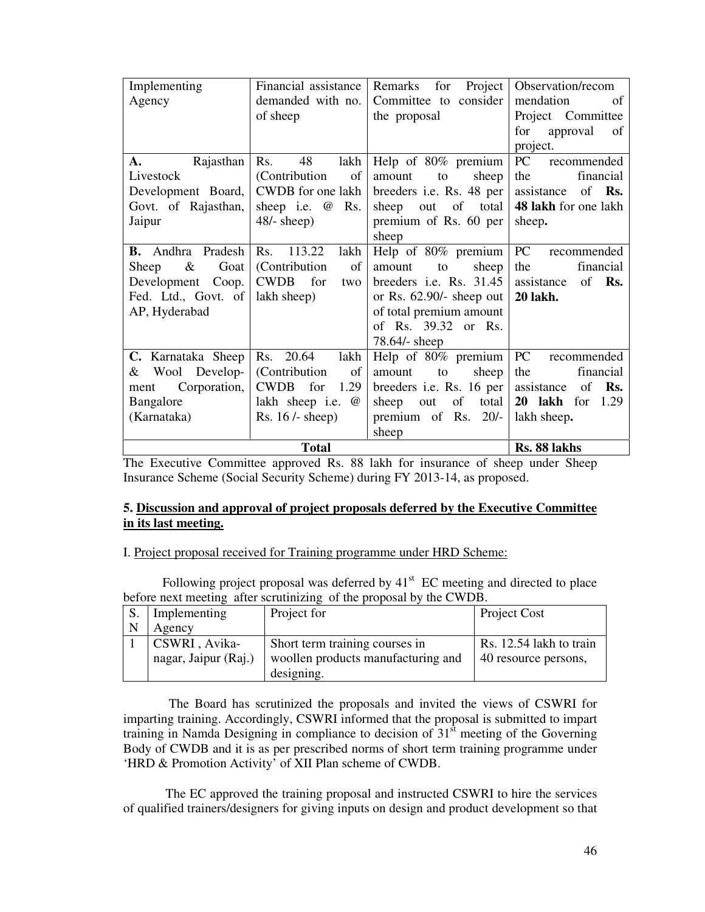| Implementing Agency | Financial assistance demanded with no. of sheep | Remarks for Project Committee to consider the proposal | Observation/recommendation of Project Committee for approval of project. |
|---|---|---|---|
| **A.** Rajasthan Livestock Development Board, Govt. of Rajasthan, Jaipur | Rs. 48 lakh (Contribution of CWDB for one lakh sheep i.e. @ Rs. 48/- sheep) | Help of 80% premium amount to sheep breeders i.e. Rs. 48 per sheep out of total premium of Rs. 60 per sheep | PC recommended the financial assistance of **Rs. 48 lakh** for one lakh sheep**.** |
| **B.** Andhra Pradesh Sheep & Goat Development Coop. Fed. Ltd., Govt. of AP, Hyderabad | Rs. 113.22 lakh (Contribution of CWDB for two lakh sheep) | Help of 80% premium amount to sheep breeders i.e. Rs. 31.45 or Rs. 62.90/- sheep out of total premium amount of Rs. 39.32 or Rs. 78.64/- sheep | PC recommended the financial assistance of **Rs. 20 lakh.** |
| **C.** Karnataka Sheep & Wool Development Corporation, Bangalore (Karnataka) | Rs. 20.64 lakh (Contribution of CWDB for 1.29 lakh sheep i.e. @ Rs. 16 /- sheep) | Help of 80% premium amount to sheep breeders i.e. Rs. 16 per sheep out of total premium of Rs. 20/- sheep | PC recommended the financial assistance of **Rs. 20 lakh** for 1.29 lakh sheep**.** |
| **Total** | | | **Rs. 88 lakhs** |

The Executive Committee approved Rs. 88 lakh for insurance of sheep under Sheep Insurance Scheme (Social Security Scheme) during FY 2013-14, as proposed.

**5. <u>Discussion and approval of project proposals deferred by the Executive Committee in its last meeting.</u>**

I. <u>Project proposal received for Training programme under HRD Scheme:</u>

Following project proposal was deferred by 41st EC meeting and directed to place before next meeting after scrutinizing of the proposal by the CWDB.

| S. N | Implementing Agency | Project for | Project Cost |
|---|---|---|---|
| 1 | CSWRI , Avika-nagar, Jaipur (Raj.) | Short term training courses in woollen products manufacturing and designing. | Rs. 12.54 lakh to train 40 resource persons, |

The Board has scrutinized the proposals and invited the views of CSWRI for imparting training. Accordingly, CSWRI informed that the proposal is submitted to impart training in Namda Designing in compliance to decision of 31st meeting of the Governing Body of CWDB and it is as per prescribed norms of short term training programme under 'HRD & Promotion Activity' of XII Plan scheme of CWDB.

The EC approved the training proposal and instructed CSWRI to hire the services of qualified trainers/designers for giving inputs on design and product development so that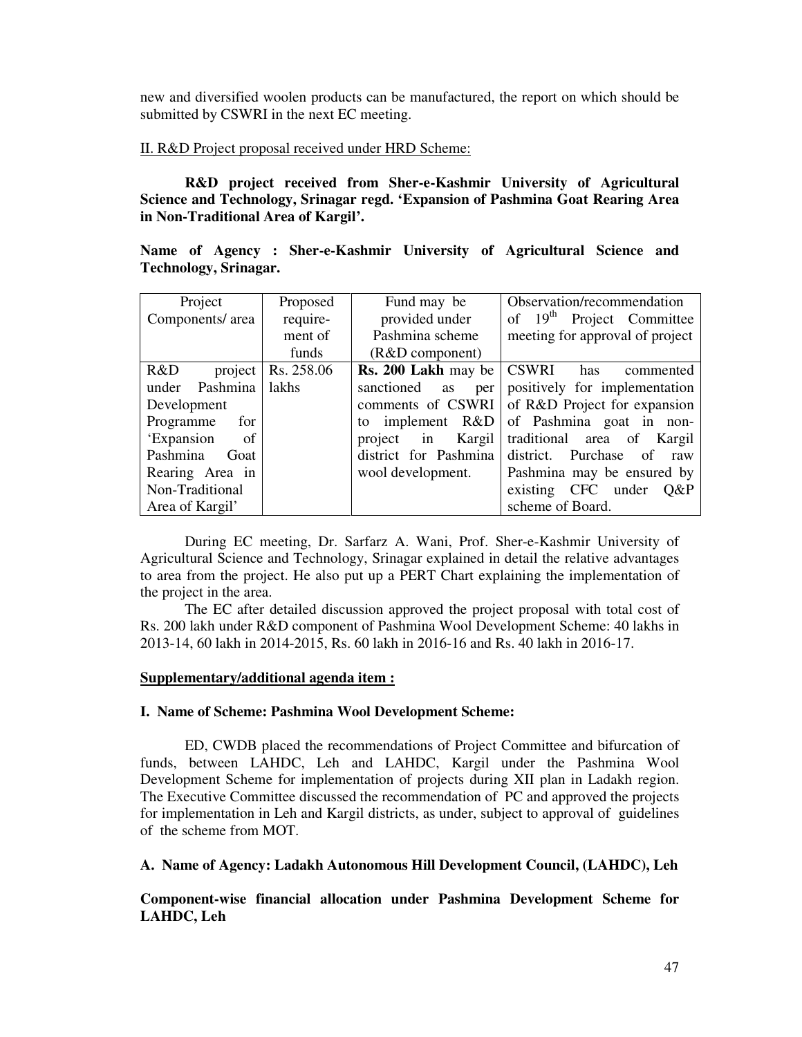new and diversified woolen products can be manufactured, the report on which should be submitted by CSWRI in the next EC meeting.

II. R&D Project proposal received under HRD Scheme:

**R&D project received from Sher-e-Kashmir University of Agricultural Science and Technology, Srinagar regd. 'Expansion of Pashmina Goat Rearing Area in Non-Traditional Area of Kargil'.**

**Name of Agency : Sher-e-Kashmir University of Agricultural Science and Technology, Srinagar.**

| Project Components/ area | Proposed require-ment of funds | Fund may be provided under Pashmina scheme (R&D component) | Observation/recommendation of 19th Project Committee meeting for approval of project |
|---|---|---|---|
| R&D project under Pashmina Development Programme for 'Expansion of Pashmina Goat Rearing Area in Non-Traditional Area of Kargil' | Rs. 258.06 lakhs | **Rs. 200 Lakh** may be sanctioned as per comments of CSWRI to implement R&D project in Kargil district for Pashmina wool development. | CSWRI has commented positively for implementation of R&D Project for expansion of Pashmina goat in non-traditional area of Kargil district. Purchase of raw Pashmina may be ensured by existing CFC under Q&P scheme of Board. |

During EC meeting, Dr. Sarfarz A. Wani, Prof. Sher-e-Kashmir University of Agricultural Science and Technology, Srinagar explained in detail the relative advantages to area from the project. He also put up a PERT Chart explaining the implementation of the project in the area.

The EC after detailed discussion approved the project proposal with total cost of Rs. 200 lakh under R&D component of Pashmina Wool Development Scheme: 40 lakhs in 2013-14, 60 lakh in 2014-2015, Rs. 60 lakh in 2016-16 and Rs. 40 lakh in 2016-17.

**Supplementary/additional agenda item :**

**I. Name of Scheme: Pashmina Wool Development Scheme:**

ED, CWDB placed the recommendations of Project Committee and bifurcation of funds, between LAHDC, Leh and LAHDC, Kargil under the Pashmina Wool Development Scheme for implementation of projects during XII plan in Ladakh region. The Executive Committee discussed the recommendation of PC and approved the projects for implementation in Leh and Kargil districts, as under, subject to approval of guidelines of the scheme from MOT.

**A. Name of Agency: Ladakh Autonomous Hill Development Council, (LAHDC), Leh**

**Component-wise financial allocation under Pashmina Development Scheme for LAHDC, Leh**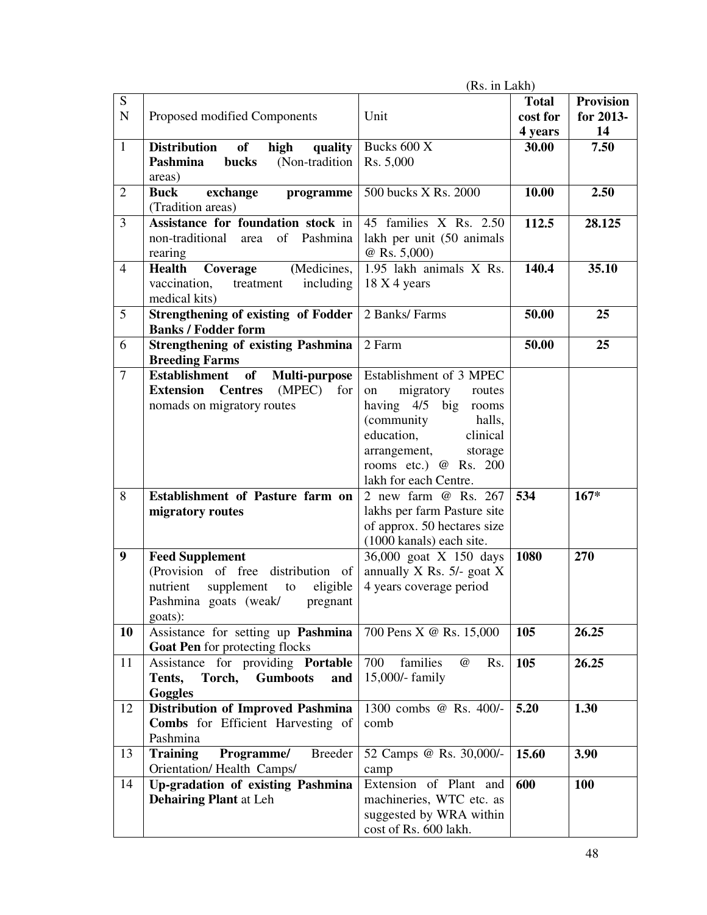(Rs. in Lakh)

| S N | Proposed modified Components | Unit | Total cost for 4 years | Provision for 2013-14 |
|---|---|---|---|---|
| 1 | **Distribution of high quality Pashmina bucks** (Non-tradition areas) | Bucks 600 X Rs. 5,000 | **30.00** | **7.50** |
| 2 | **Buck exchange programme** (Tradition areas) | 500 bucks X Rs. 2000 | **10.00** | **2.50** |
| 3 | **Assistance for foundation stock** in non-traditional area of Pashmina rearing | 45 families X Rs. 2.50 lakh per unit (50 animals @ Rs. 5,000) | **112.5** | **28.125** |
| 4 | **Health Coverage** (Medicines, vaccination, treatment including medical kits) | 1.95 lakh animals X Rs. 18 X 4 years | **140.4** | **35.10** |
| 5 | **Strengthening of existing of Fodder Banks / Fodder form** | 2 Banks/ Farms | **50.00** | **25** |
| 6 | **Strengthening of existing Pashmina Breeding Farms** | 2 Farm | **50.00** | **25** |
| 7 | **Establishment of Multi-purpose Extension Centres** (MPEC) for nomads on migratory routes | Establishment of 3 MPEC on migratory routes having 4/5 big rooms (community halls, education, clinical arrangement, storage rooms etc.) @ Rs. 200 lakh for each Centre. | | |
| 8 | **Establishment of Pasture farm on migratory routes** | 2 new farm @ Rs. 267 lakhs per farm Pasture site of approx. 50 hectares size (1000 kanals) each site. | **534** | **167*** |
| **9** | **Feed Supplement** (Provision of free distribution of nutrient supplement to eligible Pashmina goats (weak/ pregnant goats): | 36,000 goat X 150 days annually X Rs. 5/- goat X 4 years coverage period | **1080** | **270** |
| **10** | Assistance for setting up **Pashmina Goat Pen** for protecting flocks | 700 Pens X @ Rs. 15,000 | **105** | **26.25** |
| 11 | Assistance for providing **Portable Tents, Torch, Gumboots and Goggles** | 700 families @ Rs. 15,000/- family | **105** | **26.25** |
| 12 | **Distribution of Improved Pashmina Combs** for Efficient Harvesting of Pashmina | 1300 combs @ Rs. 400/- comb | **5.20** | **1.30** |
| 13 | **Training Programme/** Breeder Orientation/ Health Camps/ | 52 Camps @ Rs. 30,000/- camp | **15.60** | **3.90** |
| 14 | **Up-gradation of existing Pashmina Dehairing Plant** at Leh | Extension of Plant and machineries, WTC etc. as suggested by WRA within cost of Rs. 600 lakh. | **600** | **100** |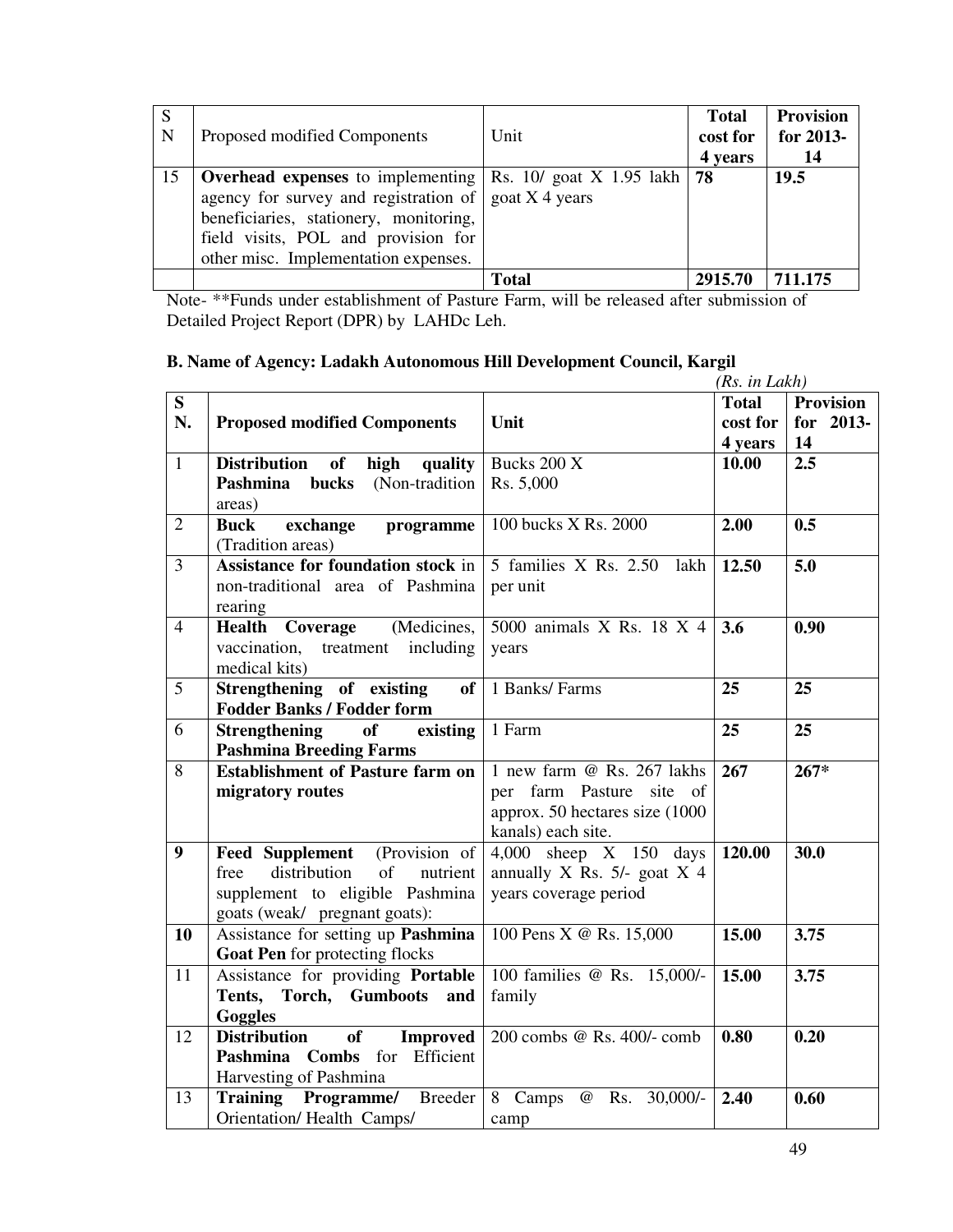| S N | Proposed modified Components | Unit | Total cost for 4 years | Provision for 2013-14 |
|---|---|---|---|---|
| 15 | **Overhead expenses** to implementing agency for survey and registration of beneficiaries, stationery, monitoring, field visits, POL and provision for other misc. Implementation expenses. | Rs. 10/ goat X 1.95 lakh goat X 4 years | **78** | **19.5** |
| | | **Total** | **2915.70** | **711.175** |

Note- **Funds under establishment of Pasture Farm, will be released after submission of Detailed Project Report (DPR) by LAHDc Leh.

**B. Name of Agency: Ladakh Autonomous Hill Development Council, Kargil**

*(Rs. in Lakh)*

| S N. | Proposed modified Components | Unit | Total cost for 4 years | Provision for 2013-14 |
|---|---|---|---|---|
| 1 | **Distribution of high quality Pashmina bucks** (Non-tradition areas) | Bucks 200 X Rs. 5,000 | **10.00** | **2.5** |
| 2 | **Buck exchange programme** (Tradition areas) | 100 bucks X Rs. 2000 | **2.00** | **0.5** |
| 3 | **Assistance for foundation stock** in non-traditional area of Pashmina rearing | 5 families X Rs. 2.50 lakh per unit | **12.50** | **5.0** |
| 4 | **Health Coverage** (Medicines, vaccination, treatment including medical kits) | 5000 animals X Rs. 18 X 4 years | **3.6** | **0.90** |
| 5 | **Strengthening of existing of Fodder Banks / Fodder form** | 1 Banks/ Farms | **25** | **25** |
| 6 | **Strengthening of existing Pashmina Breeding Farms** | 1 Farm | **25** | **25** |
| 8 | **Establishment of Pasture farm on migratory routes** | 1 new farm @ Rs. 267 lakhs per farm Pasture site of approx. 50 hectares size (1000 kanals) each site. | **267** | **267*** |
| **9** | **Feed Supplement** (Provision of free distribution of nutrient supplement to eligible Pashmina goats (weak/ pregnant goats): | 4,000 sheep X 150 days annually X Rs. 5/- goat X 4 years coverage period | **120.00** | **30.0** |
| **10** | Assistance for setting up **Pashmina Goat Pen** for protecting flocks | 100 Pens X @ Rs. 15,000 | **15.00** | **3.75** |
| 11 | Assistance for providing **Portable Tents, Torch, Gumboots and Goggles** | 100 families @ Rs. 15,000/- family | **15.00** | **3.75** |
| 12 | **Distribution of Improved Pashmina Combs** for Efficient Harvesting of Pashmina | 200 combs @ Rs. 400/- comb | **0.80** | **0.20** |
| 13 | **Training Programme/** Breeder Orientation/ Health Camps/ | 8 Camps @ Rs. 30,000/- camp | **2.40** | **0.60** |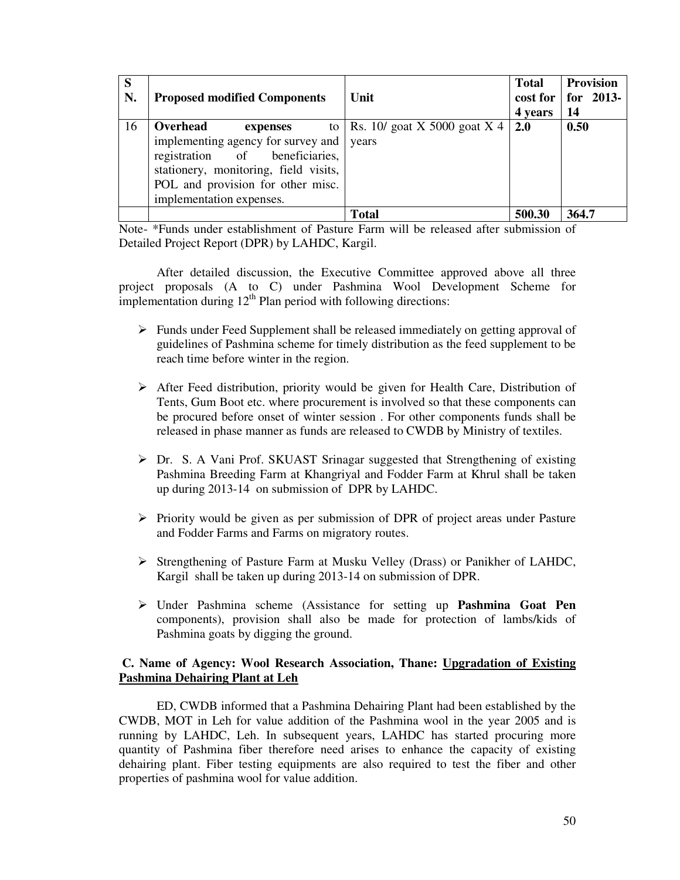| S N. | Proposed modified Components | Unit | Total cost for 4 years | Provision for 2013-14 |
|---|---|---|---|---|
| 16 | **Overhead expenses** to implementing agency for survey and registration of beneficiaries, stationery, monitoring, field visits, POL and provision for other misc. implementation expenses. | Rs. 10/ goat X 5000 goat X 4 years | **2.0** | **0.50** |
| | | **Total** | **500.30** | **364.7** |

Note- *Funds under establishment of Pasture Farm will be released after submission of Detailed Project Report (DPR) by LAHDC, Kargil.

After detailed discussion, the Executive Committee approved above all three project proposals (A to C) under Pashmina Wool Development Scheme for implementation during 12th Plan period with following directions:

- Funds under Feed Supplement shall be released immediately on getting approval of guidelines of Pashmina scheme for timely distribution as the feed supplement to be reach time before winter in the region.
- After Feed distribution, priority would be given for Health Care, Distribution of Tents, Gum Boot etc. where procurement is involved so that these components can be procured before onset of winter session . For other components funds shall be released in phase manner as funds are released to CWDB by Ministry of textiles.
- Dr. S. A Vani Prof. SKUAST Srinagar suggested that Strengthening of existing Pashmina Breeding Farm at Khangriyal and Fodder Farm at Khrul shall be taken up during 2013-14 on submission of DPR by LAHDC.
- Priority would be given as per submission of DPR of project areas under Pasture and Fodder Farms and Farms on migratory routes.
- Strengthening of Pasture Farm at Musku Velley (Drass) or Panikher of LAHDC, Kargil shall be taken up during 2013-14 on submission of DPR.
- Under Pashmina scheme (Assistance for setting up **Pashmina Goat Pen** components), provision shall also be made for protection of lambs/kids of Pashmina goats by digging the ground.

**C. Name of Agency: Wool Research Association, Thane: <u>Upgradation of Existing Pashmina Dehairing Plant at Leh</u>**

ED, CWDB informed that a Pashmina Dehairing Plant had been established by the CWDB, MOT in Leh for value addition of the Pashmina wool in the year 2005 and is running by LAHDC, Leh. In subsequent years, LAHDC has started procuring more quantity of Pashmina fiber therefore need arises to enhance the capacity of existing dehairing plant. Fiber testing equipments are also required to test the fiber and other properties of pashmina wool for value addition.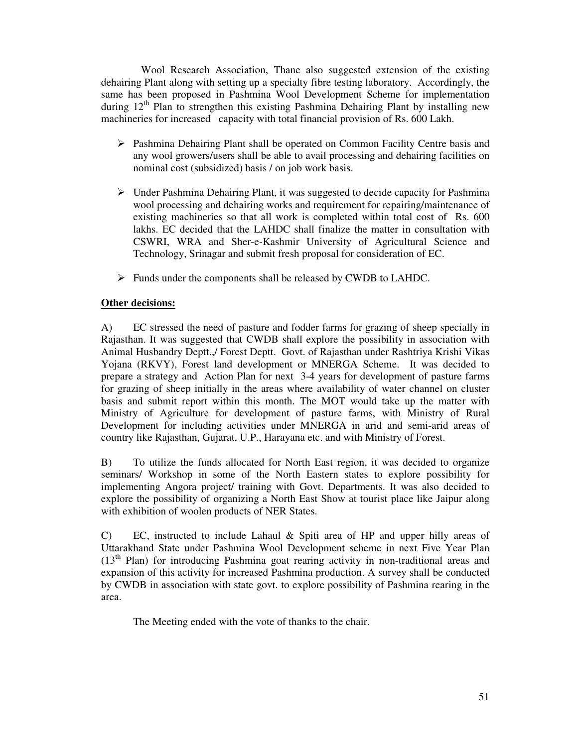Wool Research Association, Thane also suggested extension of the existing dehairing Plant along with setting up a specialty fibre testing laboratory. Accordingly, the same has been proposed in Pashmina Wool Development Scheme for implementation during 12th Plan to strengthen this existing Pashmina Dehairing Plant by installing new machineries for increased capacity with total financial provision of Rs. 600 Lakh.

- Pashmina Dehairing Plant shall be operated on Common Facility Centre basis and any wool growers/users shall be able to avail processing and dehairing facilities on nominal cost (subsidized) basis / on job work basis.
- Under Pashmina Dehairing Plant, it was suggested to decide capacity for Pashmina wool processing and dehairing works and requirement for repairing/maintenance of existing machineries so that all work is completed within total cost of Rs. 600 lakhs. EC decided that the LAHDC shall finalize the matter in consultation with CSWRI, WRA and Sher-e-Kashmir University of Agricultural Science and Technology, Srinagar and submit fresh proposal for consideration of EC.
- Funds under the components shall be released by CWDB to LAHDC.

**<u>Other decisions:</u>**

A) EC stressed the need of pasture and fodder farms for grazing of sheep specially in Rajasthan. It was suggested that CWDB shall explore the possibility in association with Animal Husbandry Deptt.,/ Forest Deptt. Govt. of Rajasthan under Rashtriya Krishi Vikas Yojana (RKVY), Forest land development or MNERGA Scheme. It was decided to prepare a strategy and Action Plan for next 3-4 years for development of pasture farms for grazing of sheep initially in the areas where availability of water channel on cluster basis and submit report within this month. The MOT would take up the matter with Ministry of Agriculture for development of pasture farms, with Ministry of Rural Development for including activities under MNERGA in arid and semi-arid areas of country like Rajasthan, Gujarat, U.P., Harayana etc. and with Ministry of Forest.

B) To utilize the funds allocated for North East region, it was decided to organize seminars/ Workshop in some of the North Eastern states to explore possibility for implementing Angora project/ training with Govt. Departments. It was also decided to explore the possibility of organizing a North East Show at tourist place like Jaipur along with exhibition of woolen products of NER States.

C) EC, instructed to include Lahaul & Spiti area of HP and upper hilly areas of Uttarakhand State under Pashmina Wool Development scheme in next Five Year Plan (13th Plan) for introducing Pashmina goat rearing activity in non-traditional areas and expansion of this activity for increased Pashmina production. A survey shall be conducted by CWDB in association with state govt. to explore possibility of Pashmina rearing in the area.

The Meeting ended with the vote of thanks to the chair.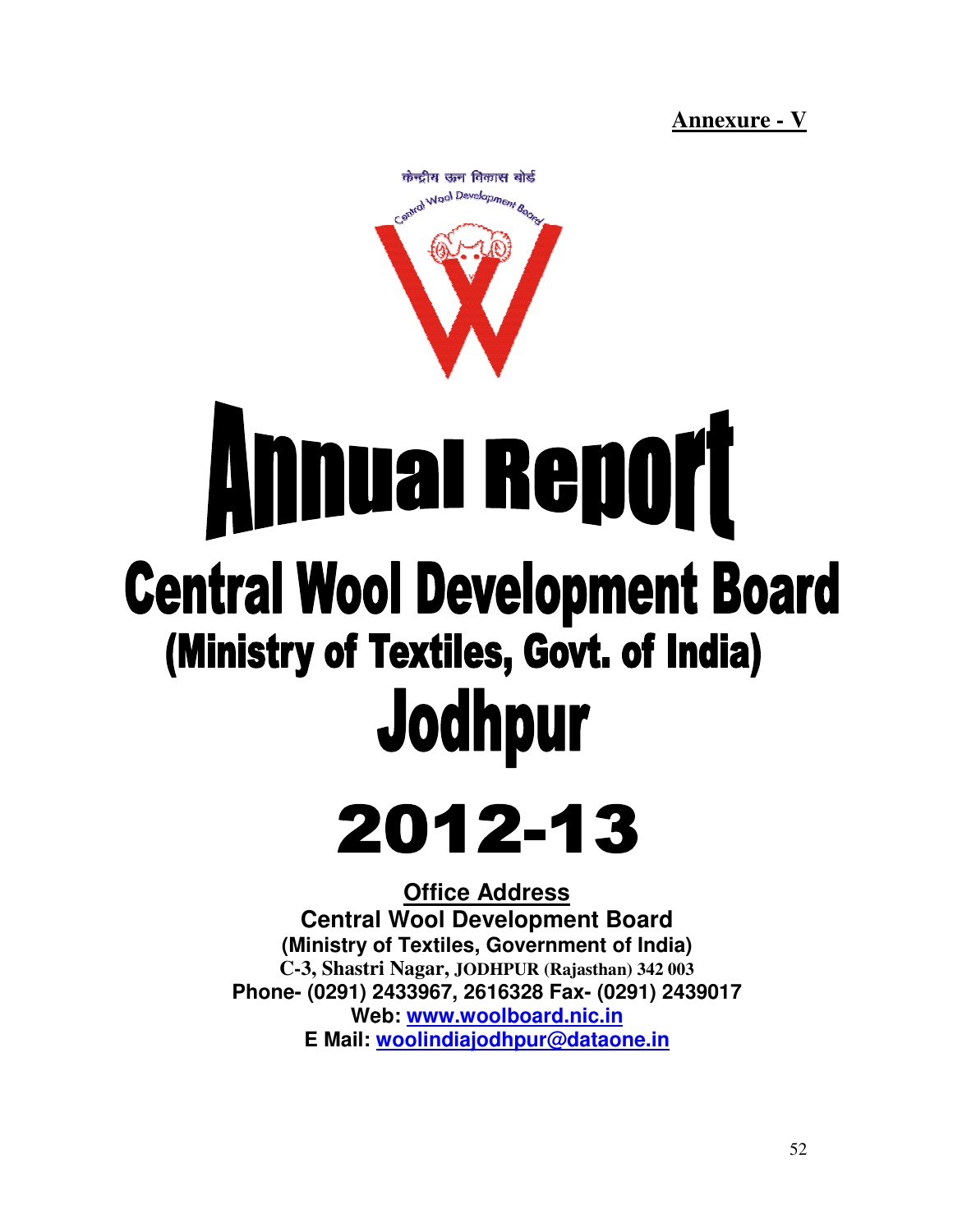**Annexure - V**

केन्द्रीय ऊन विकास बोर्ड

Central Wool Development Board

# Annual Report

## Central Wool Development Board

## (Ministry of Textiles, Govt. of India)

## Jodhpur

# 2012-13

**Office Address**

**Central Wool Development Board**

**(Ministry of Textiles, Government of India)**

**C-3, Shastri Nagar, JODHPUR (Rajasthan) 342 003**

**Phone- (0291) 2433967, 2616328 Fax- (0291) 2439017**

**Web: www.woolboard.nic.in**

**E Mail: woolindiajodhpur@dataone.in**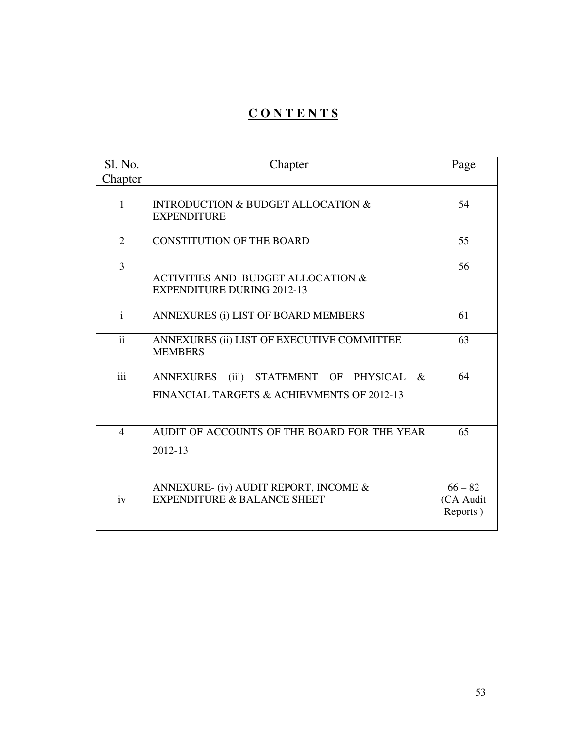# CONTENTS

| Sl. No. Chapter | Chapter | Page |
|---|---|---|
| 1 | INTRODUCTION & BUDGET ALLOCATION & EXPENDITURE | 54 |
| 2 | CONSTITUTION OF THE BOARD | 55 |
| 3 | ACTIVITIES AND BUDGET ALLOCATION & EXPENDITURE DURING 2012-13 | 56 |
| i | ANNEXURES (i) LIST OF BOARD MEMBERS | 61 |
| ii | ANNEXURES (ii) LIST OF EXECUTIVE COMMITTEE MEMBERS | 63 |
| iii | ANNEXURES (iii) STATEMENT OF PHYSICAL & FINANCIAL TARGETS & ACHIEVMENTS OF 2012-13 | 64 |
| 4 | AUDIT OF ACCOUNTS OF THE BOARD FOR THE YEAR 2012-13 | 65 |
| iv | ANNEXURE- (iv) AUDIT REPORT, INCOME & EXPENDITURE & BALANCE SHEET | 66 – 82 (CA Audit Reports ) |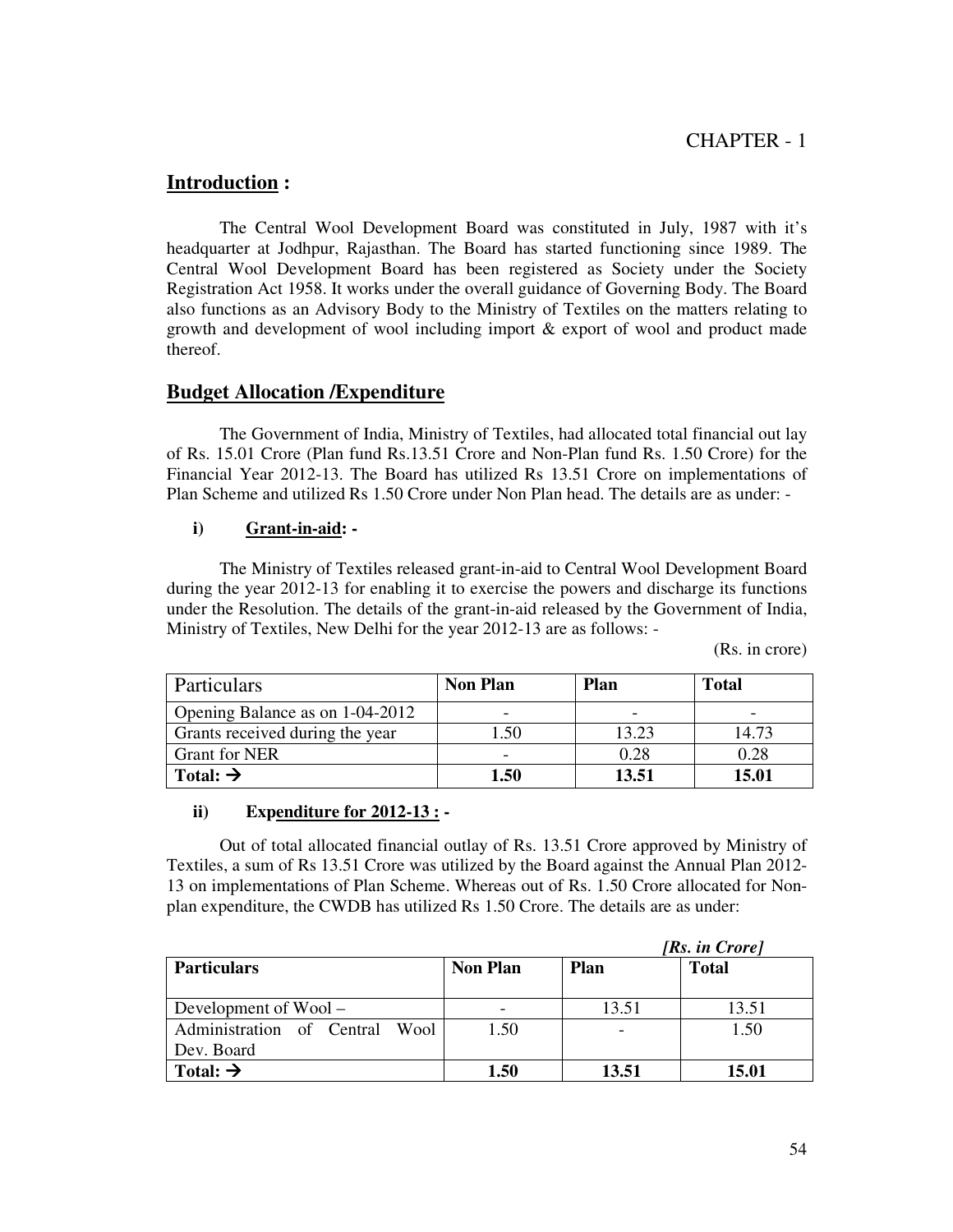CHAPTER - 1

## Introduction :

The Central Wool Development Board was constituted in July, 1987 with it's headquarter at Jodhpur, Rajasthan. The Board has started functioning since 1989. The Central Wool Development Board has been registered as Society under the Society Registration Act 1958. It works under the overall guidance of Governing Body. The Board also functions as an Advisory Body to the Ministry of Textiles on the matters relating to growth and development of wool including import & export of wool and product made thereof.

## Budget Allocation /Expenditure

The Government of India, Ministry of Textiles, had allocated total financial out lay of Rs. 15.01 Crore (Plan fund Rs.13.51 Crore and Non-Plan fund Rs. 1.50 Crore) for the Financial Year 2012-13. The Board has utilized Rs 13.51 Crore on implementations of Plan Scheme and utilized Rs 1.50 Crore under Non Plan head. The details are as under: -

### i) Grant-in-aid: -

The Ministry of Textiles released grant-in-aid to Central Wool Development Board during the year 2012-13 for enabling it to exercise the powers and discharge its functions under the Resolution. The details of the grant-in-aid released by the Government of India, Ministry of Textiles, New Delhi for the year 2012-13 are as follows: -

(Rs. in crore)

| Particulars | Non Plan | Plan | Total |
|---|---|---|---|
| Opening Balance as on 1-04-2012 | - | - | - |
| Grants received during the year | 1.50 | 13.23 | 14.73 |
| Grant for NER | - | 0.28 | 0.28 |
| **Total: →** | **1.50** | **13.51** | **15.01** |

### ii) Expenditure for 2012-13 : -

Out of total allocated financial outlay of Rs. 13.51 Crore approved by Ministry of Textiles, a sum of Rs 13.51 Crore was utilized by the Board against the Annual Plan 2012-13 on implementations of Plan Scheme. Whereas out of Rs. 1.50 Crore allocated for Non-plan expenditure, the CWDB has utilized Rs 1.50 Crore. The details are as under:

*[Rs. in Crore]*

| Particulars | Non Plan | Plan | Total |
|---|---|---|---|
| Development of Wool – | - | 13.51 | 13.51 |
| Administration of Central Wool Dev. Board | 1.50 | - | 1.50 |
| **Total: →** | **1.50** | **13.51** | **15.01** |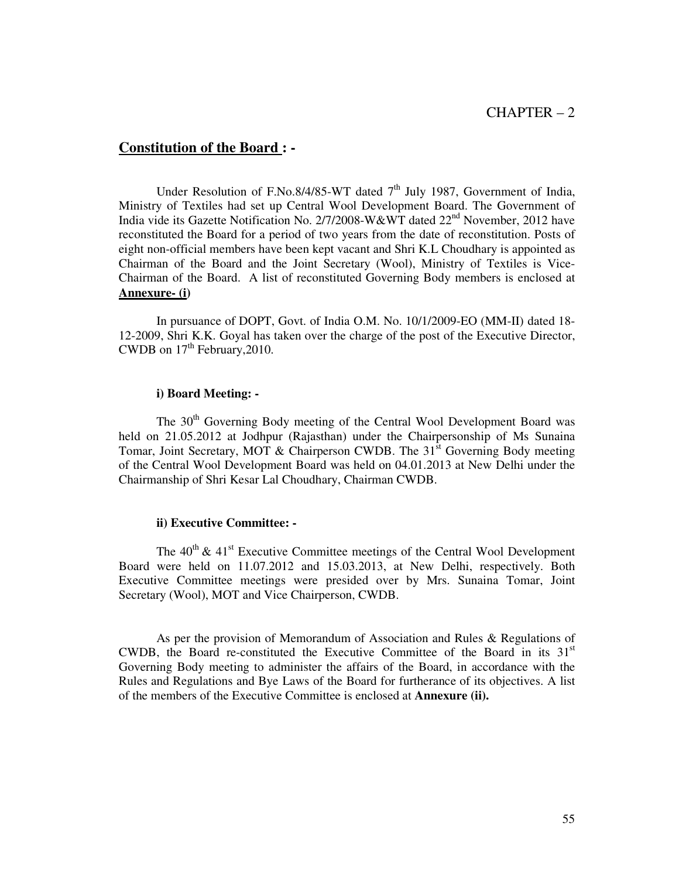CHAPTER – 2

## Constitution of the Board : -

Under Resolution of F.No.8/4/85-WT dated 7th July 1987, Government of India, Ministry of Textiles had set up Central Wool Development Board. The Government of India vide its Gazette Notification No. 2/7/2008-W&WT dated 22nd November, 2012 have reconstituted the Board for a period of two years from the date of reconstitution. Posts of eight non-official members have been kept vacant and Shri K.L Choudhary is appointed as Chairman of the Board and the Joint Secretary (Wool), Ministry of Textiles is Vice-Chairman of the Board. A list of reconstituted Governing Body members is enclosed at **Annexure- (i)**

In pursuance of DOPT, Govt. of India O.M. No. 10/1/2009-EO (MM-II) dated 18-12-2009, Shri K.K. Goyal has taken over the charge of the post of the Executive Director, CWDB on 17th February,2010.

**i) Board Meeting: -**

The 30th Governing Body meeting of the Central Wool Development Board was held on 21.05.2012 at Jodhpur (Rajasthan) under the Chairpersonship of Ms Sunaina Tomar, Joint Secretary, MOT & Chairperson CWDB. The 31st Governing Body meeting of the Central Wool Development Board was held on 04.01.2013 at New Delhi under the Chairmanship of Shri Kesar Lal Choudhary, Chairman CWDB.

**ii) Executive Committee: -**

The 40th & 41st Executive Committee meetings of the Central Wool Development Board were held on 11.07.2012 and 15.03.2013, at New Delhi, respectively. Both Executive Committee meetings were presided over by Mrs. Sunaina Tomar, Joint Secretary (Wool), MOT and Vice Chairperson, CWDB.

As per the provision of Memorandum of Association and Rules & Regulations of CWDB, the Board re-constituted the Executive Committee of the Board in its 31st Governing Body meeting to administer the affairs of the Board, in accordance with the Rules and Regulations and Bye Laws of the Board for furtherance of its objectives. A list of the members of the Executive Committee is enclosed at **Annexure (ii).**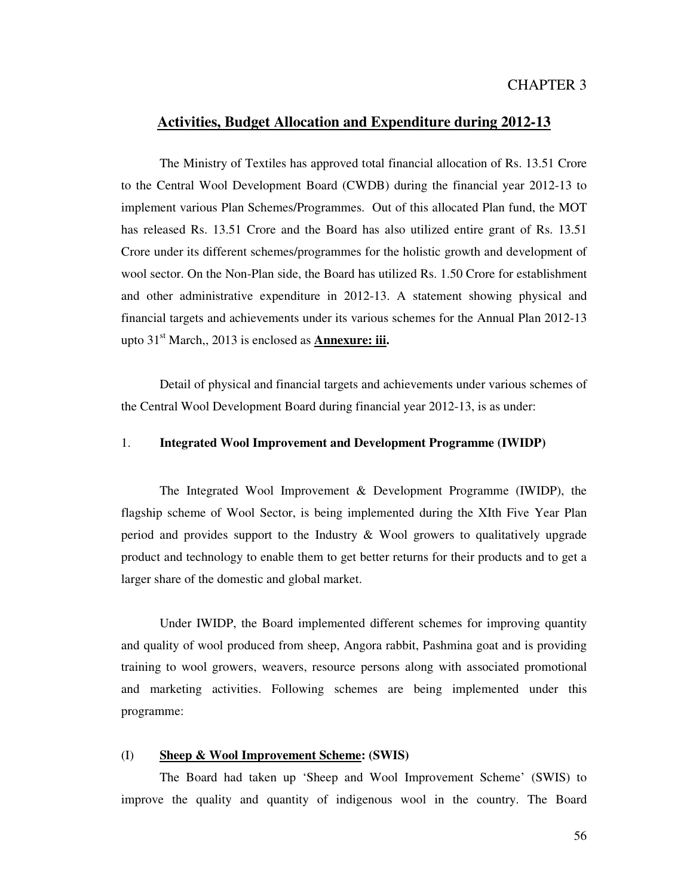CHAPTER 3

## Activities, Budget Allocation and Expenditure during 2012-13

The Ministry of Textiles has approved total financial allocation of Rs. 13.51 Crore to the Central Wool Development Board (CWDB) during the financial year 2012-13 to implement various Plan Schemes/Programmes. Out of this allocated Plan fund, the MOT has released Rs. 13.51 Crore and the Board has also utilized entire grant of Rs. 13.51 Crore under its different schemes/programmes for the holistic growth and development of wool sector. On the Non-Plan side, the Board has utilized Rs. 1.50 Crore for establishment and other administrative expenditure in 2012-13. A statement showing physical and financial targets and achievements under its various schemes for the Annual Plan 2012-13 upto 31st March,, 2013 is enclosed as **Annexure: iii.**

Detail of physical and financial targets and achievements under various schemes of the Central Wool Development Board during financial year 2012-13, is as under:

1. **Integrated Wool Improvement and Development Programme (IWIDP)**

The Integrated Wool Improvement & Development Programme (IWIDP), the flagship scheme of Wool Sector, is being implemented during the XIth Five Year Plan period and provides support to the Industry & Wool growers to qualitatively upgrade product and technology to enable them to get better returns for their products and to get a larger share of the domestic and global market.

Under IWIDP, the Board implemented different schemes for improving quantity and quality of wool produced from sheep, Angora rabbit, Pashmina goat and is providing training to wool growers, weavers, resource persons along with associated promotional and marketing activities. Following schemes are being implemented under this programme:

(I) **Sheep & Wool Improvement Scheme: (SWIS)**

The Board had taken up 'Sheep and Wool Improvement Scheme' (SWIS) to improve the quality and quantity of indigenous wool in the country. The Board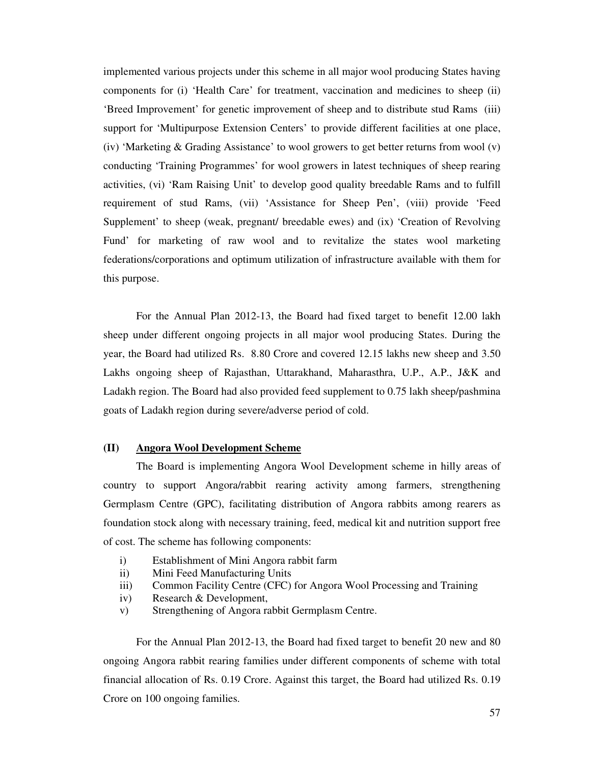implemented various projects under this scheme in all major wool producing States having components for (i) 'Health Care' for treatment, vaccination and medicines to sheep (ii) 'Breed Improvement' for genetic improvement of sheep and to distribute stud Rams (iii) support for 'Multipurpose Extension Centers' to provide different facilities at one place, (iv) 'Marketing & Grading Assistance' to wool growers to get better returns from wool (v) conducting 'Training Programmes' for wool growers in latest techniques of sheep rearing activities, (vi) 'Ram Raising Unit' to develop good quality breedable Rams and to fulfill requirement of stud Rams, (vii) 'Assistance for Sheep Pen', (viii) provide 'Feed Supplement' to sheep (weak, pregnant/ breedable ewes) and (ix) 'Creation of Revolving Fund' for marketing of raw wool and to revitalize the states wool marketing federations/corporations and optimum utilization of infrastructure available with them for this purpose.

For the Annual Plan 2012-13, the Board had fixed target to benefit 12.00 lakh sheep under different ongoing projects in all major wool producing States. During the year, the Board had utilized Rs. 8.80 Crore and covered 12.15 lakhs new sheep and 3.50 Lakhs ongoing sheep of Rajasthan, Uttarakhand, Maharasthra, U.P., A.P., J&K and Ladakh region. The Board had also provided feed supplement to 0.75 lakh sheep/pashmina goats of Ladakh region during severe/adverse period of cold.

### (II) Angora Wool Development Scheme

The Board is implementing Angora Wool Development scheme in hilly areas of country to support Angora/rabbit rearing activity among farmers, strengthening Germplasm Centre (GPC), facilitating distribution of Angora rabbits among rearers as foundation stock along with necessary training, feed, medical kit and nutrition support free of cost. The scheme has following components:

i) Establishment of Mini Angora rabbit farm
ii) Mini Feed Manufacturing Units
iii) Common Facility Centre (CFC) for Angora Wool Processing and Training
iv) Research & Development,
v) Strengthening of Angora rabbit Germplasm Centre.

For the Annual Plan 2012-13, the Board had fixed target to benefit 20 new and 80 ongoing Angora rabbit rearing families under different components of scheme with total financial allocation of Rs. 0.19 Crore. Against this target, the Board had utilized Rs. 0.19 Crore on 100 ongoing families.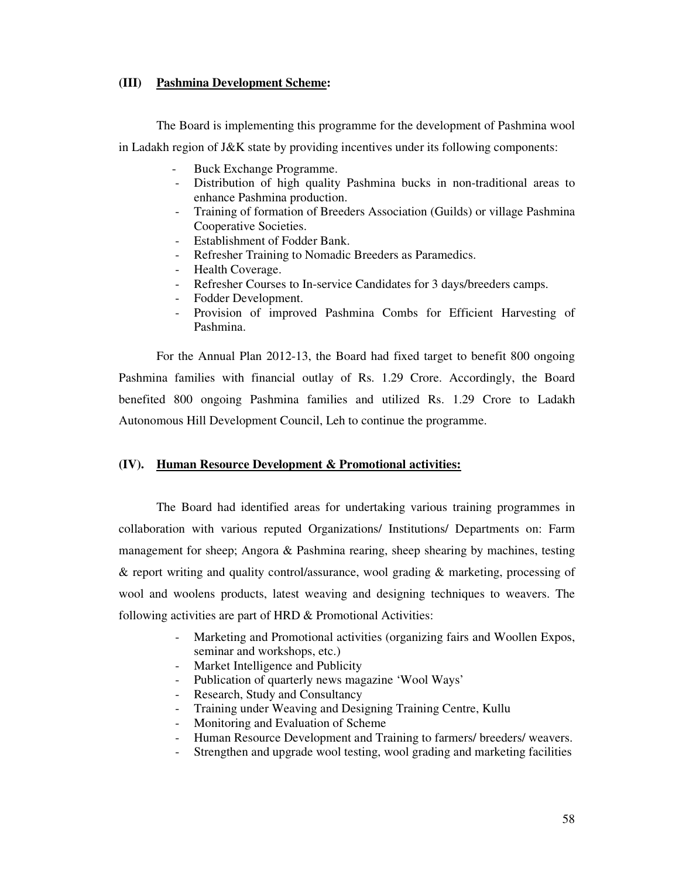### (III) **Pashmina Development Scheme:**

The Board is implementing this programme for the development of Pashmina wool in Ladakh region of J&K state by providing incentives under its following components:

- Buck Exchange Programme.
- Distribution of high quality Pashmina bucks in non-traditional areas to enhance Pashmina production.
- Training of formation of Breeders Association (Guilds) or village Pashmina Cooperative Societies.
- Establishment of Fodder Bank.
- Refresher Training to Nomadic Breeders as Paramedics.
- Health Coverage.
- Refresher Courses to In-service Candidates for 3 days/breeders camps.
- Fodder Development.
- Provision of improved Pashmina Combs for Efficient Harvesting of Pashmina.

For the Annual Plan 2012-13, the Board had fixed target to benefit 800 ongoing Pashmina families with financial outlay of Rs. 1.29 Crore. Accordingly, the Board benefited 800 ongoing Pashmina families and utilized Rs. 1.29 Crore to Ladakh Autonomous Hill Development Council, Leh to continue the programme.

### (IV). **Human Resource Development & Promotional activities:**

The Board had identified areas for undertaking various training programmes in collaboration with various reputed Organizations/ Institutions/ Departments on: Farm management for sheep; Angora & Pashmina rearing, sheep shearing by machines, testing & report writing and quality control/assurance, wool grading & marketing, processing of wool and woolens products, latest weaving and designing techniques to weavers. The following activities are part of HRD & Promotional Activities:

- Marketing and Promotional activities (organizing fairs and Woollen Expos, seminar and workshops, etc.)
- Market Intelligence and Publicity
- Publication of quarterly news magazine 'Wool Ways'
- Research, Study and Consultancy
- Training under Weaving and Designing Training Centre, Kullu
- Monitoring and Evaluation of Scheme
- Human Resource Development and Training to farmers/ breeders/ weavers.
- Strengthen and upgrade wool testing, wool grading and marketing facilities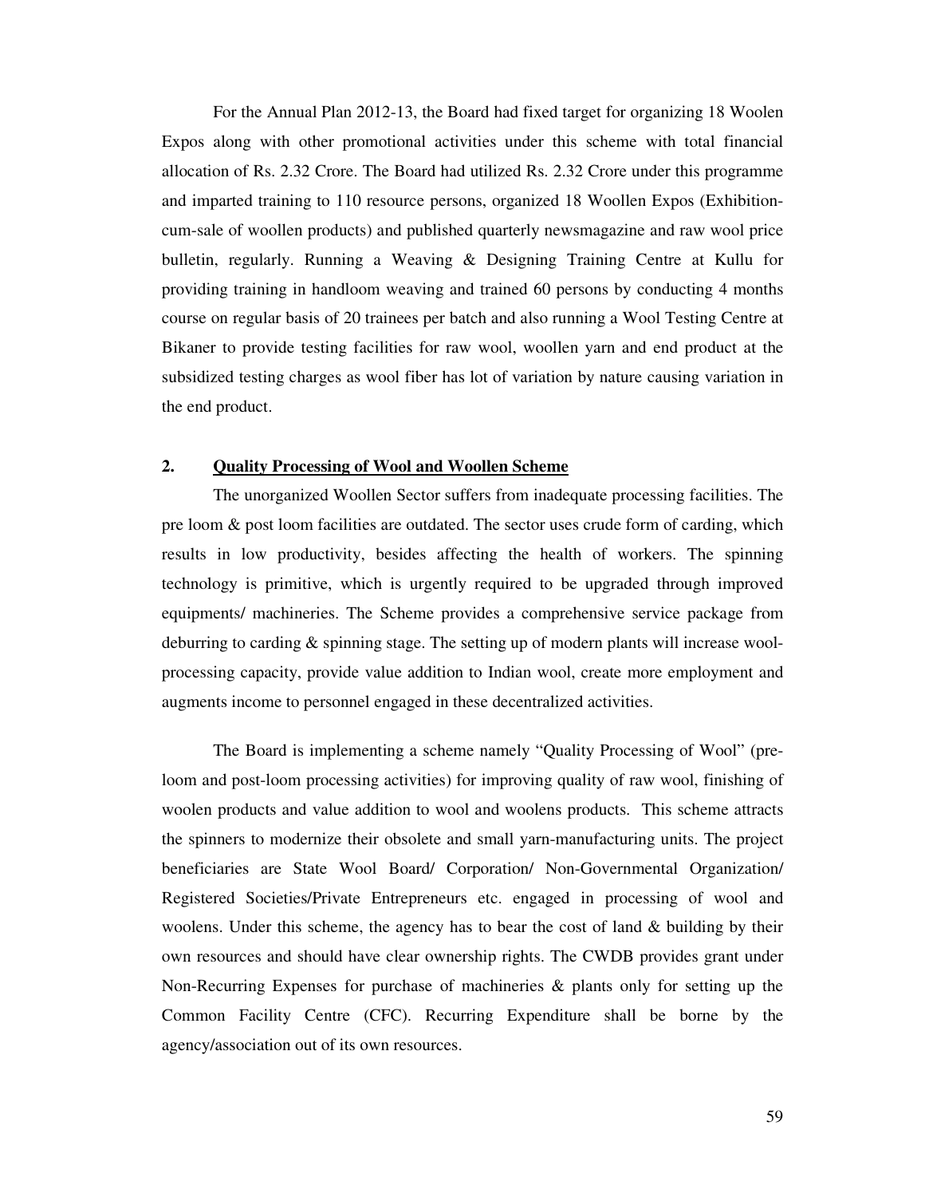For the Annual Plan 2012-13, the Board had fixed target for organizing 18 Woolen Expos along with other promotional activities under this scheme with total financial allocation of Rs. 2.32 Crore. The Board had utilized Rs. 2.32 Crore under this programme and imparted training to 110 resource persons, organized 18 Woollen Expos (Exhibition-cum-sale of woollen products) and published quarterly newsmagazine and raw wool price bulletin, regularly. Running a Weaving & Designing Training Centre at Kullu for providing training in handloom weaving and trained 60 persons by conducting 4 months course on regular basis of 20 trainees per batch and also running a Wool Testing Centre at Bikaner to provide testing facilities for raw wool, woollen yarn and end product at the subsidized testing charges as wool fiber has lot of variation by nature causing variation in the end product.

## 2. Quality Processing of Wool and Woollen Scheme

The unorganized Woollen Sector suffers from inadequate processing facilities. The pre loom & post loom facilities are outdated. The sector uses crude form of carding, which results in low productivity, besides affecting the health of workers. The spinning technology is primitive, which is urgently required to be upgraded through improved equipments/ machineries. The Scheme provides a comprehensive service package from deburring to carding & spinning stage. The setting up of modern plants will increase wool-processing capacity, provide value addition to Indian wool, create more employment and augments income to personnel engaged in these decentralized activities.

The Board is implementing a scheme namely "Quality Processing of Wool" (pre-loom and post-loom processing activities) for improving quality of raw wool, finishing of woolen products and value addition to wool and woolens products. This scheme attracts the spinners to modernize their obsolete and small yarn-manufacturing units. The project beneficiaries are State Wool Board/ Corporation/ Non-Governmental Organization/ Registered Societies/Private Entrepreneurs etc. engaged in processing of wool and woolens. Under this scheme, the agency has to bear the cost of land & building by their own resources and should have clear ownership rights. The CWDB provides grant under Non-Recurring Expenses for purchase of machineries & plants only for setting up the Common Facility Centre (CFC). Recurring Expenditure shall be borne by the agency/association out of its own resources.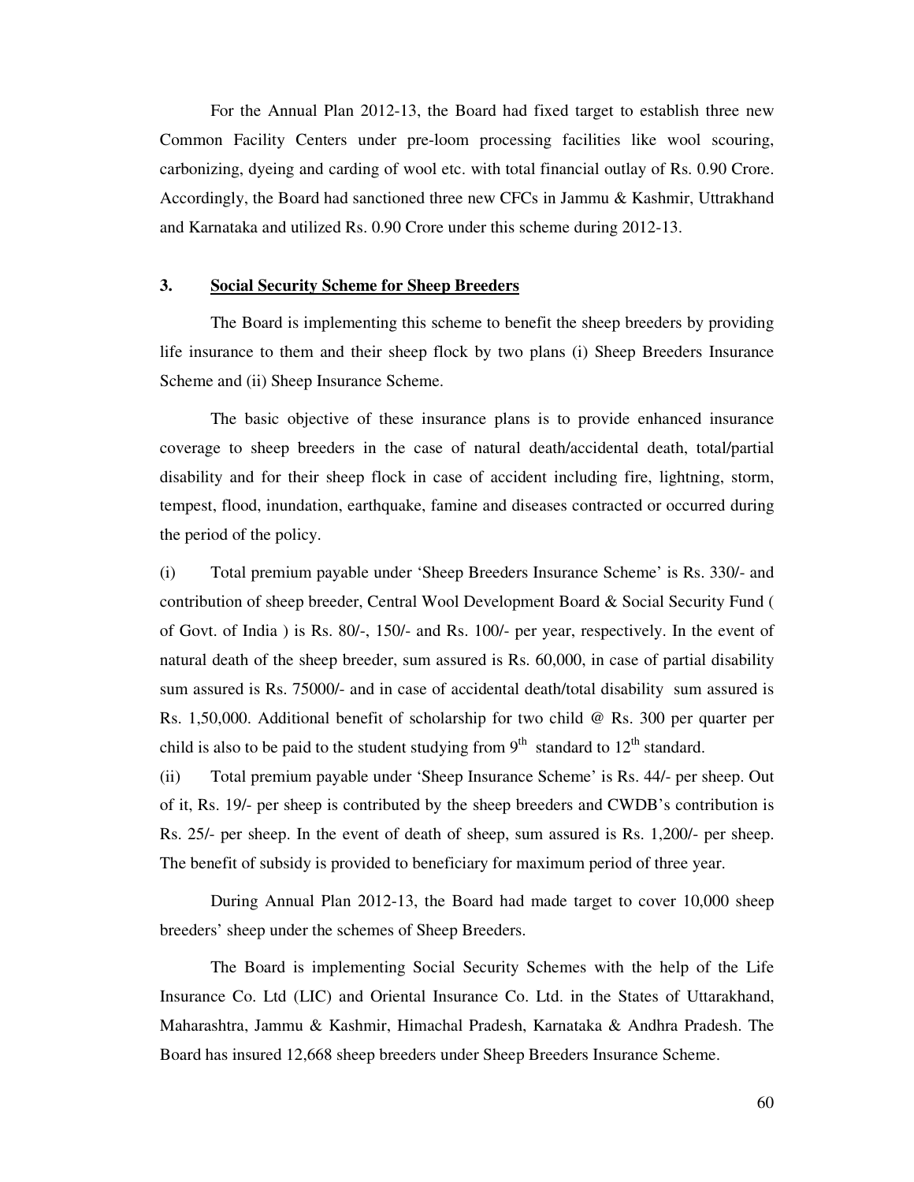For the Annual Plan 2012-13, the Board had fixed target to establish three new Common Facility Centers under pre-loom processing facilities like wool scouring, carbonizing, dyeing and carding of wool etc. with total financial outlay of Rs. 0.90 Crore. Accordingly, the Board had sanctioned three new CFCs in Jammu & Kashmir, Uttrakhand and Karnataka and utilized Rs. 0.90 Crore under this scheme during 2012-13.

### 3. Social Security Scheme for Sheep Breeders

The Board is implementing this scheme to benefit the sheep breeders by providing life insurance to them and their sheep flock by two plans (i) Sheep Breeders Insurance Scheme and (ii) Sheep Insurance Scheme.

The basic objective of these insurance plans is to provide enhanced insurance coverage to sheep breeders in the case of natural death/accidental death, total/partial disability and for their sheep flock in case of accident including fire, lightning, storm, tempest, flood, inundation, earthquake, famine and diseases contracted or occurred during the period of the policy.

(i) Total premium payable under 'Sheep Breeders Insurance Scheme' is Rs. 330/- and contribution of sheep breeder, Central Wool Development Board & Social Security Fund ( of Govt. of India ) is Rs. 80/-, 150/- and Rs. 100/- per year, respectively. In the event of natural death of the sheep breeder, sum assured is Rs. 60,000, in case of partial disability sum assured is Rs. 75000/- and in case of accidental death/total disability sum assured is Rs. 1,50,000. Additional benefit of scholarship for two child @ Rs. 300 per quarter per child is also to be paid to the student studying from 9th standard to 12th standard.

(ii) Total premium payable under 'Sheep Insurance Scheme' is Rs. 44/- per sheep. Out of it, Rs. 19/- per sheep is contributed by the sheep breeders and CWDB's contribution is Rs. 25/- per sheep. In the event of death of sheep, sum assured is Rs. 1,200/- per sheep. The benefit of subsidy is provided to beneficiary for maximum period of three year.

During Annual Plan 2012-13, the Board had made target to cover 10,000 sheep breeders' sheep under the schemes of Sheep Breeders.

The Board is implementing Social Security Schemes with the help of the Life Insurance Co. Ltd (LIC) and Oriental Insurance Co. Ltd. in the States of Uttarakhand, Maharashtra, Jammu & Kashmir, Himachal Pradesh, Karnataka & Andhra Pradesh. The Board has insured 12,668 sheep breeders under Sheep Breeders Insurance Scheme.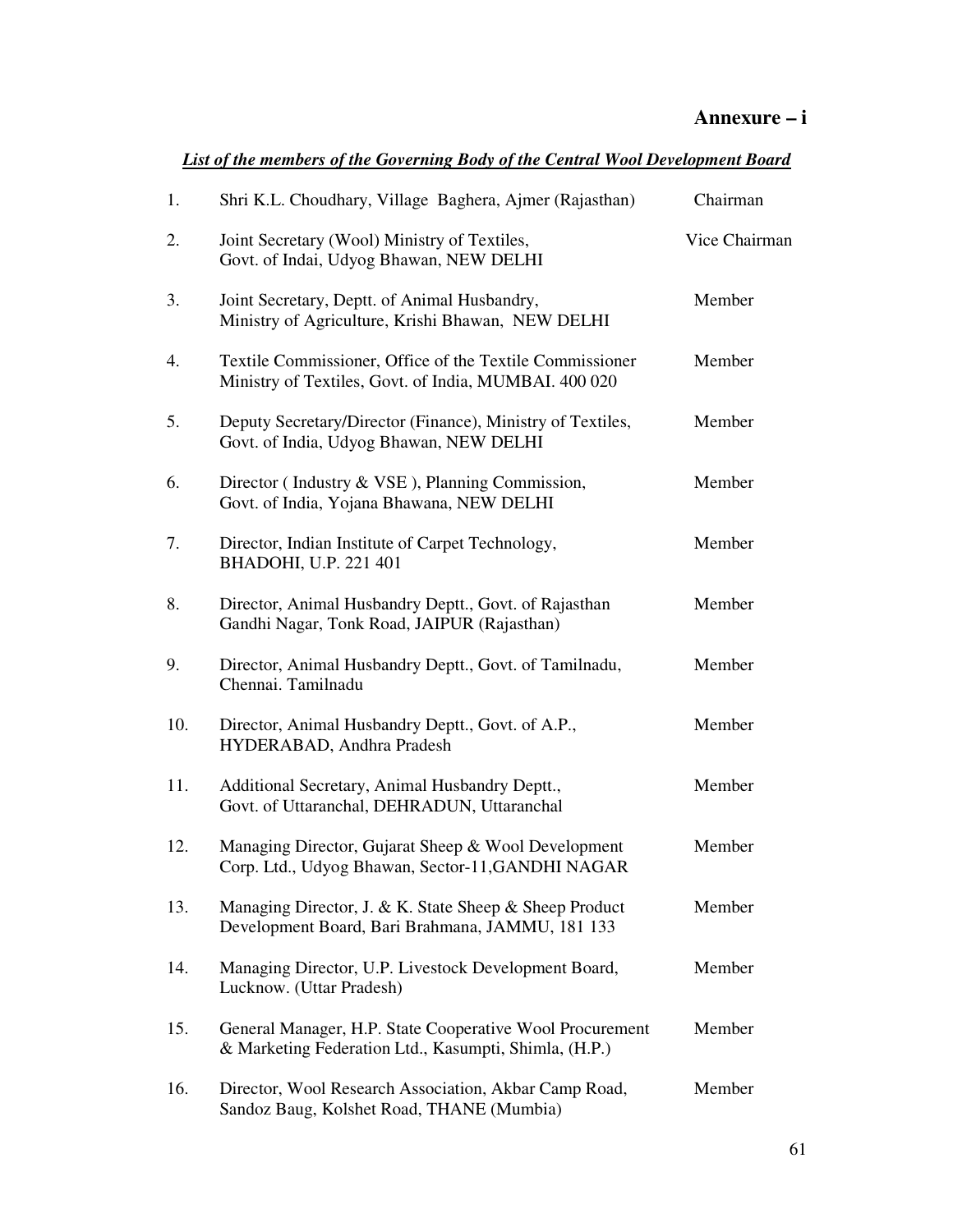# Annexure – i

***List of the members of the Governing Body of the Central Wool Development Board***

| | | |
|---|---|---|
| 1. | Shri K.L. Choudhary, Village Baghera, Ajmer (Rajasthan) | Chairman |
| 2. | Joint Secretary (Wool) Ministry of Textiles, Govt. of Indai, Udyog Bhawan, NEW DELHI | Vice Chairman |
| 3. | Joint Secretary, Deptt. of Animal Husbandry, Ministry of Agriculture, Krishi Bhawan, NEW DELHI | Member |
| 4. | Textile Commissioner, Office of the Textile Commissioner Ministry of Textiles, Govt. of India, MUMBAI. 400 020 | Member |
| 5. | Deputy Secretary/Director (Finance), Ministry of Textiles, Govt. of India, Udyog Bhawan, NEW DELHI | Member |
| 6. | Director ( Industry & VSE ), Planning Commission, Govt. of India, Yojana Bhawana, NEW DELHI | Member |
| 7. | Director, Indian Institute of Carpet Technology, BHADOHI, U.P. 221 401 | Member |
| 8. | Director, Animal Husbandry Deptt., Govt. of Rajasthan Gandhi Nagar, Tonk Road, JAIPUR (Rajasthan) | Member |
| 9. | Director, Animal Husbandry Deptt., Govt. of Tamilnadu, Chennai. Tamilnadu | Member |
| 10. | Director, Animal Husbandry Deptt., Govt. of A.P., HYDERABAD, Andhra Pradesh | Member |
| 11. | Additional Secretary, Animal Husbandry Deptt., Govt. of Uttaranchal, DEHRADUN, Uttaranchal | Member |
| 12. | Managing Director, Gujarat Sheep & Wool Development Corp. Ltd., Udyog Bhawan, Sector-11,GANDHI NAGAR | Member |
| 13. | Managing Director, J. & K. State Sheep & Sheep Product Development Board, Bari Brahmana, JAMMU, 181 133 | Member |
| 14. | Managing Director, U.P. Livestock Development Board, Lucknow. (Uttar Pradesh) | Member |
| 15. | General Manager, H.P. State Cooperative Wool Procurement & Marketing Federation Ltd., Kasumpti, Shimla, (H.P.) | Member |
| 16. | Director, Wool Research Association, Akbar Camp Road, Sandoz Baug, Kolshet Road, THANE (Mumbia) | Member |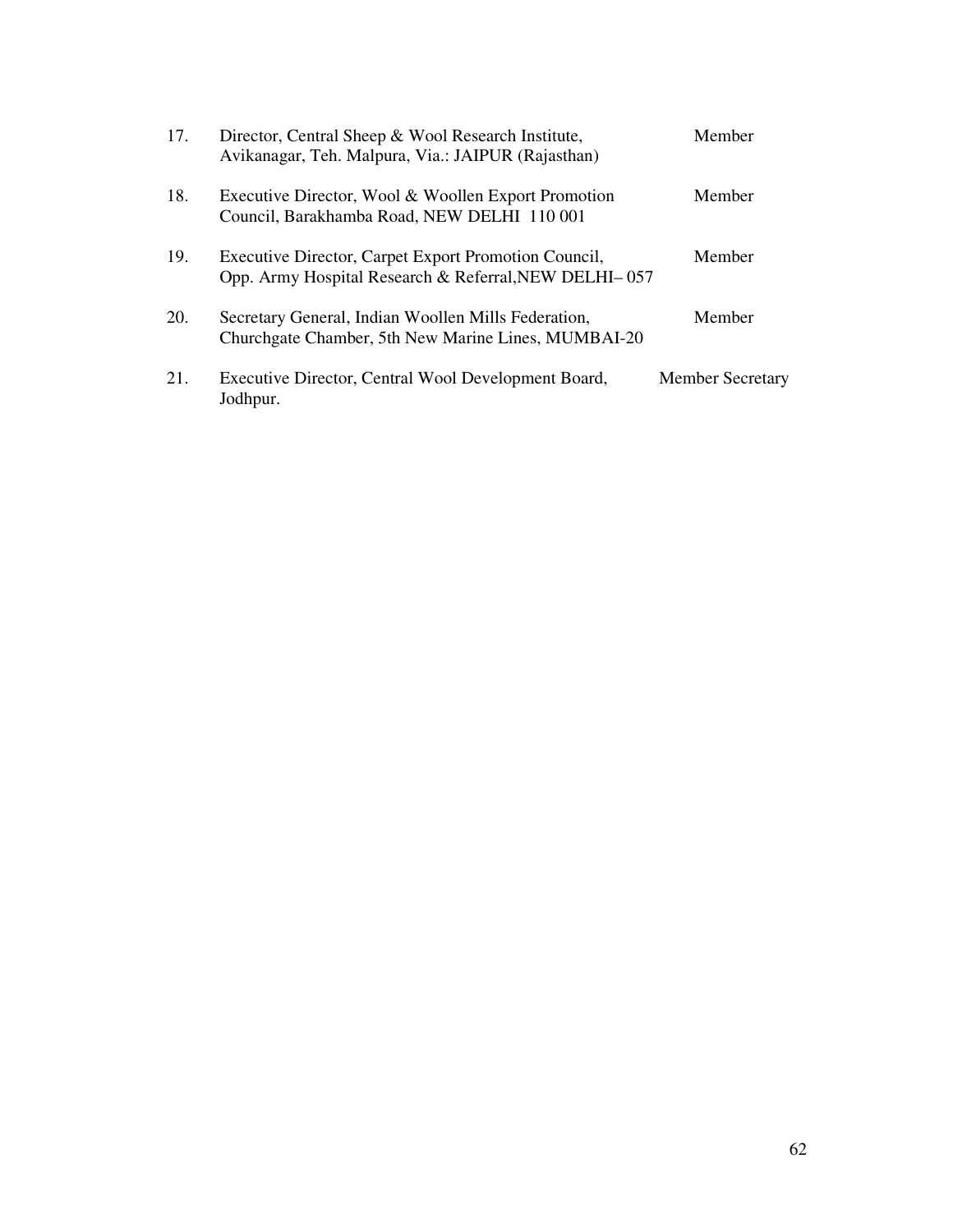| | | |
|---|---|---|
| 17. | Director, Central Sheep & Wool Research Institute, Avikanagar, Teh. Malpura, Via.: JAIPUR (Rajasthan) | Member |
| 18. | Executive Director, Wool & Woollen Export Promotion Council, Barakhamba Road, NEW DELHI 110 001 | Member |
| 19. | Executive Director, Carpet Export Promotion Council, Opp. Army Hospital Research & Referral,NEW DELHI– 057 | Member |
| 20. | Secretary General, Indian Woollen Mills Federation, Churchgate Chamber, 5th New Marine Lines, MUMBAI-20 | Member |
| 21. | Executive Director, Central Wool Development Board, Jodhpur. | Member Secretary |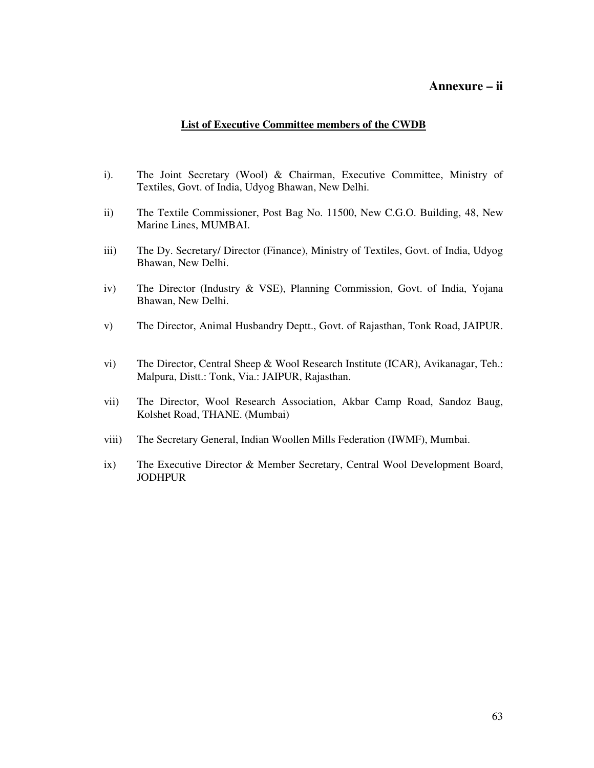## Annexure – ii

**List of Executive Committee members of the CWDB**

i). The Joint Secretary (Wool) & Chairman, Executive Committee, Ministry of Textiles, Govt. of India, Udyog Bhawan, New Delhi.

ii) The Textile Commissioner, Post Bag No. 11500, New C.G.O. Building, 48, New Marine Lines, MUMBAI.

iii) The Dy. Secretary/ Director (Finance), Ministry of Textiles, Govt. of India, Udyog Bhawan, New Delhi.

iv) The Director (Industry & VSE), Planning Commission, Govt. of India, Yojana Bhawan, New Delhi.

v) The Director, Animal Husbandry Deptt., Govt. of Rajasthan, Tonk Road, JAIPUR.

vi) The Director, Central Sheep & Wool Research Institute (ICAR), Avikanagar, Teh.: Malpura, Distt.: Tonk, Via.: JAIPUR, Rajasthan.

vii) The Director, Wool Research Association, Akbar Camp Road, Sandoz Baug, Kolshet Road, THANE. (Mumbai)

viii) The Secretary General, Indian Woollen Mills Federation (IWMF), Mumbai.

ix) The Executive Director & Member Secretary, Central Wool Development Board, JODHPUR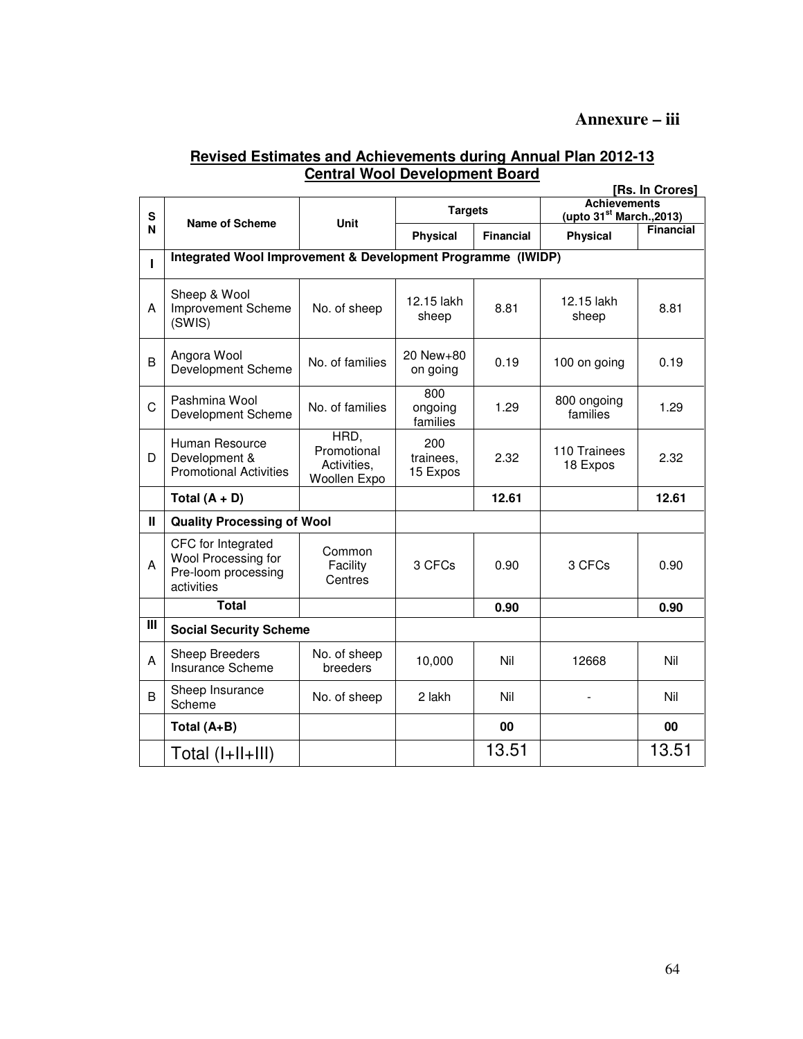**Annexure – iii**

## Revised Estimates and Achievements during Annual Plan 2012-13
## Central Wool Development Board

**[Rs. In Crores]**

| SN | Name of Scheme | Unit | Targets | | Achievements (upto 31st March.,2013) | |
|---|---|---|---|---|---|---|
| | | | Physical | Financial | Physical | Financial |
| **I** | **Integrated Wool Improvement & Development Programme (IWIDP)** | | | | | |
| A | Sheep & Wool Improvement Scheme (SWIS) | No. of sheep | 12.15 lakh sheep | 8.81 | 12.15 lakh sheep | 8.81 |
| B | Angora Wool Development Scheme | No. of families | 20 New+80 on going | 0.19 | 100 on going | 0.19 |
| C | Pashmina Wool Development Scheme | No. of families | 800 ongoing families | 1.29 | 800 ongoing families | 1.29 |
| D | Human Resource Development & Promotional Activities | HRD, Promotional Activities, Woollen Expo | 200 trainees, 15 Expos | 2.32 | 110 Trainees 18 Expos | 2.32 |
| | **Total (A + D)** | | | **12.61** | | **12.61** |
| **II** | **Quality Processing of Wool** | | | | | |
| A | CFC for Integrated Wool Processing for Pre-loom processing activities | Common Facility Centres | 3 CFCs | 0.90 | 3 CFCs | 0.90 |
| | **Total** | | | **0.90** | | **0.90** |
| **III** | **Social Security Scheme** | | | | | |
| A | Sheep Breeders Insurance Scheme | No. of sheep breeders | 10,000 | Nil | 12668 | Nil |
| B | Sheep Insurance Scheme | No. of sheep | 2 lakh | Nil | - | Nil |
| | **Total (A+B)** | | | **00** | | **00** |
| | Total (I+II+III) | | | 13.51 | | 13.51 |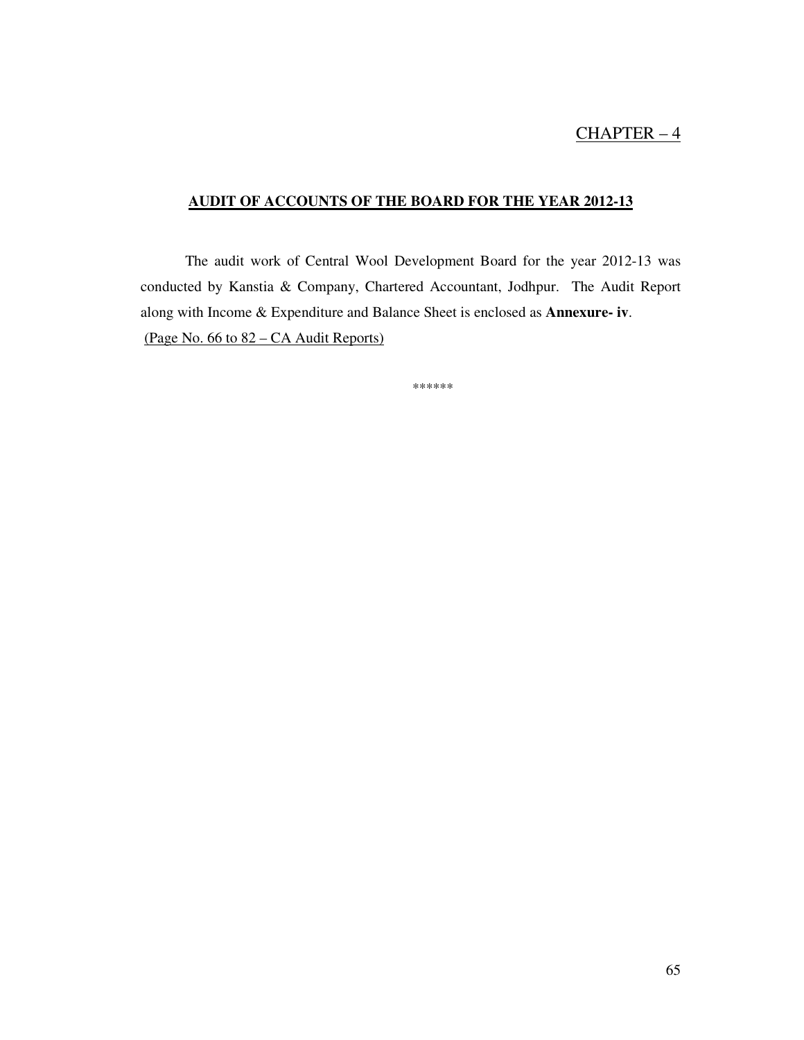CHAPTER – 4

## AUDIT OF ACCOUNTS OF THE BOARD FOR THE YEAR 2012-13

The audit work of Central Wool Development Board for the year 2012-13 was conducted by Kanstia & Company, Chartered Accountant, Jodhpur. The Audit Report along with Income & Expenditure and Balance Sheet is enclosed as **Annexure- iv**.
(Page No. 66 to 82 – CA Audit Reports)

******